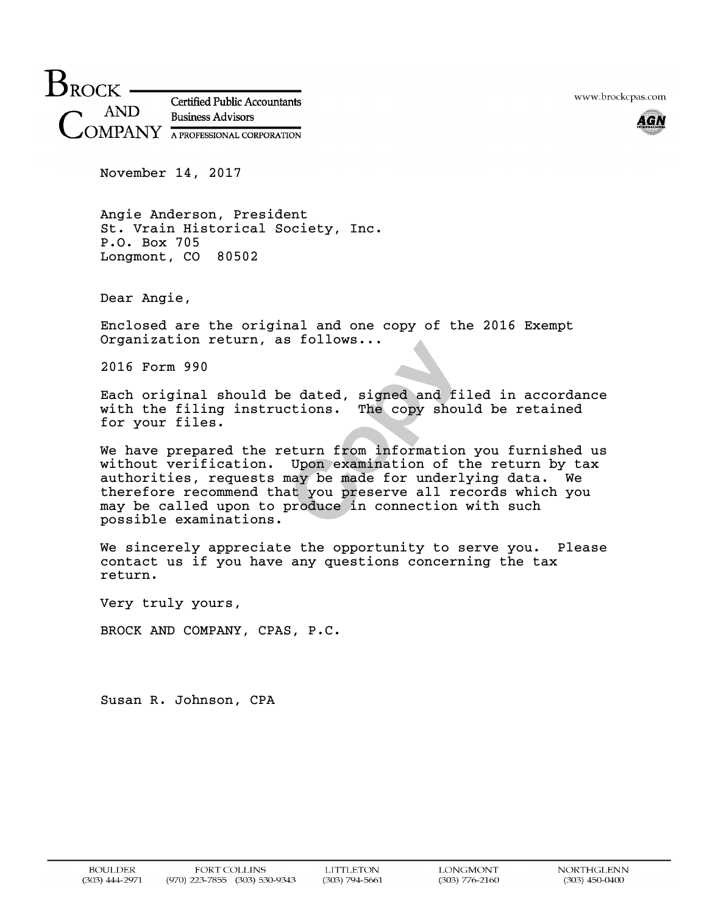**BROCK AND COMPANY**
Certified Public Accountants
Business Advisors
A PROFESSIONAL CORPORATION

www.brockcpas.com

November 14, 2017

Angie Anderson, President
St. Vrain Historical Society, Inc.
P.O. Box 705
Longmont, CO 80502

Dear Angie,

Enclosed are the original and one copy of the 2016 Exempt Organization return, as follows...

2016 Form 990

Each original should be dated, signed and filed in accordance with the filing instructions. The copy should be retained for your files.

We have prepared the return from information you furnished us without verification. Upon examination of the return by tax authorities, requests may be made for underlying data. We therefore recommend that you preserve all records which you may be called upon to produce in connection with such possible examinations.

We sincerely appreciate the opportunity to serve you. Please contact us if you have any questions concerning the tax return.

Very truly yours,

BROCK AND COMPANY, CPAS, P.C.

Susan R. Johnson, CPA

BOULDER (303) 444-2971 | FORT COLLINS (970) 223-7855 (303) 530-9343 | LITTLETON (303) 794-5661 | LONGMONT (303) 776-2160 | NORTHGLENN (303) 450-0400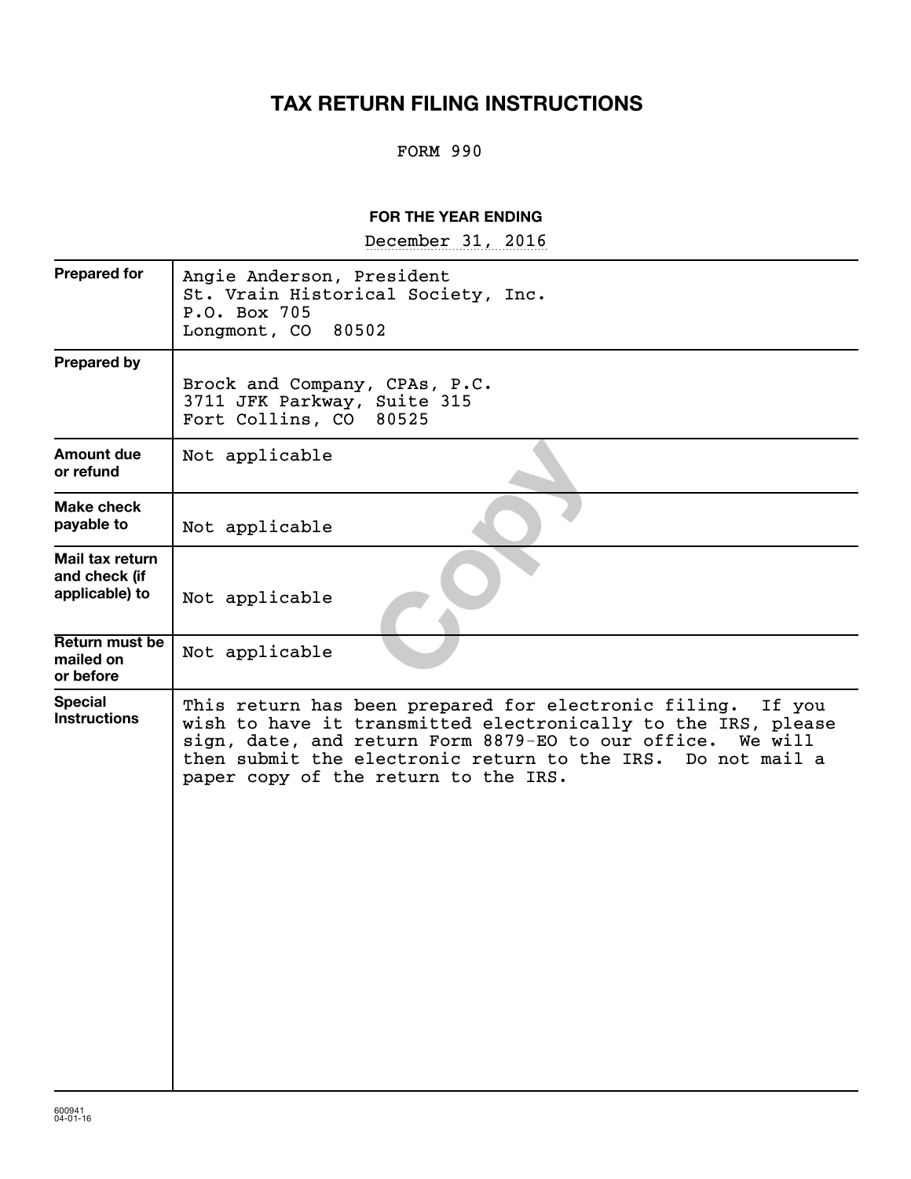# TAX RETURN FILING INSTRUCTIONS

FORM 990

**FOR THE YEAR ENDING**

December 31, 2016

| | |
|---|---|
| **Prepared for** | Angie Anderson, President<br>St. Vrain Historical Society, Inc.<br>P.O. Box 705<br>Longmont, CO 80502 |
| **Prepared by** | Brock and Company, CPAs, P.C.<br>3711 JFK Parkway, Suite 315<br>Fort Collins, CO 80525 |
| **Amount due or refund** | Not applicable |
| **Make check payable to** | Not applicable |
| **Mail tax return and check (if applicable) to** | Not applicable |
| **Return must be mailed on or before** | Not applicable |
| **Special Instructions** | This return has been prepared for electronic filing. If you wish to have it transmitted electronically to the IRS, please sign, date, and return Form 8879-EO to our office. We will then submit the electronic return to the IRS. Do not mail a paper copy of the return to the IRS. |

600941
04-01-16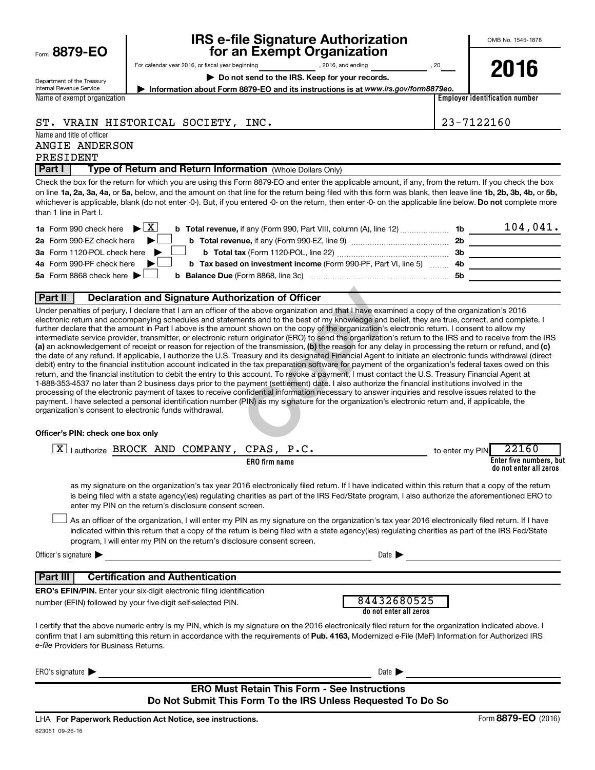Form **8879-EO**

Department of the Treasury
Internal Revenue Service

# IRS e-file Signature Authorization for an Exempt Organization

For calendar year 2016, or fiscal year beginning ____________, 2016, and ending ____________, 20___

▶ **Do not send to the IRS. Keep for your records.**

▶ **Information about Form 8879-EO and its instructions is at** ***www.irs.gov/form8879eo.***

OMB No. 1545-1878

**2016**

| Name of exempt organization | Employer identification number |
|---|---|
| ST. VRAIN HISTORICAL SOCIETY, INC. | 23-7122160 |

Name and title of officer
ANGIE ANDERSON
PRESIDENT

## Part I — Type of Return and Return Information (Whole Dollars Only)

Check the box for the return for which you are using this Form 8879-EO and enter the applicable amount, if any, from the return. If you check the box on line **1a, 2a, 3a, 4a,** or **5a,** below, and the amount on that line for the return being filed with this form was blank, then leave line **1b, 2b, 3b, 4b,** or **5b,** whichever is applicable, blank (do not enter -0-). But, if you entered -0- on the return, then enter -0- on the applicable line below. **Do not** complete more than 1 line in Part I.

| | | | |
|---|---|---|---|
| **1a** Form 990 check here ▶ [X] | **b Total revenue,** if any (Form 990, Part VIII, column (A), line 12) | **1b** | 104,041. |
| **2a** Form 990-EZ check here ▶ [ ] | **b Total revenue,** if any (Form 990-EZ, line 9) | **2b** | |
| **3a** Form 1120-POL check here ▶ [ ] | **b Total tax** (Form 1120-POL, line 22) | **3b** | |
| **4a** Form 990-PF check here ▶ [ ] | **b Tax based on investment income** (Form 990-PF, Part VI, line 5) | **4b** | |
| **5a** Form 8868 check here ▶ [ ] | **b Balance Due** (Form 8868, line 3c) | **5b** | |

## Part II — Declaration and Signature Authorization of Officer

Under penalties of perjury, I declare that I am an officer of the above organization and that I have examined a copy of the organization's 2016 electronic return and accompanying schedules and statements and to the best of my knowledge and belief, they are true, correct, and complete. I further declare that the amount in Part I above is the amount shown on the copy of the organization's electronic return. I consent to allow my intermediate service provider, transmitter, or electronic return originator (ERO) to send the organization's return to the IRS and to receive from the IRS **(a)** an acknowledgement of receipt or reason for rejection of the transmission, **(b)** the reason for any delay in processing the return or refund, and **(c)** the date of any refund. If applicable, I authorize the U.S. Treasury and its designated Financial Agent to initiate an electronic funds withdrawal (direct debit) entry to the financial institution account indicated in the tax preparation software for payment of the organization's federal taxes owed on this return, and the financial institution to debit the entry to this account. To revoke a payment, I must contact the U.S. Treasury Financial Agent at 1-888-353-4537 no later than 2 business days prior to the payment (settlement) date. I also authorize the financial institutions involved in the processing of the electronic payment of taxes to receive confidential information necessary to answer inquiries and resolve issues related to the payment. I have selected a personal identification number (PIN) as my signature for the organization's electronic return and, if applicable, the organization's consent to electronic funds withdrawal.

**Officer's PIN: check one box only**

[X] I authorize BROCK AND COMPANY, CPAS, P.C. (ERO firm name) to enter my PIN 22160 (Enter five numbers, but do not enter all zeros)

as my signature on the organization's tax year 2016 electronically filed return. If I have indicated within this return that a copy of the return is being filed with a state agency(ies) regulating charities as part of the IRS Fed/State program, I also authorize the aforementioned ERO to enter my PIN on the return's disclosure consent screen.

[ ] As an officer of the organization, I will enter my PIN as my signature on the organization's tax year 2016 electronically filed return. If I have indicated within this return that a copy of the return is being filed with a state agency(ies) regulating charities as part of the IRS Fed/State program, I will enter my PIN on the return's disclosure consent screen.

Officer's signature ▶ ____________________ Date ▶ ____________

## Part III — Certification and Authentication

**ERO's EFIN/PIN.** Enter your six-digit electronic filing identification number (EFIN) followed by your five-digit self-selected PIN.

84432680525
do not enter all zeros

I certify that the above numeric entry is my PIN, which is my signature on the 2016 electronically filed return for the organization indicated above. I confirm that I am submitting this return in accordance with the requirements of **Pub. 4163,** Modernized e-File (MeF) Information for Authorized IRS *e-file* Providers for Business Returns.

ERO's signature ▶ ____________________ Date ▶ ____________

**ERO Must Retain This Form - See Instructions**
**Do Not Submit This Form To the IRS Unless Requested To Do So**

LHA **For Paperwork Reduction Act Notice, see instructions.** Form **8879-EO** (2016)

623051 09-26-16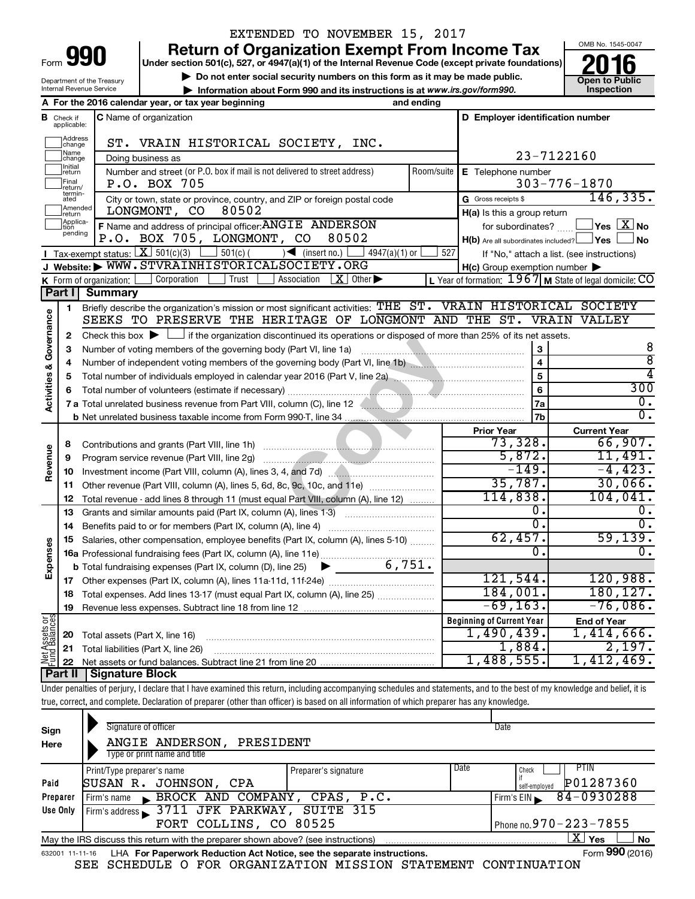EXTENDED TO NOVEMBER 15, 2017

# Form 990 — Return of Organization Exempt From Income Tax — 2016

Under section 501(c), 527, or 4947(a)(1) of the Internal Revenue Code (except private foundations)

▶ Do not enter social security numbers on this form as it may be made public.

▶ Information about Form 990 and its instructions is at *www.irs.gov/form990.*

Department of the Treasury
Internal Revenue Service

OMB No. 1545-0047

**Open to Public Inspection**

**A** For the 2016 calendar year, or tax year beginning and ending

**B** Check if applicable: Address change, Name change, Initial return, Final return/terminated, Amended return, Application pending

**C** Name of organization: ST. VRAIN HISTORICAL SOCIETY, INC.

Doing business as

Number and street (or P.O. box if mail is not delivered to street address): P.O. BOX 705 — Room/suite

City or town, state or province, country, and ZIP or foreign postal code: LONGMONT, CO 80502

**D** Employer identification number: 23-7122160

**E** Telephone number: 303-776-1870

**G** Gross receipts $ 146,335.

**F** Name and address of principal officer: ANGIE ANDERSON, P.O. BOX 705, LONGMONT, CO 80502

**H(a)** Is this a group return for subordinates? ☐ Yes ☒ No

**H(b)** Are all subordinates included? ☐ Yes ☐ No — If "No," attach a list. (see instructions)

**H(c)** Group exemption number ▶

**I** Tax-exempt status: ☒ 501(c)(3) ☐ 501(c) ( ) ◀ (insert no.) ☐ 4947(a)(1) or ☐ 527

**J** Website: ▶ WWW.STVRAINHISTORICALSOCIETY.ORG

**K** Form of organization: ☐ Corporation ☐ Trust ☐ Association ☒ Other ▶

**L** Year of formation: 1967 **M** State of legal domicile: CO

## Part I Summary

### Activities & Governance

1 Briefly describe the organization's mission or most significant activities: THE ST. VRAIN HISTORICAL SOCIETY SEEKS TO PRESERVE THE HERITAGE OF LONGMONT AND THE ST. VRAIN VALLEY

2 Check this box ▶ ☐ if the organization discontinued its operations or disposed of more than 25% of its net assets.

| Line | Description | No. | Value |
|---|---|---|---|
| 3 | Number of voting members of the governing body (Part VI, line 1a) | 3 | 8 |
| 4 | Number of independent voting members of the governing body (Part VI, line 1b) | 4 | 8 |
| 5 | Total number of individuals employed in calendar year 2016 (Part V, line 2a) | 5 | 4 |
| 6 | Total number of volunteers (estimate if necessary) | 6 | 300 |
| 7a | Total unrelated business revenue from Part VIII, column (C), line 12 | 7a | 0. |
| 7b | Net unrelated business taxable income from Form 990-T, line 34 | 7b | 0. |

### Revenue / Expenses

| Line | Description | Prior Year | Current Year |
|---|---|---|---|
| 8 | Contributions and grants (Part VIII, line 1h) | 73,328. | 66,907. |
| 9 | Program service revenue (Part VIII, line 2g) | 5,872. | 11,491. |
| 10 | Investment income (Part VIII, column (A), lines 3, 4, and 7d) | -149. | -4,423. |
| 11 | Other revenue (Part VIII, column (A), lines 5, 6d, 8c, 9c, 10c, and 11e) | 35,787. | 30,066. |
| 12 | Total revenue - add lines 8 through 11 (must equal Part VIII, column (A), line 12) | 114,838. | 104,041. |
| 13 | Grants and similar amounts paid (Part IX, column (A), lines 1-3) | 0. | 0. |
| 14 | Benefits paid to or for members (Part IX, column (A), line 4) | 0. | 0. |
| 15 | Salaries, other compensation, employee benefits (Part IX, column (A), lines 5-10) | 62,457. | 59,139. |
| 16a | Professional fundraising fees (Part IX, column (A), line 11e) | 0. | 0. |
| b | Total fundraising expenses (Part IX, column (D), line 25) ▶ 6,751. | | |
| 17 | Other expenses (Part IX, column (A), lines 11a-11d, 11f-24e) | 121,544. | 120,988. |
| 18 | Total expenses. Add lines 13-17 (must equal Part IX, column (A), line 25) | 184,001. | 180,127. |
| 19 | Revenue less expenses. Subtract line 18 from line 12 | -69,163. | -76,086. |

### Net Assets or Fund Balances

| Line | Description | Beginning of Current Year | End of Year |
|---|---|---|---|
| 20 | Total assets (Part X, line 16) | 1,490,439. | 1,414,666. |
| 21 | Total liabilities (Part X, line 26) | 1,884. | 2,197. |
| 22 | Net assets or fund balances. Subtract line 21 from line 20 | 1,488,555. | 1,412,469. |

## Part II Signature Block

Under penalties of perjury, I declare that I have examined this return, including accompanying schedules and statements, and to the best of my knowledge and belief, it is true, correct, and complete. Declaration of preparer (other than officer) is based on all information of which preparer has any knowledge.

**Sign Here**

Signature of officer — Date

ANGIE ANDERSON, PRESIDENT

Type or print name and title

**Paid Preparer Use Only**

| Print/Type preparer's name | Preparer's signature | Date | Check if self-employed | PTIN |
|---|---|---|---|---|
| SUSAN R. JOHNSON, CPA | | | ☐ | P01287360 |

Firm's name ▶ BROCK AND COMPANY, CPAS, P.C. — Firm's EIN ▶ 84-0930288

Firm's address ▶ 3711 JFK PARKWAY, SUITE 315, FORT COLLINS, CO 80525 — Phone no. 970-223-7855

May the IRS discuss this return with the preparer shown above? (see instructions) ☒ Yes ☐ No

632001 11-11-16 LHA For Paperwork Reduction Act Notice, see the separate instructions. Form **990** (2016)

SEE SCHEDULE O FOR ORGANIZATION MISSION STATEMENT CONTINUATION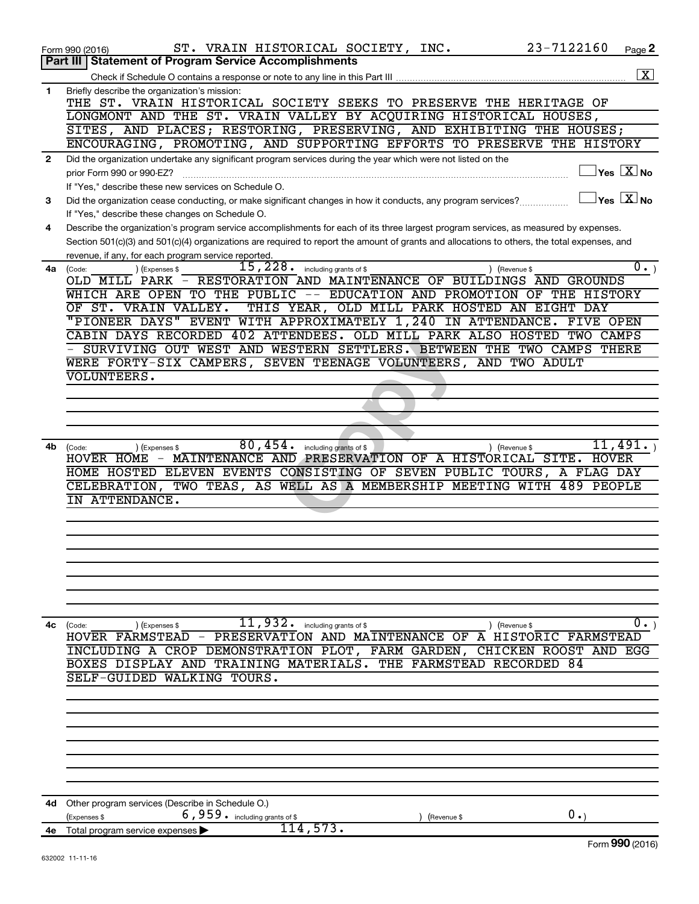Form 990 (2016) ST. VRAIN HISTORICAL SOCIETY, INC. 23-7122160 Page 2

## Part III | Statement of Program Service Accomplishments

Check if Schedule O contains a response or note to any line in this Part III ..... [X]

**1** Briefly describe the organization's mission:

THE ST. VRAIN HISTORICAL SOCIETY SEEKS TO PRESERVE THE HERITAGE OF LONGMONT AND THE ST. VRAIN VALLEY BY ACQUIRING HISTORICAL HOUSES, SITES, AND PLACES; RESTORING, PRESERVING, AND EXHIBITING THE HOUSES; ENCOURAGING, PROMOTING, AND SUPPORTING EFFORTS TO PRESERVE THE HISTORY

**2** Did the organization undertake any significant program services during the year which were not listed on the prior Form 990 or 990-EZ? ..... [ ] Yes [X] No

If "Yes," describe these new services on Schedule O.

**3** Did the organization cease conducting, or make significant changes in how it conducts, any program services? ..... [ ] Yes [X] No

If "Yes," describe these changes on Schedule O.

**4** Describe the organization's program service accomplishments for each of its three largest program services, as measured by expenses. Section 501(c)(3) and 501(c)(4) organizations are required to report the amount of grants and allocations to others, the total expenses, and revenue, if any, for each program service reported.

**4a** (Code: ) (Expenses $ 15,228. including grants of $ ) (Revenue $ 0. )

OLD MILL PARK - RESTORATION AND MAINTENANCE OF BUILDINGS AND GROUNDS WHICH ARE OPEN TO THE PUBLIC -- EDUCATION AND PROMOTION OF THE HISTORY OF ST. VRAIN VALLEY. THIS YEAR, OLD MILL PARK HOSTED AN EIGHT DAY "PIONEER DAYS" EVENT WITH APPROXIMATELY 1,240 IN ATTENDANCE. FIVE OPEN CABIN DAYS RECORDED 402 ATTENDEES. OLD MILL PARK ALSO HOSTED TWO CAMPS - SURVIVING OUT WEST AND WESTERN SETTLERS. BETWEEN THE TWO CAMPS THERE WERE FORTY-SIX CAMPERS, SEVEN TEENAGE VOLUNTEERS, AND TWO ADULT VOLUNTEERS.

**4b** (Code: ) (Expenses $ 80,454. including grants of $ ) (Revenue $ 11,491. )

HOVER HOME - MAINTENANCE AND PRESERVATION OF A HISTORICAL SITE. HOVER HOME HOSTED ELEVEN EVENTS CONSISTING OF SEVEN PUBLIC TOURS, A FLAG DAY CELEBRATION, TWO TEAS, AS WELL AS A MEMBERSHIP MEETING WITH 489 PEOPLE IN ATTENDANCE.

**4c** (Code: ) (Expenses $ 11,932. including grants of $ ) (Revenue $ 0. )

HOVER FARMSTEAD - PRESERVATION AND MAINTENANCE OF A HISTORIC FARMSTEAD INCLUDING A CROP DEMONSTRATION PLOT, FARM GARDEN, CHICKEN ROOST AND EGG BOXES DISPLAY AND TRAINING MATERIALS. THE FARMSTEAD RECORDED 84 SELF-GUIDED WALKING TOURS.

**4d** Other program services (Describe in Schedule O.)

(Expenses $ 6,959. including grants of $ ) (Revenue $ 0.)

**4e** Total program service expenses ▶ 114,573.

Form **990** (2016)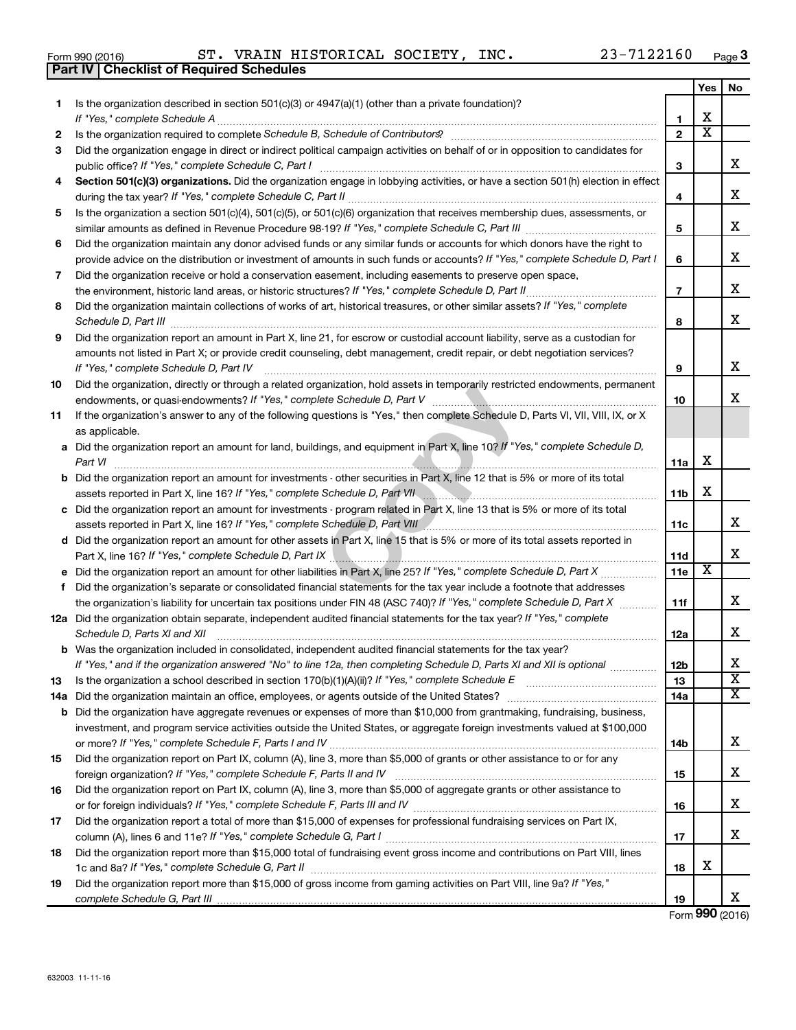Form 990 (2016) ST. VRAIN HISTORICAL SOCIETY, INC. 23-7122160 Page 3

## Part IV Checklist of Required Schedules

| | | | Yes | No |
|---|---|---|---|---|
| 1 | Is the organization described in section 501(c)(3) or 4947(a)(1) (other than a private foundation)? *If "Yes," complete Schedule A* | 1 | X | |
| 2 | Is the organization required to complete *Schedule B, Schedule of Contributors*? | 2 | X | |
| 3 | Did the organization engage in direct or indirect political campaign activities on behalf of or in opposition to candidates for public office? *If "Yes," complete Schedule C, Part I* | 3 | | X |
| 4 | **Section 501(c)(3) organizations.** Did the organization engage in lobbying activities, or have a section 501(h) election in effect during the tax year? *If "Yes," complete Schedule C, Part II* | 4 | | X |
| 5 | Is the organization a section 501(c)(4), 501(c)(5), or 501(c)(6) organization that receives membership dues, assessments, or similar amounts as defined in Revenue Procedure 98-19? *If "Yes," complete Schedule C, Part III* | 5 | | X |
| 6 | Did the organization maintain any donor advised funds or any similar funds or accounts for which donors have the right to provide advice on the distribution or investment of amounts in such funds or accounts? *If "Yes," complete Schedule D, Part I* | 6 | | X |
| 7 | Did the organization receive or hold a conservation easement, including easements to preserve open space, the environment, historic land areas, or historic structures? *If "Yes," complete Schedule D, Part II* | 7 | | X |
| 8 | Did the organization maintain collections of works of art, historical treasures, or other similar assets? *If "Yes," complete Schedule D, Part III* | 8 | | X |
| 9 | Did the organization report an amount in Part X, line 21, for escrow or custodial account liability, serve as a custodian for amounts not listed in Part X; or provide credit counseling, debt management, credit repair, or debt negotiation services? *If "Yes," complete Schedule D, Part IV* | 9 | | X |
| 10 | Did the organization, directly or through a related organization, hold assets in temporarily restricted endowments, permanent endowments, or quasi-endowments? *If "Yes," complete Schedule D, Part V* | 10 | | X |
| 11 | If the organization's answer to any of the following questions is "Yes," then complete Schedule D, Parts VI, VII, VIII, IX, or X as applicable. | | | |
| a | Did the organization report an amount for land, buildings, and equipment in Part X, line 10? *If "Yes," complete Schedule D, Part VI* | 11a | X | |
| b | Did the organization report an amount for investments - other securities in Part X, line 12 that is 5% or more of its total assets reported in Part X, line 16? *If "Yes," complete Schedule D, Part VII* | 11b | X | |
| c | Did the organization report an amount for investments - program related in Part X, line 13 that is 5% or more of its total assets reported in Part X, line 16? *If "Yes," complete Schedule D, Part VIII* | 11c | | X |
| d | Did the organization report an amount for other assets in Part X, line 15 that is 5% or more of its total assets reported in Part X, line 16? *If "Yes," complete Schedule D, Part IX* | 11d | | X |
| e | Did the organization report an amount for other liabilities in Part X, line 25? *If "Yes," complete Schedule D, Part X* | 11e | X | |
| f | Did the organization's separate or consolidated financial statements for the tax year include a footnote that addresses the organization's liability for uncertain tax positions under FIN 48 (ASC 740)? *If "Yes," complete Schedule D, Part X* | 11f | | X |
| 12a | Did the organization obtain separate, independent audited financial statements for the tax year? *If "Yes," complete Schedule D, Parts XI and XII* | 12a | | X |
| b | Was the organization included in consolidated, independent audited financial statements for the tax year? *If "Yes," and if the organization answered "No" to line 12a, then completing Schedule D, Parts XI and XII is optional* | 12b | | X |
| 13 | Is the organization a school described in section 170(b)(1)(A)(ii)? *If "Yes," complete Schedule E* | 13 | | X |
| 14a | Did the organization maintain an office, employees, or agents outside of the United States? | 14a | | X |
| b | Did the organization have aggregate revenues or expenses of more than $10,000 from grantmaking, fundraising, business, investment, and program service activities outside the United States, or aggregate foreign investments valued at $100,000 or more? *If "Yes," complete Schedule F, Parts I and IV* | 14b | | X |
| 15 | Did the organization report on Part IX, column (A), line 3, more than $5,000 of grants or other assistance to or for any foreign organization? *If "Yes," complete Schedule F, Parts II and IV* | 15 | | X |
| 16 | Did the organization report on Part IX, column (A), line 3, more than $5,000 of aggregate grants or other assistance to or for foreign individuals? *If "Yes," complete Schedule F, Parts III and IV* | 16 | | X |
| 17 | Did the organization report a total of more than $15,000 of expenses for professional fundraising services on Part IX, column (A), lines 6 and 11e? *If "Yes," complete Schedule G, Part I* | 17 | | X |
| 18 | Did the organization report more than $15,000 total of fundraising event gross income and contributions on Part VIII, lines 1c and 8a? *If "Yes," complete Schedule G, Part II* | 18 | X | |
| 19 | Did the organization report more than $15,000 of gross income from gaming activities on Part VIII, line 9a? *If "Yes," complete Schedule G, Part III* | 19 | | X |

Form **990** (2016)

632003 11-11-16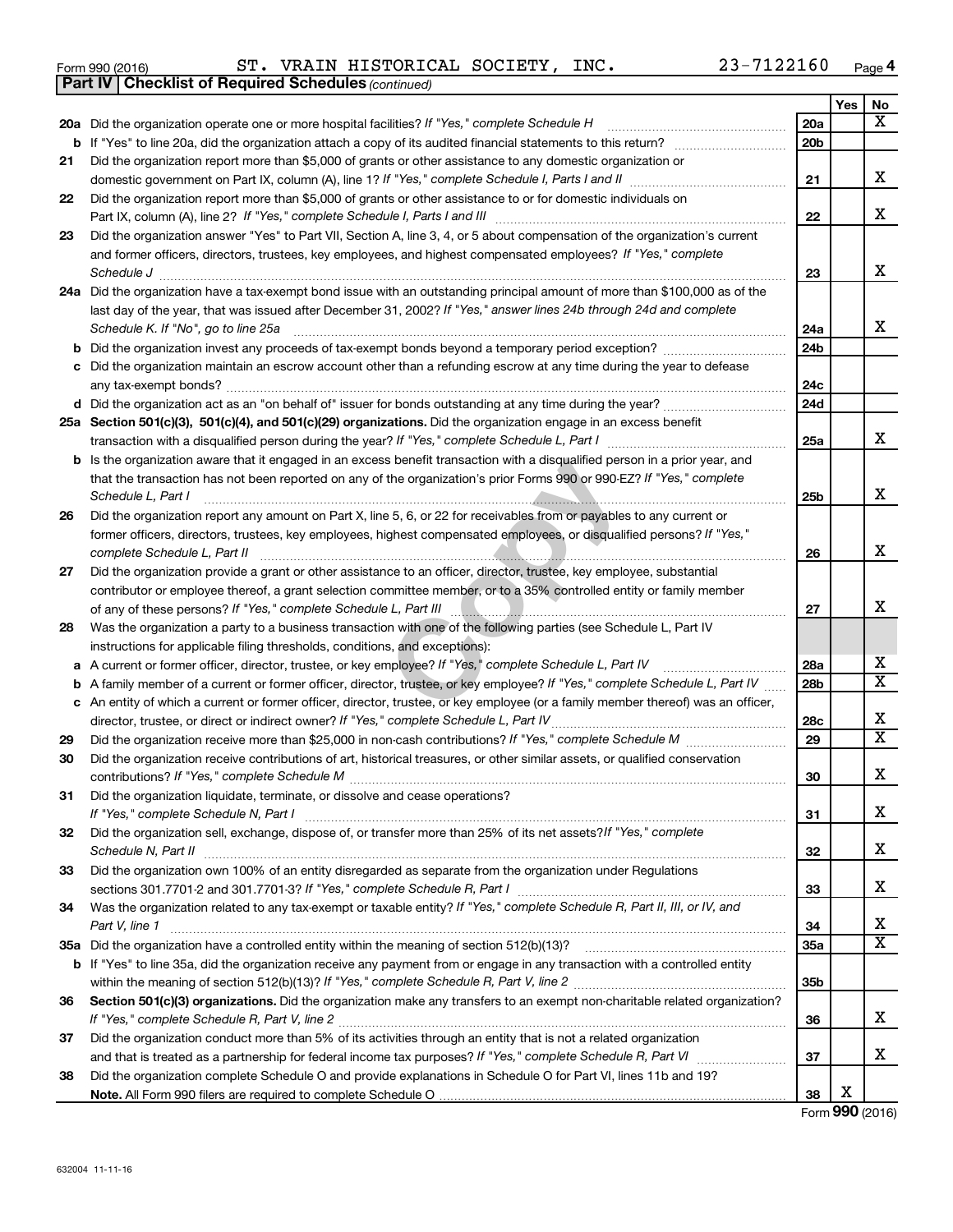Form 990 (2016) ST. VRAIN HISTORICAL SOCIETY, INC. 23-7122160 Page 4

**Part IV | Checklist of Required Schedules** *(continued)*

| | | | Yes | No |
|---|---|---|---|---|
| **20a** | Did the organization operate one or more hospital facilities? *If "Yes," complete Schedule H* | 20a | | X |
| **b** | If "Yes" to line 20a, did the organization attach a copy of its audited financial statements to this return? | 20b | | |
| **21** | Did the organization report more than $5,000 of grants or other assistance to any domestic organization or domestic government on Part IX, column (A), line 1? *If "Yes," complete Schedule I, Parts I and II* | 21 | | X |
| **22** | Did the organization report more than $5,000 of grants or other assistance to or for domestic individuals on Part IX, column (A), line 2? *If "Yes," complete Schedule I, Parts I and III* | 22 | | X |
| **23** | Did the organization answer "Yes" to Part VII, Section A, line 3, 4, or 5 about compensation of the organization's current and former officers, directors, trustees, key employees, and highest compensated employees? *If "Yes," complete Schedule J* | 23 | | X |
| **24a** | Did the organization have a tax-exempt bond issue with an outstanding principal amount of more than $100,000 as of the last day of the year, that was issued after December 31, 2002? *If "Yes," answer lines 24b through 24d and complete Schedule K. If "No", go to line 25a* | 24a | | X |
| **b** | Did the organization invest any proceeds of tax-exempt bonds beyond a temporary period exception? | 24b | | |
| **c** | Did the organization maintain an escrow account other than a refunding escrow at any time during the year to defease any tax-exempt bonds? | 24c | | |
| **d** | Did the organization act as an "on behalf of" issuer for bonds outstanding at any time during the year? | 24d | | |
| **25a** | **Section 501(c)(3), 501(c)(4), and 501(c)(29) organizations.** Did the organization engage in an excess benefit transaction with a disqualified person during the year? *If "Yes," complete Schedule L, Part I* | 25a | | X |
| **b** | Is the organization aware that it engaged in an excess benefit transaction with a disqualified person in a prior year, and that the transaction has not been reported on any of the organization's prior Forms 990 or 990-EZ? *If "Yes," complete Schedule L, Part I* | 25b | | X |
| **26** | Did the organization report any amount on Part X, line 5, 6, or 22 for receivables from or payables to any current or former officers, directors, trustees, key employees, highest compensated employees, or disqualified persons? *If "Yes," complete Schedule L, Part II* | 26 | | X |
| **27** | Did the organization provide a grant or other assistance to an officer, director, trustee, key employee, substantial contributor or employee thereof, a grant selection committee member, or to a 35% controlled entity or family member of any of these persons? *If "Yes," complete Schedule L, Part III* | 27 | | X |
| **28** | Was the organization a party to a business transaction with one of the following parties (see Schedule L, Part IV instructions for applicable filing thresholds, conditions, and exceptions): | | | |
| **a** | A current or former officer, director, trustee, or key employee? *If "Yes," complete Schedule L, Part IV* | 28a | | X |
| **b** | A family member of a current or former officer, director, trustee, or key employee? *If "Yes," complete Schedule L, Part IV* | 28b | | X |
| **c** | An entity of which a current or former officer, director, trustee, or key employee (or a family member thereof) was an officer, director, trustee, or direct or indirect owner? *If "Yes," complete Schedule L, Part IV* | 28c | | X |
| **29** | Did the organization receive more than $25,000 in non-cash contributions? *If "Yes," complete Schedule M* | 29 | | X |
| **30** | Did the organization receive contributions of art, historical treasures, or other similar assets, or qualified conservation contributions? *If "Yes," complete Schedule M* | 30 | | X |
| **31** | Did the organization liquidate, terminate, or dissolve and cease operations? *If "Yes," complete Schedule N, Part I* | 31 | | X |
| **32** | Did the organization sell, exchange, dispose of, or transfer more than 25% of its net assets? *If "Yes," complete Schedule N, Part II* | 32 | | X |
| **33** | Did the organization own 100% of an entity disregarded as separate from the organization under Regulations sections 301.7701-2 and 301.7701-3? *If "Yes," complete Schedule R, Part I* | 33 | | X |
| **34** | Was the organization related to any tax-exempt or taxable entity? *If "Yes," complete Schedule R, Part II, III, or IV, and Part V, line 1* | 34 | | X |
| **35a** | Did the organization have a controlled entity within the meaning of section 512(b)(13)? | 35a | | X |
| **b** | If "Yes" to line 35a, did the organization receive any payment from or engage in any transaction with a controlled entity within the meaning of section 512(b)(13)? *If "Yes," complete Schedule R, Part V, line 2* | 35b | | |
| **36** | **Section 501(c)(3) organizations.** Did the organization make any transfers to an exempt non-charitable related organization? *If "Yes," complete Schedule R, Part V, line 2* | 36 | | X |
| **37** | Did the organization conduct more than 5% of its activities through an entity that is not a related organization and that is treated as a partnership for federal income tax purposes? *If "Yes," complete Schedule R, Part VI* | 37 | | X |
| **38** | Did the organization complete Schedule O and provide explanations in Schedule O for Part VI, lines 11b and 19? **Note.** All Form 990 filers are required to complete Schedule O | 38 | X | |

Form **990** (2016)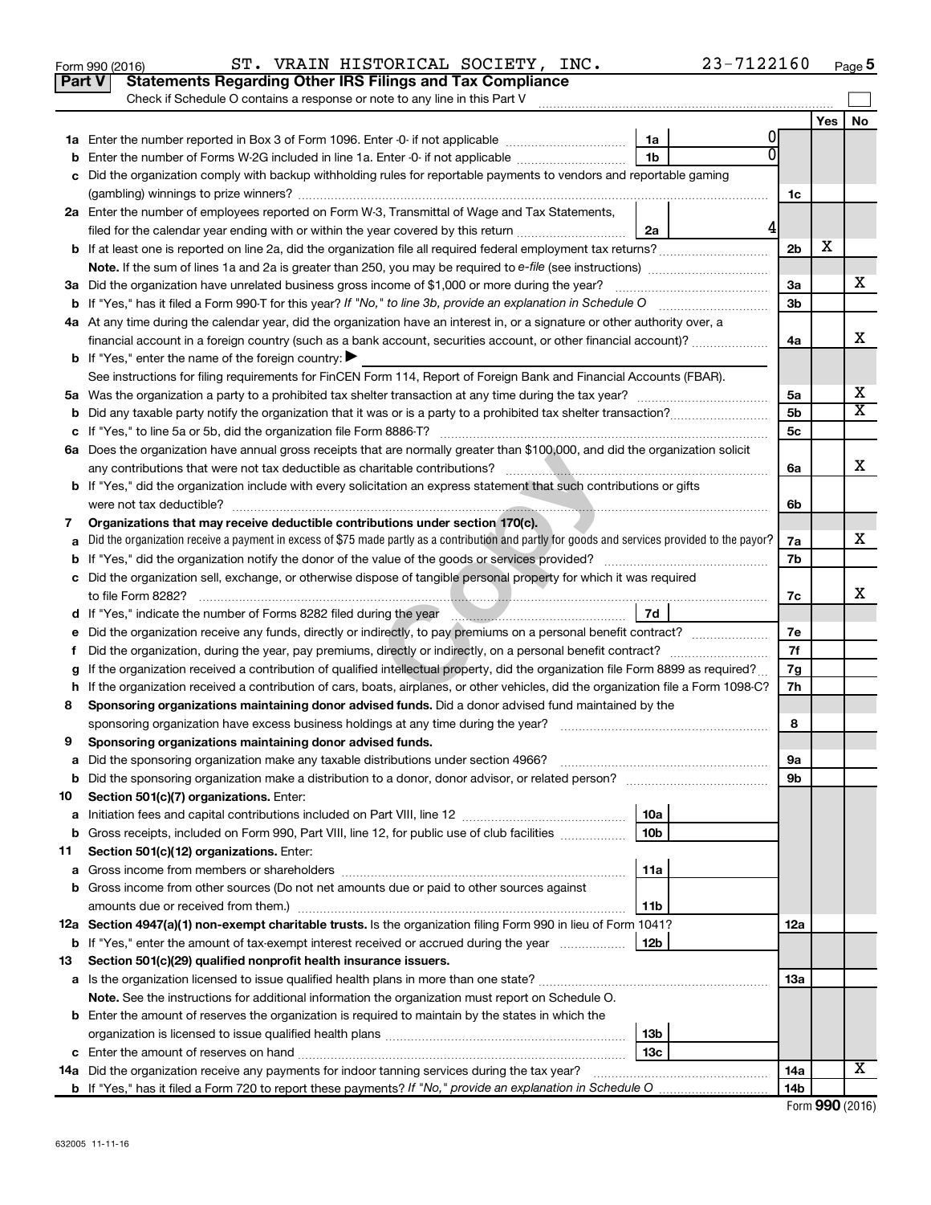Form 990 (2016) ST. VRAIN HISTORICAL SOCIETY, INC. 23-7122160 Page 5

## Part V Statements Regarding Other IRS Filings and Tax Compliance

Check if Schedule O contains a response or note to any line in this Part V

| | | | | | Yes | No |
|---|---|---|---|---|---|---|
| 1a | Enter the number reported in Box 3 of Form 1096. Enter -0- if not applicable | 1a | 0 | | | |
| b | Enter the number of Forms W-2G included in line 1a. Enter -0- if not applicable | 1b | 0 | | | |
| c | Did the organization comply with backup withholding rules for reportable payments to vendors and reportable gaming (gambling) winnings to prize winners? | | | 1c | | |
| 2a | Enter the number of employees reported on Form W-3, Transmittal of Wage and Tax Statements, filed for the calendar year ending with or within the year covered by this return | 2a | 4 | | | |
| b | If at least one is reported on line 2a, did the organization file all required federal employment tax returns? | | | 2b | X | |
| | **Note.** If the sum of lines 1a and 2a is greater than 250, you may be required to *e-file* (see instructions) | | | | | |
| 3a | Did the organization have unrelated business gross income of $1,000 or more during the year? | | | 3a | | X |
| b | If "Yes," has it filed a Form 990-T for this year? *If "No," to line 3b, provide an explanation in Schedule O* | | | 3b | | |
| 4a | At any time during the calendar year, did the organization have an interest in, or a signature or other authority over, a financial account in a foreign country (such as a bank account, securities account, or other financial account)? | | | 4a | | X |
| b | If "Yes," enter the name of the foreign country: ▶ | | | | | |
| | See instructions for filing requirements for FinCEN Form 114, Report of Foreign Bank and Financial Accounts (FBAR). | | | | | |
| 5a | Was the organization a party to a prohibited tax shelter transaction at any time during the tax year? | | | 5a | | X |
| b | Did any taxable party notify the organization that it was or is a party to a prohibited tax shelter transaction? | | | 5b | | X |
| c | If "Yes," to line 5a or 5b, did the organization file Form 8886-T? | | | 5c | | |
| 6a | Does the organization have annual gross receipts that are normally greater than $100,000, and did the organization solicit any contributions that were not tax deductible as charitable contributions? | | | 6a | | X |
| b | If "Yes," did the organization include with every solicitation an express statement that such contributions or gifts were not tax deductible? | | | 6b | | |
| 7 | **Organizations that may receive deductible contributions under section 170(c).** | | | | | |
| a | Did the organization receive a payment in excess of $75 made partly as a contribution and partly for goods and services provided to the payor? | | | 7a | | X |
| b | If "Yes," did the organization notify the donor of the value of the goods or services provided? | | | 7b | | |
| c | Did the organization sell, exchange, or otherwise dispose of tangible personal property for which it was required to file Form 8282? | | | 7c | | X |
| d | If "Yes," indicate the number of Forms 8282 filed during the year | 7d | | | | |
| e | Did the organization receive any funds, directly or indirectly, to pay premiums on a personal benefit contract? | | | 7e | | |
| f | Did the organization, during the year, pay premiums, directly or indirectly, on a personal benefit contract? | | | 7f | | |
| g | If the organization received a contribution of qualified intellectual property, did the organization file Form 8899 as required? | | | 7g | | |
| h | If the organization received a contribution of cars, boats, airplanes, or other vehicles, did the organization file a Form 1098-C? | | | 7h | | |
| 8 | **Sponsoring organizations maintaining donor advised funds.** Did a donor advised fund maintained by the sponsoring organization have excess business holdings at any time during the year? | | | 8 | | |
| 9 | **Sponsoring organizations maintaining donor advised funds.** | | | | | |
| a | Did the sponsoring organization make any taxable distributions under section 4966? | | | 9a | | |
| b | Did the sponsoring organization make a distribution to a donor, donor advisor, or related person? | | | 9b | | |
| 10 | **Section 501(c)(7) organizations.** Enter: | | | | | |
| a | Initiation fees and capital contributions included on Part VIII, line 12 | 10a | | | | |
| b | Gross receipts, included on Form 990, Part VIII, line 12, for public use of club facilities | 10b | | | | |
| 11 | **Section 501(c)(12) organizations.** Enter: | | | | | |
| a | Gross income from members or shareholders | 11a | | | | |
| b | Gross income from other sources (Do not net amounts due or paid to other sources against amounts due or received from them.) | 11b | | | | |
| 12a | **Section 4947(a)(1) non-exempt charitable trusts.** Is the organization filing Form 990 in lieu of Form 1041? | | | 12a | | |
| b | If "Yes," enter the amount of tax-exempt interest received or accrued during the year | 12b | | | | |
| 13 | **Section 501(c)(29) qualified nonprofit health insurance issuers.** | | | | | |
| a | Is the organization licensed to issue qualified health plans in more than one state? | | | 13a | | |
| | **Note.** See the instructions for additional information the organization must report on Schedule O. | | | | | |
| b | Enter the amount of reserves the organization is required to maintain by the states in which the organization is licensed to issue qualified health plans | 13b | | | | |
| c | Enter the amount of reserves on hand | 13c | | | | |
| 14a | Did the organization receive any payments for indoor tanning services during the tax year? | | | 14a | | X |
| b | If "Yes," has it filed a Form 720 to report these payments? *If "No," provide an explanation in Schedule O* | | | 14b | | |

Form **990** (2016)

632005 11-11-16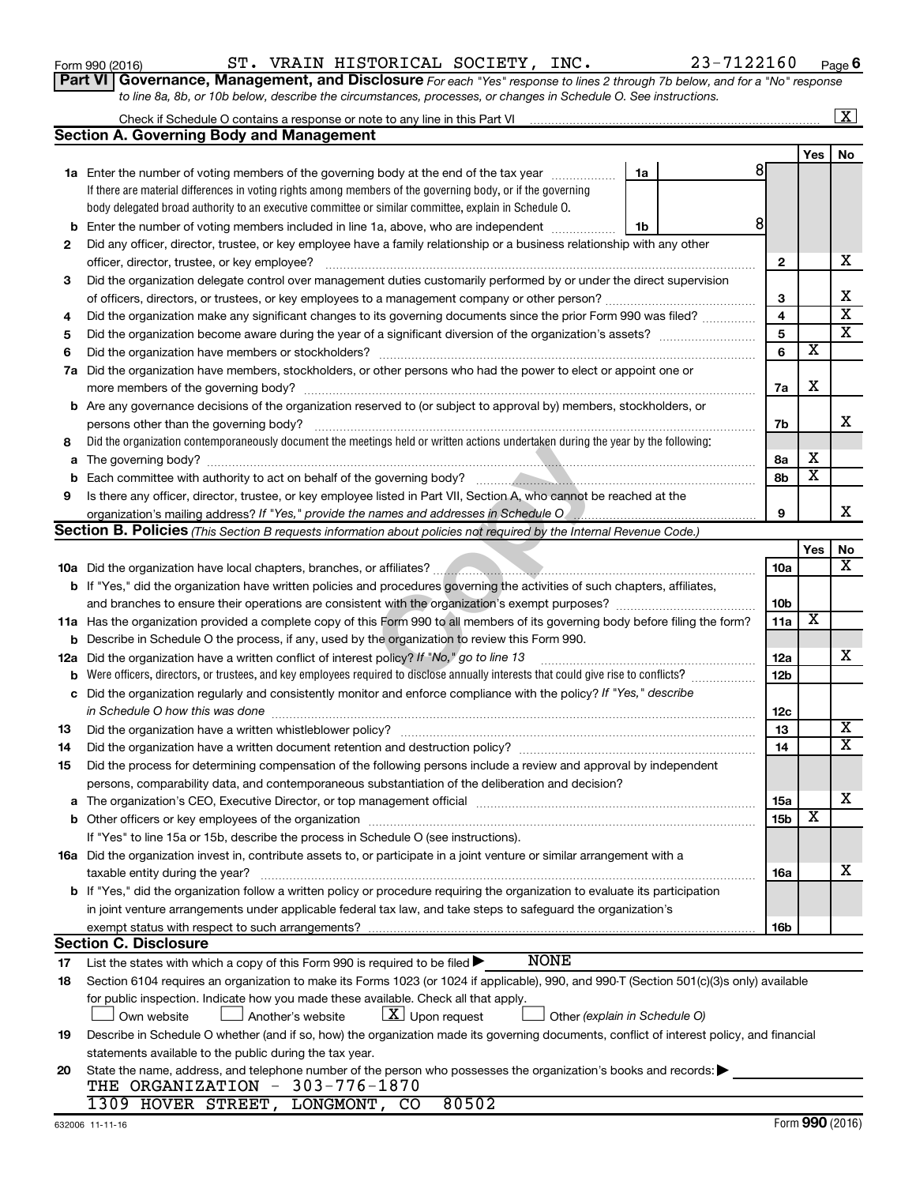Form 990 (2016) ST. VRAIN HISTORICAL SOCIETY, INC. 23-7122160 Page 6

**Part VI | Governance, Management, and Disclosure** *For each "Yes" response to lines 2 through 7b below, and for a "No" response to line 8a, 8b, or 10b below, describe the circumstances, processes, or changes in Schedule O. See instructions.*

Check if Schedule O contains a response or note to any line in this Part VI ..... [X]

**Section A. Governing Body and Management**

| | | | | Yes | No |
|---|---|---|---|---|---|
| **1a** | Enter the number of voting members of the governing body at the end of the tax year ..... **1a** 8 | | | | |
| | If there are material differences in voting rights among members of the governing body, or if the governing body delegated broad authority to an executive committee or similar committee, explain in Schedule O. | | | | |
| **b** | Enter the number of voting members included in line 1a, above, who are independent ..... **1b** 8 | | | | |
| **2** | Did any officer, director, trustee, or key employee have a family relationship or a business relationship with any other officer, director, trustee, or key employee? | | **2** | | X |
| **3** | Did the organization delegate control over management duties customarily performed by or under the direct supervision of officers, directors, or trustees, or key employees to a management company or other person? | | **3** | | X |
| **4** | Did the organization make any significant changes to its governing documents since the prior Form 990 was filed? | | **4** | | X |
| **5** | Did the organization become aware during the year of a significant diversion of the organization's assets? | | **5** | | X |
| **6** | Did the organization have members or stockholders? | | **6** | X | |
| **7a** | Did the organization have members, stockholders, or other persons who had the power to elect or appoint one or more members of the governing body? | | **7a** | X | |
| **b** | Are any governance decisions of the organization reserved to (or subject to approval by) members, stockholders, or persons other than the governing body? | | **7b** | | X |
| **8** | Did the organization contemporaneously document the meetings held or written actions undertaken during the year by the following: | | | | |
| **a** | The governing body? | | **8a** | X | |
| **b** | Each committee with authority to act on behalf of the governing body? | | **8b** | X | |
| **9** | Is there any officer, director, trustee, or key employee listed in Part VII, Section A, who cannot be reached at the organization's mailing address? *If "Yes," provide the names and addresses in Schedule O* | | **9** | | X |

**Section B. Policies** *(This Section B requests information about policies not required by the Internal Revenue Code.)*

| | | | Yes | No |
|---|---|---|---|---|
| **10a** | Did the organization have local chapters, branches, or affiliates? | **10a** | | X |
| **b** | If "Yes," did the organization have written policies and procedures governing the activities of such chapters, affiliates, and branches to ensure their operations are consistent with the organization's exempt purposes? | **10b** | | |
| **11a** | Has the organization provided a complete copy of this Form 990 to all members of its governing body before filing the form? | **11a** | X | |
| **b** | Describe in Schedule O the process, if any, used by the organization to review this Form 990. | | | |
| **12a** | Did the organization have a written conflict of interest policy? *If "No," go to line 13* | **12a** | | X |
| **b** | Were officers, directors, or trustees, and key employees required to disclose annually interests that could give rise to conflicts? | **12b** | | |
| **c** | Did the organization regularly and consistently monitor and enforce compliance with the policy? *If "Yes," describe in Schedule O how this was done* | **12c** | | |
| **13** | Did the organization have a written whistleblower policy? | **13** | | X |
| **14** | Did the organization have a written document retention and destruction policy? | **14** | | X |
| **15** | Did the process for determining compensation of the following persons include a review and approval by independent persons, comparability data, and contemporaneous substantiation of the deliberation and decision? | | | |
| **a** | The organization's CEO, Executive Director, or top management official | **15a** | | X |
| **b** | Other officers or key employees of the organization | **15b** | X | |
| | If "Yes" to line 15a or 15b, describe the process in Schedule O (see instructions). | | | |
| **16a** | Did the organization invest in, contribute assets to, or participate in a joint venture or similar arrangement with a taxable entity during the year? | **16a** | | X |
| **b** | If "Yes," did the organization follow a written policy or procedure requiring the organization to evaluate its participation in joint venture arrangements under applicable federal tax law, and take steps to safeguard the organization's exempt status with respect to such arrangements? | **16b** | | |

**Section C. Disclosure**

**17** List the states with which a copy of this Form 990 is required to be filed ▶ NONE

**18** Section 6104 requires an organization to make its Forms 1023 (or 1024 if applicable), 990, and 990-T (Section 501(c)(3)s only) available for public inspection. Indicate how you made these available. Check all that apply.

[ ] Own website [ ] Another's website [X] Upon request [ ] Other *(explain in Schedule O)*

**19** Describe in Schedule O whether (and if so, how) the organization made its governing documents, conflict of interest policy, and financial statements available to the public during the tax year.

**20** State the name, address, and telephone number of the person who possesses the organization's books and records: ▶

THE ORGANIZATION - 303-776-1870
1309 HOVER STREET, LONGMONT, CO 80502

632006 11-11-16 Form **990** (2016)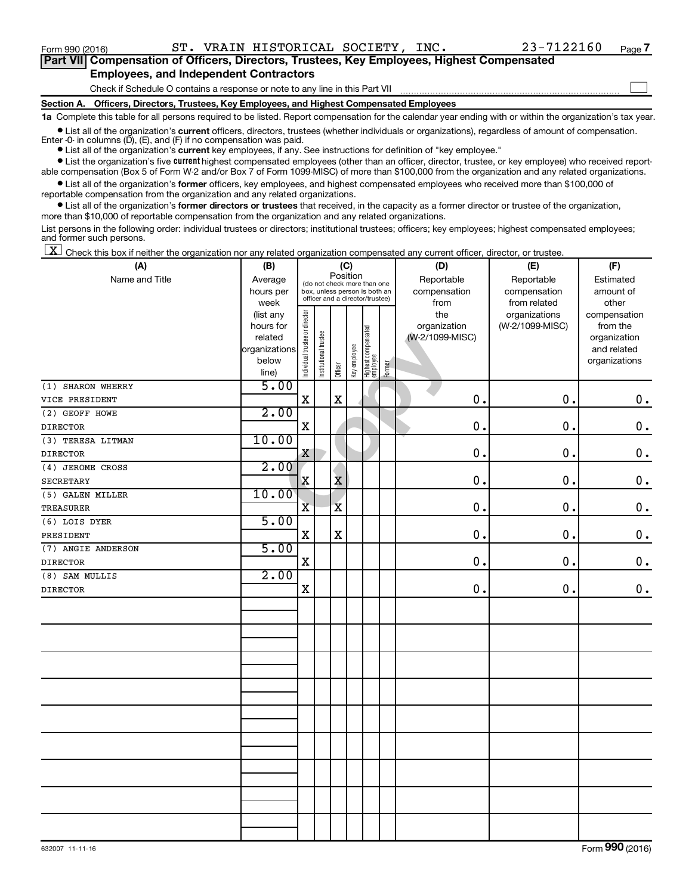Form 990 (2016) ST. VRAIN HISTORICAL SOCIETY, INC. 23-7122160 Page 7

## Part VII Compensation of Officers, Directors, Trustees, Key Employees, Highest Compensated Employees, and Independent Contractors

Check if Schedule O contains a response or note to any line in this Part VII ☐

### Section A. Officers, Directors, Trustees, Key Employees, and Highest Compensated Employees

**1a** Complete this table for all persons required to be listed. Report compensation for the calendar year ending with or within the organization's tax year.

- List all of the organization's **current** officers, directors, trustees (whether individuals or organizations), regardless of amount of compensation. Enter -0- in columns (D), (E), and (F) if no compensation was paid.
- List all of the organization's **current** key employees, if any. See instructions for definition of "key employee."
- List the organization's five **current** highest compensated employees (other than an officer, director, trustee, or key employee) who received reportable compensation (Box 5 of Form W-2 and/or Box 7 of Form 1099-MISC) of more than $100,000 from the organization and any related organizations.
- List all of the organization's **former** officers, key employees, and highest compensated employees who received more than $100,000 of reportable compensation from the organization and any related organizations.
- List all of the organization's **former directors or trustees** that received, in the capacity as a former director or trustee of the organization, more than $10,000 of reportable compensation from the organization and any related organizations.

List persons in the following order: individual trustees or directors; institutional trustees; officers; key employees; highest compensated employees; and former such persons.

☒ Check this box if neither the organization nor any related organization compensated any current officer, director, or trustee.

| (A) Name and Title | (B) Average hours per week (list any hours for related organizations below line) | (C) Position: Individual trustee or director | Institutional trustee | Officer | Key employee | Highest compensated employee | Former | (D) Reportable compensation from the organization (W-2/1099-MISC) | (E) Reportable compensation from related organizations (W-2/1099-MISC) | (F) Estimated amount of other compensation from the organization and related organizations |
|---|---|---|---|---|---|---|---|---|---|---|
| (1) SHARON WHERRY<br>VICE PRESIDENT | 5.00 | X | | X | | | | 0. | 0. | 0. |
| (2) GEOFF HOWE<br>DIRECTOR | 2.00 | X | | | | | | 0. | 0. | 0. |
| (3) TERESA LITMAN<br>DIRECTOR | 10.00 | X | | | | | | 0. | 0. | 0. |
| (4) JEROME CROSS<br>SECRETARY | 2.00 | X | | X | | | | 0. | 0. | 0. |
| (5) GALEN MILLER<br>TREASURER | 10.00 | X | | X | | | | 0. | 0. | 0. |
| (6) LOIS DYER<br>PRESIDENT | 5.00 | X | | X | | | | 0. | 0. | 0. |
| (7) ANGIE ANDERSON<br>DIRECTOR | 5.00 | X | | | | | | 0. | 0. | 0. |
| (8) SAM MULLIS<br>DIRECTOR | 2.00 | X | | | | | | 0. | 0. | 0. |

632007 11-11-16 Form 990 (2016)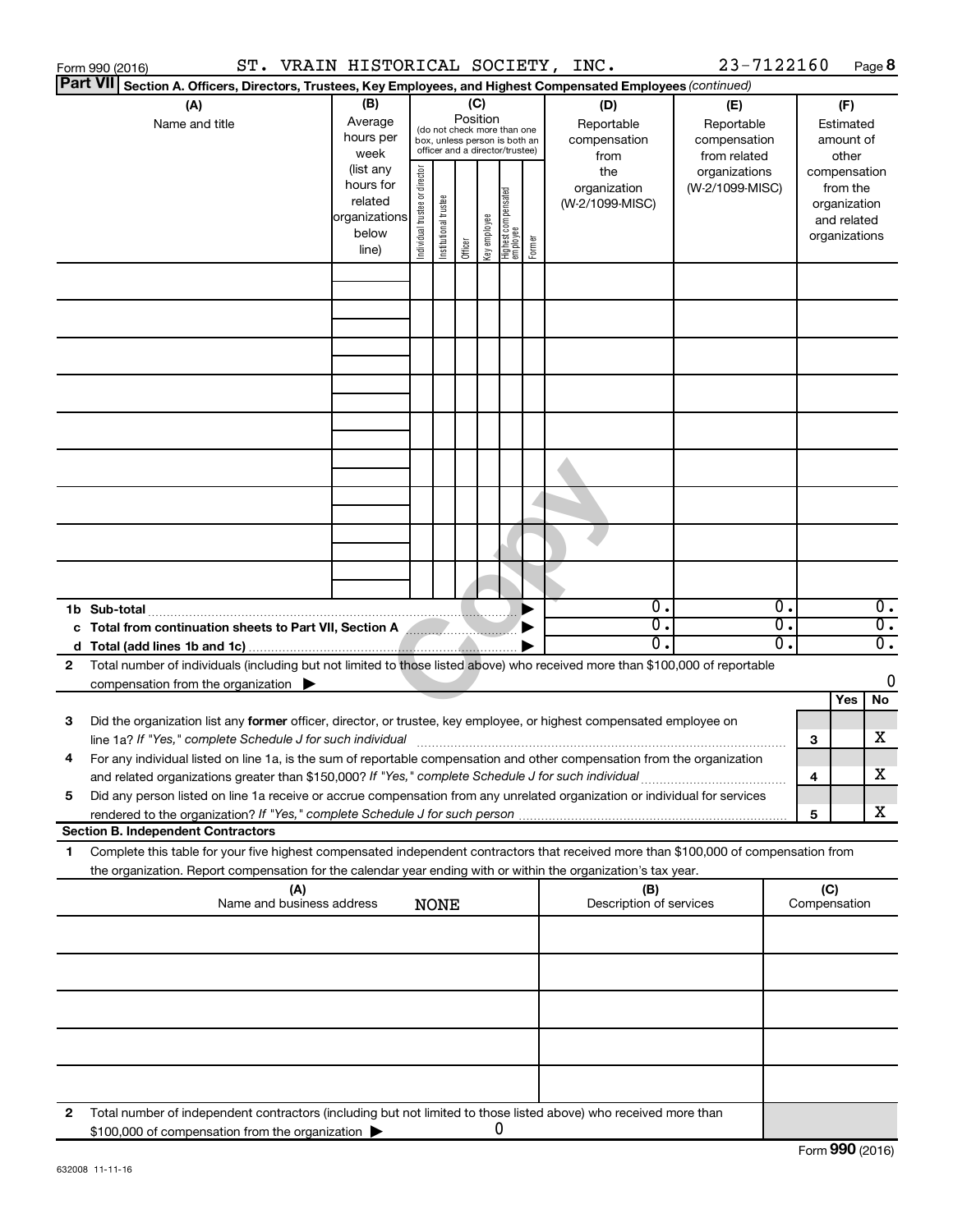Form 990 (2016) ST. VRAIN HISTORICAL SOCIETY, INC. 23-7122160 Page 8

**Part VII Section A. Officers, Directors, Trustees, Key Employees, and Highest Compensated Employees** *(continued)*

| (A) Name and title | (B) Average hours per week (list any hours for related organizations below line) | (C) Position (do not check more than one box, unless person is both an officer and a director/trustee): Individual trustee or director | Institutional trustee | Officer | Key employee | Highest compensated employee | Former | (D) Reportable compensation from the organization (W-2/1099-MISC) | (E) Reportable compensation from related organizations (W-2/1099-MISC) | (F) Estimated amount of other compensation from the organization and related organizations |
|---|---|---|---|---|---|---|---|---|---|---|
| | | | | | | | | | | |
| | | | | | | | | | | |
| | | | | | | | | | | |
| | | | | | | | | | | |
| | | | | | | | | | | |
| | | | | | | | | | | |
| | | | | | | | | | | |
| | | | | | | | | | | |
| | | | | | | | | | | |
| **1b Sub-total** ▶ | | | | | | | | 0. | 0. | 0. |
| **c Total from continuation sheets to Part VII, Section A** ▶ | | | | | | | | 0. | 0. | 0. |
| **d Total (add lines 1b and 1c)** ▶ | | | | | | | | 0. | 0. | 0. |

**2** Total number of individuals (including but not limited to those listed above) who received more than $100,000 of reportable compensation from the organization ▶ 0

| | | Yes | No |
|---|---|---|---|
| **3** Did the organization list any **former** officer, director, or trustee, key employee, or highest compensated employee on line 1a? *If "Yes," complete Schedule J for such individual* | 3 | | X |
| **4** For any individual listed on line 1a, is the sum of reportable compensation and other compensation from the organization and related organizations greater than $150,000? *If "Yes," complete Schedule J for such individual* | 4 | | X |
| **5** Did any person listed on line 1a receive or accrue compensation from any unrelated organization or individual for services rendered to the organization? *If "Yes," complete Schedule J for such person* | 5 | | X |

**Section B. Independent Contractors**

**1** Complete this table for your five highest compensated independent contractors that received more than $100,000 of compensation from the organization. Report compensation for the calendar year ending with or within the organization's tax year.

| (A) Name and business address | (B) Description of services | (C) Compensation |
|---|---|---|
| NONE | | |
| | | |
| | | |
| | | |
| | | |
| | | |

**2** Total number of independent contractors (including but not limited to those listed above) who received more than $100,000 of compensation from the organization ▶ 0

Form **990** (2016)

632008 11-11-16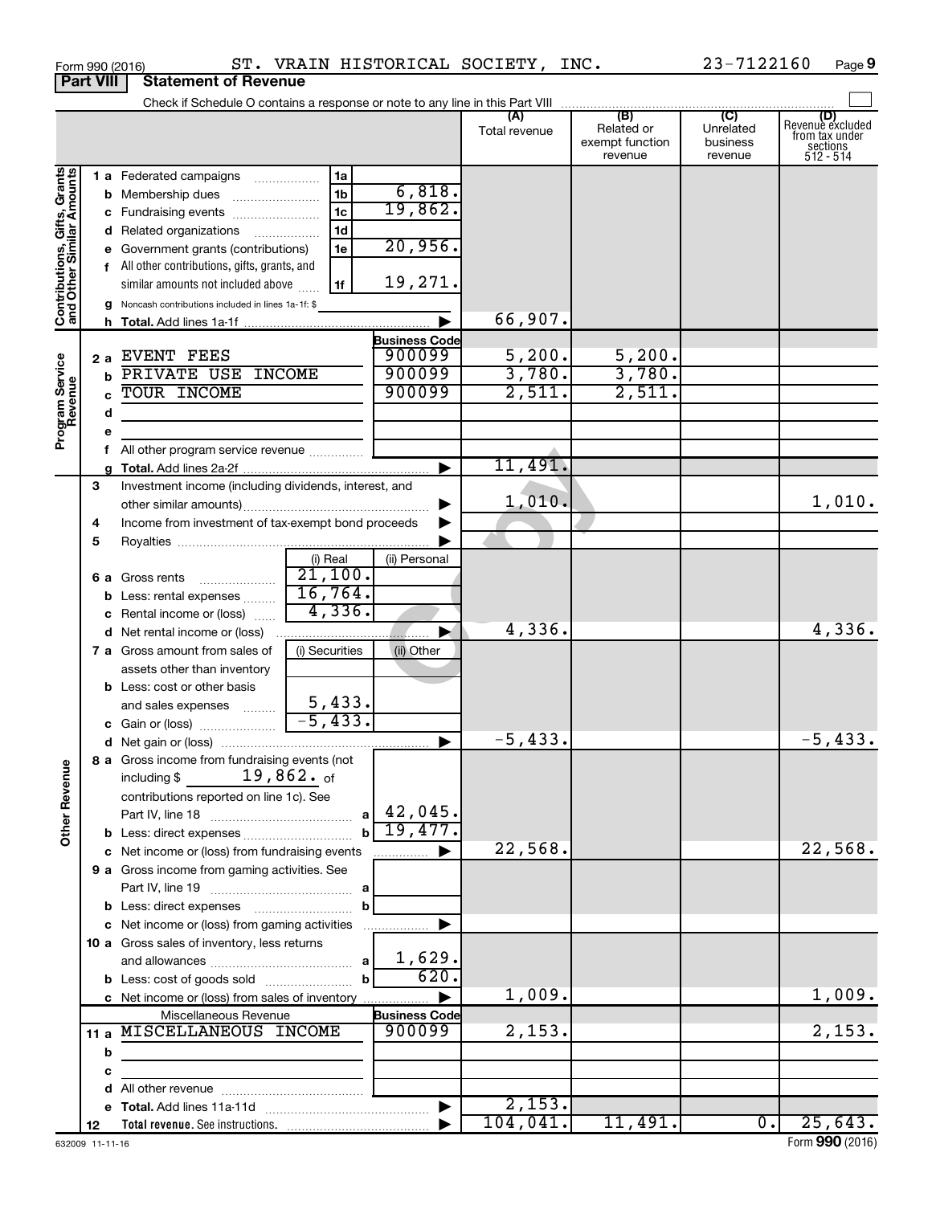Form 990 (2016) ST. VRAIN HISTORICAL SOCIETY, INC. 23-7122160 Page 9

## Part VIII Statement of Revenue

Check if Schedule O contains a response or note to any line in this Part VIII

| | | | | (A) Total revenue | (B) Related or exempt function revenue | (C) Unrelated business revenue | (D) Revenue excluded from tax under sections 512 - 514 |
|---|---|---|---|---|---|---|---|
| **Contributions, Gifts, Grants and Other Similar Amounts** | 1a Federated campaigns | 1a | | | | | |
| | b Membership dues | 1b | 6,818. | | | | |
| | c Fundraising events | 1c | 19,862. | | | | |
| | d Related organizations | 1d | | | | | |
| | e Government grants (contributions) | 1e | 20,956. | | | | |
| | f All other contributions, gifts, grants, and similar amounts not included above | 1f | 19,271. | | | | |
| | g Noncash contributions included in lines 1a-1f: $ | | | | | | |
| | h Total. Add lines 1a-1f | | ▶ | 66,907. | | | |
| **Program Service Revenue** | | | Business Code | | | | |
| | 2a EVENT FEES | | 900099 | 5,200. | 5,200. | | |
| | b PRIVATE USE INCOME | | 900099 | 3,780. | 3,780. | | |
| | c TOUR INCOME | | 900099 | 2,511. | 2,511. | | |
| | d | | | | | | |
| | e | | | | | | |
| | f All other program service revenue | | | | | | |
| | g Total. Add lines 2a-2f | | ▶ | 11,491. | | | |
| **Other Revenue** | 3 Investment income (including dividends, interest, and other similar amounts) | | ▶ | 1,010. | | | 1,010. |
| | 4 Income from investment of tax-exempt bond proceeds | | ▶ | | | | |
| | 5 Royalties | | ▶ | | | | |
| | | (i) Real | (ii) Personal | | | | |
| | 6a Gross rents | 21,100. | | | | | |
| | b Less: rental expenses | 16,764. | | | | | |
| | c Rental income or (loss) | 4,336. | | | | | |
| | d Net rental income or (loss) | | ▶ | 4,336. | | | 4,336. |
| | 7a Gross amount from sales of assets other than inventory | (i) Securities | (ii) Other | | | | |
| | b Less: cost or other basis and sales expenses | 5,433. | | | | | |
| | c Gain or (loss) | -5,433. | | | | | |
| | d Net gain or (loss) | | ▶ | -5,433. | | | -5,433. |
| | 8a Gross income from fundraising events (not including $ 19,862. of contributions reported on line 1c). See Part IV, line 18 | a | 42,045. | | | | |
| | b Less: direct expenses | b | 19,477. | | | | |
| | c Net income or (loss) from fundraising events | | ▶ | 22,568. | | | 22,568. |
| | 9a Gross income from gaming activities. See Part IV, line 19 | a | | | | | |
| | b Less: direct expenses | b | | | | | |
| | c Net income or (loss) from gaming activities | | ▶ | | | | |
| | 10a Gross sales of inventory, less returns and allowances | a | 1,629. | | | | |
| | b Less: cost of goods sold | b | 620. | | | | |
| | c Net income or (loss) from sales of inventory | | ▶ | 1,009. | | | 1,009. |
| | Miscellaneous Revenue | | Business Code | | | | |
| | 11a MISCELLANEOUS INCOME | | 900099 | 2,153. | | | 2,153. |
| | b | | | | | | |
| | c | | | | | | |
| | d All other revenue | | | | | | |
| | e Total. Add lines 11a-11d | | ▶ | 2,153. | | | |
| | 12 Total revenue. See instructions. | | ▶ | 104,041. | 11,491. | 0. | 25,643. |

632009 11-11-16 Form 990 (2016)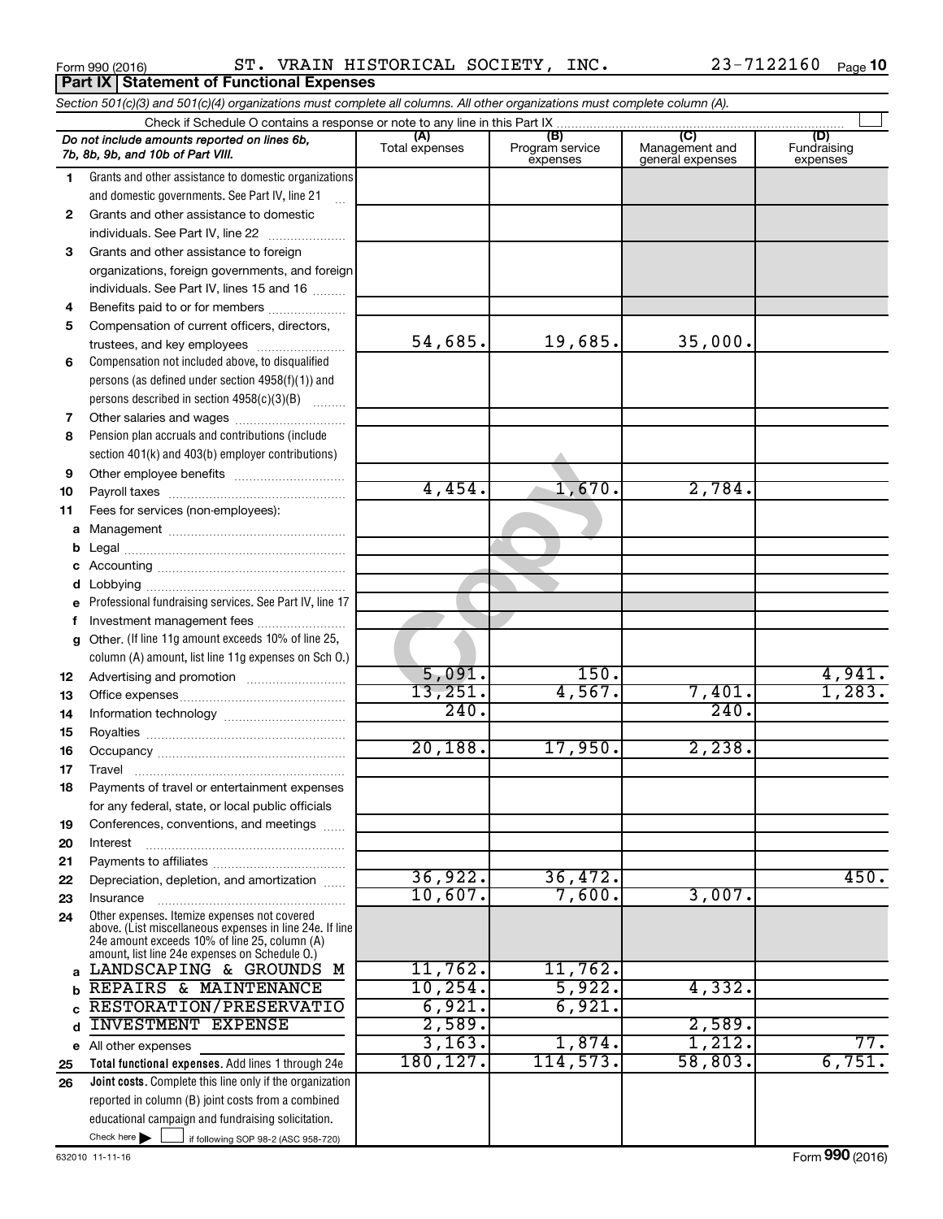Form 990 (2016) ST. VRAIN HISTORICAL SOCIETY, INC. 23-7122160

## Part IX Statement of Functional Expenses

*Section 501(c)(3) and 501(c)(4) organizations must complete all columns. All other organizations must complete column (A).*

Check if Schedule O contains a response or note to any line in this Part IX

| | *Do not include amounts reported on lines 6b, 7b, 8b, 9b, and 10b of Part VIII.* | (A) Total expenses | (B) Program service expenses | (C) Management and general expenses | (D) Fundraising expenses |
|---|---|---|---|---|---|
| 1 | Grants and other assistance to domestic organizations and domestic governments. See Part IV, line 21 | | | | |
| 2 | Grants and other assistance to domestic individuals. See Part IV, line 22 | | | | |
| 3 | Grants and other assistance to foreign organizations, foreign governments, and foreign individuals. See Part IV, lines 15 and 16 | | | | |
| 4 | Benefits paid to or for members | | | | |
| 5 | Compensation of current officers, directors, trustees, and key employees | 54,685. | 19,685. | 35,000. | |
| 6 | Compensation not included above, to disqualified persons (as defined under section 4958(f)(1)) and persons described in section 4958(c)(3)(B) | | | | |
| 7 | Other salaries and wages | | | | |
| 8 | Pension plan accruals and contributions (include section 401(k) and 403(b) employer contributions) | | | | |
| 9 | Other employee benefits | | | | |
| 10 | Payroll taxes | 4,454. | 1,670. | 2,784. | |
| 11 | Fees for services (non-employees): | | | | |
| a | Management | | | | |
| b | Legal | | | | |
| c | Accounting | | | | |
| d | Lobbying | | | | |
| e | Professional fundraising services. See Part IV, line 17 | | | | |
| f | Investment management fees | | | | |
| g | Other. (If line 11g amount exceeds 10% of line 25, column (A) amount, list line 11g expenses on Sch O.) | | | | |
| 12 | Advertising and promotion | 5,091. | 150. | | 4,941. |
| 13 | Office expenses | 13,251. | 4,567. | 7,401. | 1,283. |
| 14 | Information technology | 240. | | 240. | |
| 15 | Royalties | | | | |
| 16 | Occupancy | 20,188. | 17,950. | 2,238. | |
| 17 | Travel | | | | |
| 18 | Payments of travel or entertainment expenses for any federal, state, or local public officials | | | | |
| 19 | Conferences, conventions, and meetings | | | | |
| 20 | Interest | | | | |
| 21 | Payments to affiliates | | | | |
| 22 | Depreciation, depletion, and amortization | 36,922. | 36,472. | | 450. |
| 23 | Insurance | 10,607. | 7,600. | 3,007. | |
| 24 | Other expenses. Itemize expenses not covered above. (List miscellaneous expenses in line 24e. If line 24e amount exceeds 10% of line 25, column (A) amount, list line 24e expenses on Schedule O.) | | | | |
| a | LANDSCAPING & GROUNDS M | 11,762. | 11,762. | | |
| b | REPAIRS & MAINTENANCE | 10,254. | 5,922. | 4,332. | |
| c | RESTORATION/PRESERVATIO | 6,921. | 6,921. | | |
| d | INVESTMENT EXPENSE | 2,589. | | 2,589. | |
| e | All other expenses | 3,163. | 1,874. | 1,212. | 77. |
| 25 | **Total functional expenses.** Add lines 1 through 24e | 180,127. | 114,573. | 58,803. | 6,751. |
| 26 | **Joint costs.** Complete this line only if the organization reported in column (B) joint costs from a combined educational campaign and fundraising solicitation. Check here ☐ if following SOP 98-2 (ASC 958-720) | | | | |

632010 11-11-16 Form **990** (2016)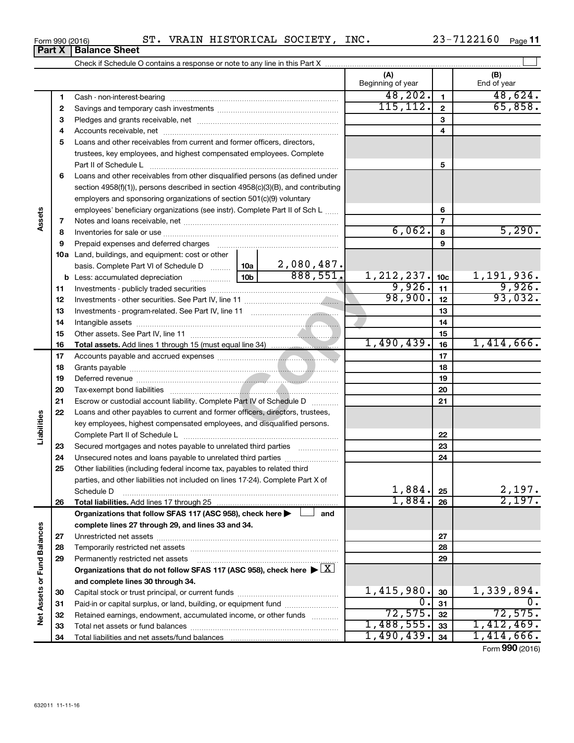Form 990 (2016) ST. VRAIN HISTORICAL SOCIETY, INC. 23-7122160

## Part X | Balance Sheet

Check if Schedule O contains a response or note to any line in this Part X ☐

| | | | | (A) Beginning of year | | (B) End of year |
|---|---|---|---|---|---|---|
| **Assets** | 1 | Cash - non-interest-bearing | | 48,202. | 1 | 48,624. |
| | 2 | Savings and temporary cash investments | | 115,112. | 2 | 65,858. |
| | 3 | Pledges and grants receivable, net | | | 3 | |
| | 4 | Accounts receivable, net | | | 4 | |
| | 5 | Loans and other receivables from current and former officers, directors, trustees, key employees, and highest compensated employees. Complete Part II of Schedule L | | | 5 | |
| | 6 | Loans and other receivables from other disqualified persons (as defined under section 4958(f)(1)), persons described in section 4958(c)(3)(B), and contributing employers and sponsoring organizations of section 501(c)(9) voluntary employees' beneficiary organizations (see instr). Complete Part II of Sch L | | | 6 | |
| | 7 | Notes and loans receivable, net | | | 7 | |
| | 8 | Inventories for sale or use | | 6,062. | 8 | 5,290. |
| | 9 | Prepaid expenses and deferred charges | | | 9 | |
| | 10a | Land, buildings, and equipment: cost or other basis. Complete Part VI of Schedule D | 10a 2,080,487. | | | |
| | b | Less: accumulated depreciation | 10b 888,551. | 1,212,237. | 10c | 1,191,936. |
| | 11 | Investments - publicly traded securities | | 9,926. | 11 | 9,926. |
| | 12 | Investments - other securities. See Part IV, line 11 | | 98,900. | 12 | 93,032. |
| | 13 | Investments - program-related. See Part IV, line 11 | | | 13 | |
| | 14 | Intangible assets | | | 14 | |
| | 15 | Other assets. See Part IV, line 11 | | | 15 | |
| | 16 | **Total assets.** Add lines 1 through 15 (must equal line 34) | | 1,490,439. | 16 | 1,414,666. |
| **Liabilities** | 17 | Accounts payable and accrued expenses | | | 17 | |
| | 18 | Grants payable | | | 18 | |
| | 19 | Deferred revenue | | | 19 | |
| | 20 | Tax-exempt bond liabilities | | | 20 | |
| | 21 | Escrow or custodial account liability. Complete Part IV of Schedule D | | | 21 | |
| | 22 | Loans and other payables to current and former officers, directors, trustees, key employees, highest compensated employees, and disqualified persons. Complete Part II of Schedule L | | | 22 | |
| | 23 | Secured mortgages and notes payable to unrelated third parties | | | 23 | |
| | 24 | Unsecured notes and loans payable to unrelated third parties | | | 24 | |
| | 25 | Other liabilities (including federal income tax, payables to related third parties, and other liabilities not included on lines 17-24). Complete Part X of Schedule D | | 1,884. | 25 | 2,197. |
| | 26 | **Total liabilities.** Add lines 17 through 25 | | 1,884. | 26 | 2,197. |
| **Net Assets or Fund Balances** | | **Organizations that follow SFAS 117 (ASC 958), check here ▶ ☐ and complete lines 27 through 29, and lines 33 and 34.** | | | | |
| | 27 | Unrestricted net assets | | | 27 | |
| | 28 | Temporarily restricted net assets | | | 28 | |
| | 29 | Permanently restricted net assets | | | 29 | |
| | | **Organizations that do not follow SFAS 117 (ASC 958), check here ▶ ☒ and complete lines 30 through 34.** | | | | |
| | 30 | Capital stock or trust principal, or current funds | | 1,415,980. | 30 | 1,339,894. |
| | 31 | Paid-in or capital surplus, or land, building, or equipment fund | | 0. | 31 | 0. |
| | 32 | Retained earnings, endowment, accumulated income, or other funds | | 72,575. | 32 | 72,575. |
| | 33 | Total net assets or fund balances | | 1,488,555. | 33 | 1,412,469. |
| | 34 | Total liabilities and net assets/fund balances | | 1,490,439. | 34 | 1,414,666. |

Form **990** (2016)

632011 11-11-16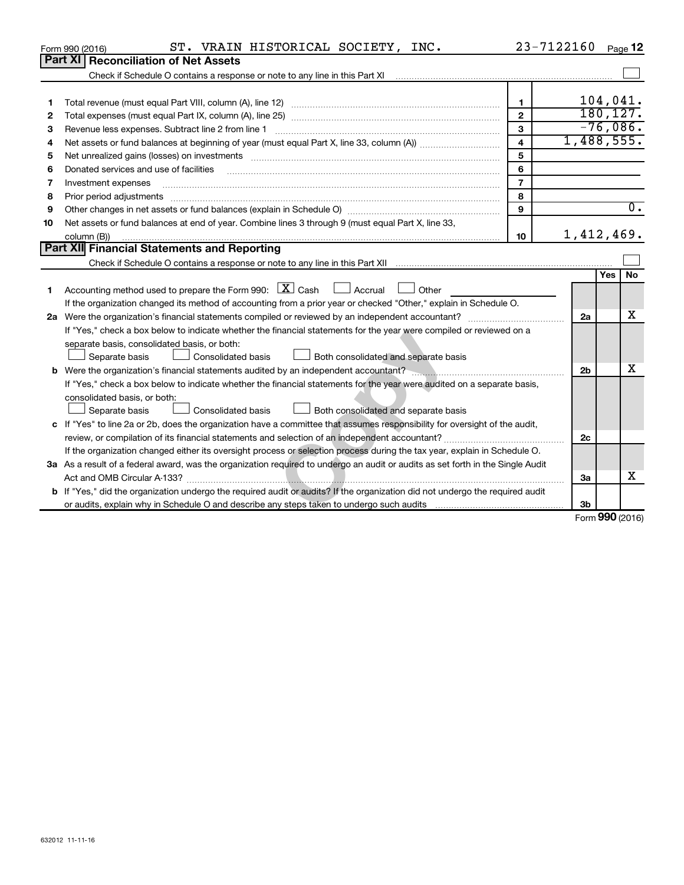Form 990 (2016) ST. VRAIN HISTORICAL SOCIETY, INC. 23-7122160 Page 12

## Part XI Reconciliation of Net Assets

Check if Schedule O contains a response or note to any line in this Part XI ☐

| | | | |
|---|---|---|---|
| 1 | Total revenue (must equal Part VIII, column (A), line 12) | 1 | 104,041. |
| 2 | Total expenses (must equal Part IX, column (A), line 25) | 2 | 180,127. |
| 3 | Revenue less expenses. Subtract line 2 from line 1 | 3 | -76,086. |
| 4 | Net assets or fund balances at beginning of year (must equal Part X, line 33, column (A)) | 4 | 1,488,555. |
| 5 | Net unrealized gains (losses) on investments | 5 | |
| 6 | Donated services and use of facilities | 6 | |
| 7 | Investment expenses | 7 | |
| 8 | Prior period adjustments | 8 | |
| 9 | Other changes in net assets or fund balances (explain in Schedule O) | 9 | 0. |
| 10 | Net assets or fund balances at end of year. Combine lines 3 through 9 (must equal Part X, line 33, column (B)) | 10 | 1,412,469. |

## Part XII Financial Statements and Reporting

Check if Schedule O contains a response or note to any line in this Part XII ☐

| | | | Yes | No |
|---|---|---|---|---|
| 1 | Accounting method used to prepare the Form 990: ☒ Cash ☐ Accrual ☐ Other<br>If the organization changed its method of accounting from a prior year or checked "Other," explain in Schedule O. | | | |
| 2a | Were the organization's financial statements compiled or reviewed by an independent accountant?<br>If "Yes," check a box below to indicate whether the financial statements for the year were compiled or reviewed on a separate basis, consolidated basis, or both:<br>☐ Separate basis ☐ Consolidated basis ☐ Both consolidated and separate basis | 2a | | X |
| b | Were the organization's financial statements audited by an independent accountant?<br>If "Yes," check a box below to indicate whether the financial statements for the year were audited on a separate basis, consolidated basis, or both:<br>☐ Separate basis ☐ Consolidated basis ☐ Both consolidated and separate basis | 2b | | X |
| c | If "Yes" to line 2a or 2b, does the organization have a committee that assumes responsibility for oversight of the audit, review, or compilation of its financial statements and selection of an independent accountant?<br>If the organization changed either its oversight process or selection process during the tax year, explain in Schedule O. | 2c | | |
| 3a | As a result of a federal award, was the organization required to undergo an audit or audits as set forth in the Single Audit Act and OMB Circular A-133? | 3a | | X |
| b | If "Yes," did the organization undergo the required audit or audits? If the organization did not undergo the required audit or audits, explain why in Schedule O and describe any steps taken to undergo such audits | 3b | | |

Form 990 (2016)

632012 11-11-16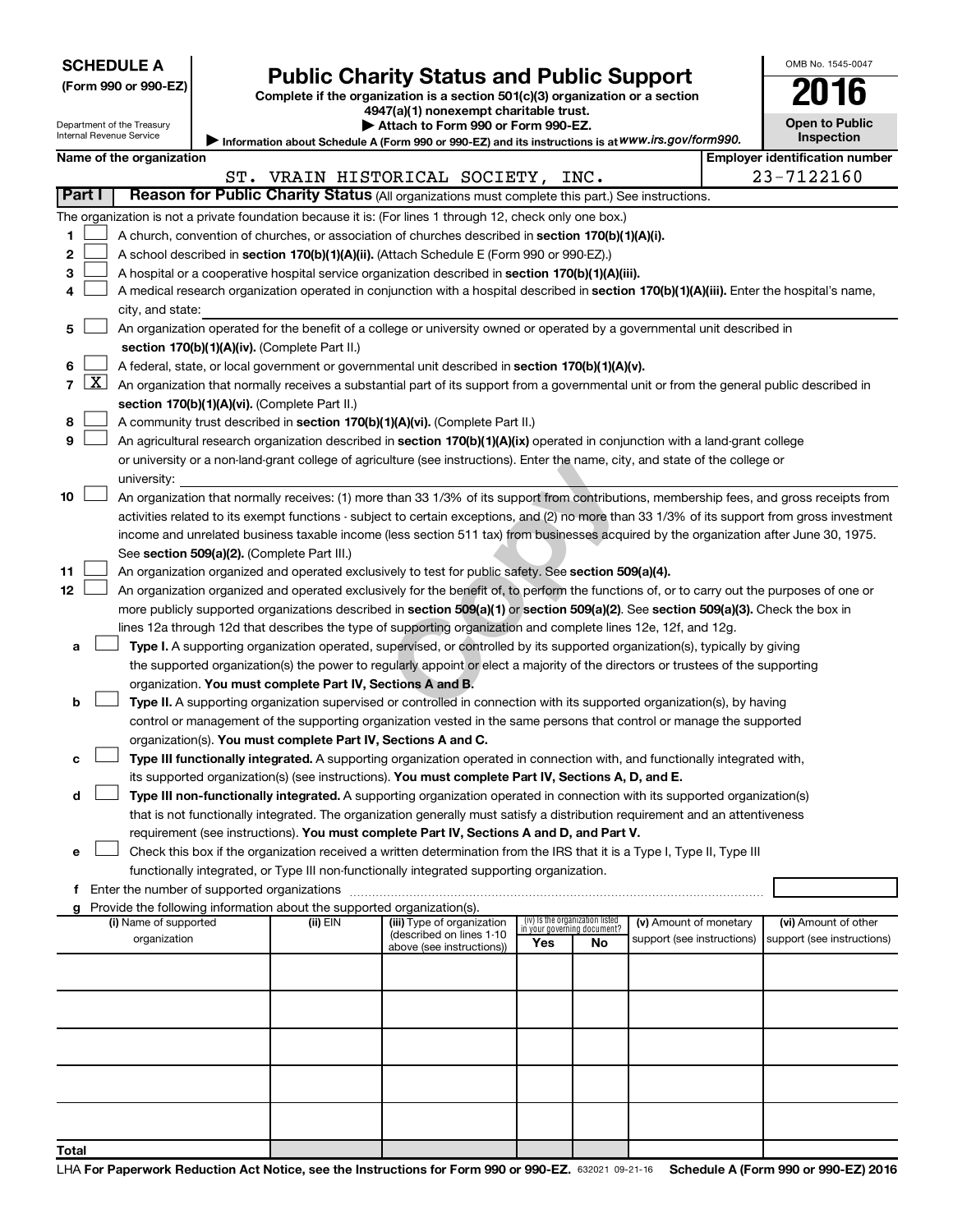**SCHEDULE A**
**(Form 990 or 990-EZ)**

Department of the Treasury
Internal Revenue Service

# Public Charity Status and Public Support

**Complete if the organization is a section 501(c)(3) organization or a section 4947(a)(1) nonexempt charitable trust.**
**▶ Attach to Form 990 or Form 990-EZ.**
**▶ Information about Schedule A (Form 990 or 990-EZ) and its instructions is at www.irs.gov/form990.**

OMB No. 1545-0047

**2016**

**Open to Public Inspection**

**Name of the organization**
ST. VRAIN HISTORICAL SOCIETY, INC.

**Employer identification number**
23-7122160

**Part I** **Reason for Public Charity Status** (All organizations must complete this part.) See instructions.

The organization is not a private foundation because it is: (For lines 1 through 12, check only one box.)

1 ☐ A church, convention of churches, or association of churches described in **section 170(b)(1)(A)(i).**

2 ☐ A school described in **section 170(b)(1)(A)(ii).** (Attach Schedule E (Form 990 or 990-EZ).)

3 ☐ A hospital or a cooperative hospital service organization described in **section 170(b)(1)(A)(iii).**

4 ☐ A medical research organization operated in conjunction with a hospital described in **section 170(b)(1)(A)(iii).** Enter the hospital's name, city, and state:

5 ☐ An organization operated for the benefit of a college or university owned or operated by a governmental unit described in **section 170(b)(1)(A)(iv).** (Complete Part II.)

6 ☐ A federal, state, or local government or governmental unit described in **section 170(b)(1)(A)(v).**

7 ☒ An organization that normally receives a substantial part of its support from a governmental unit or from the general public described in **section 170(b)(1)(A)(vi).** (Complete Part II.)

8 ☐ A community trust described in **section 170(b)(1)(A)(vi).** (Complete Part II.)

9 ☐ An agricultural research organization described in **section 170(b)(1)(A)(ix)** operated in conjunction with a land-grant college or university or a non-land-grant college of agriculture (see instructions). Enter the name, city, and state of the college or university:

10 ☐ An organization that normally receives: (1) more than 33 1/3% of its support from contributions, membership fees, and gross receipts from activities related to its exempt functions - subject to certain exceptions, and (2) no more than 33 1/3% of its support from gross investment income and unrelated business taxable income (less section 511 tax) from businesses acquired by the organization after June 30, 1975. See **section 509(a)(2).** (Complete Part III.)

11 ☐ An organization organized and operated exclusively to test for public safety. See **section 509(a)(4).**

12 ☐ An organization organized and operated exclusively for the benefit of, to perform the functions of, or to carry out the purposes of one or more publicly supported organizations described in **section 509(a)(1)** or **section 509(a)(2).** See **section 509(a)(3).** Check the box in lines 12a through 12d that describes the type of supporting organization and complete lines 12e, 12f, and 12g.

a ☐ **Type I.** A supporting organization operated, supervised, or controlled by its supported organization(s), typically by giving the supported organization(s) the power to regularly appoint or elect a majority of the directors or trustees of the supporting organization. **You must complete Part IV, Sections A and B.**

b ☐ **Type II.** A supporting organization supervised or controlled in connection with its supported organization(s), by having control or management of the supporting organization vested in the same persons that control or manage the supported organization(s). **You must complete Part IV, Sections A and C.**

c ☐ **Type III functionally integrated.** A supporting organization operated in connection with, and functionally integrated with, its supported organization(s) (see instructions). **You must complete Part IV, Sections A, D, and E.**

d ☐ **Type III non-functionally integrated.** A supporting organization operated in connection with its supported organization(s) that is not functionally integrated. The organization generally must satisfy a distribution requirement and an attentiveness requirement (see instructions). **You must complete Part IV, Sections A and D, and Part V.**

e ☐ Check this box if the organization received a written determination from the IRS that it is a Type I, Type II, Type III functionally integrated, or Type III non-functionally integrated supporting organization.

f Enter the number of supported organizations

g Provide the following information about the supported organization(s).

| (i) Name of supported organization | (ii) EIN | (iii) Type of organization (described on lines 1-10 above (see instructions)) | (iv) Is the organization listed in your governing document? Yes | No | (v) Amount of monetary support (see instructions) | (vi) Amount of other support (see instructions) |
|---|---|---|---|---|---|---|
| | | | | | | |
| | | | | | | |
| | | | | | | |
| | | | | | | |
| | | | | | | |
| **Total** | | | | | | |

LHA **For Paperwork Reduction Act Notice, see the Instructions for Form 990 or 990-EZ.** 632021 09-21-16 **Schedule A (Form 990 or 990-EZ) 2016**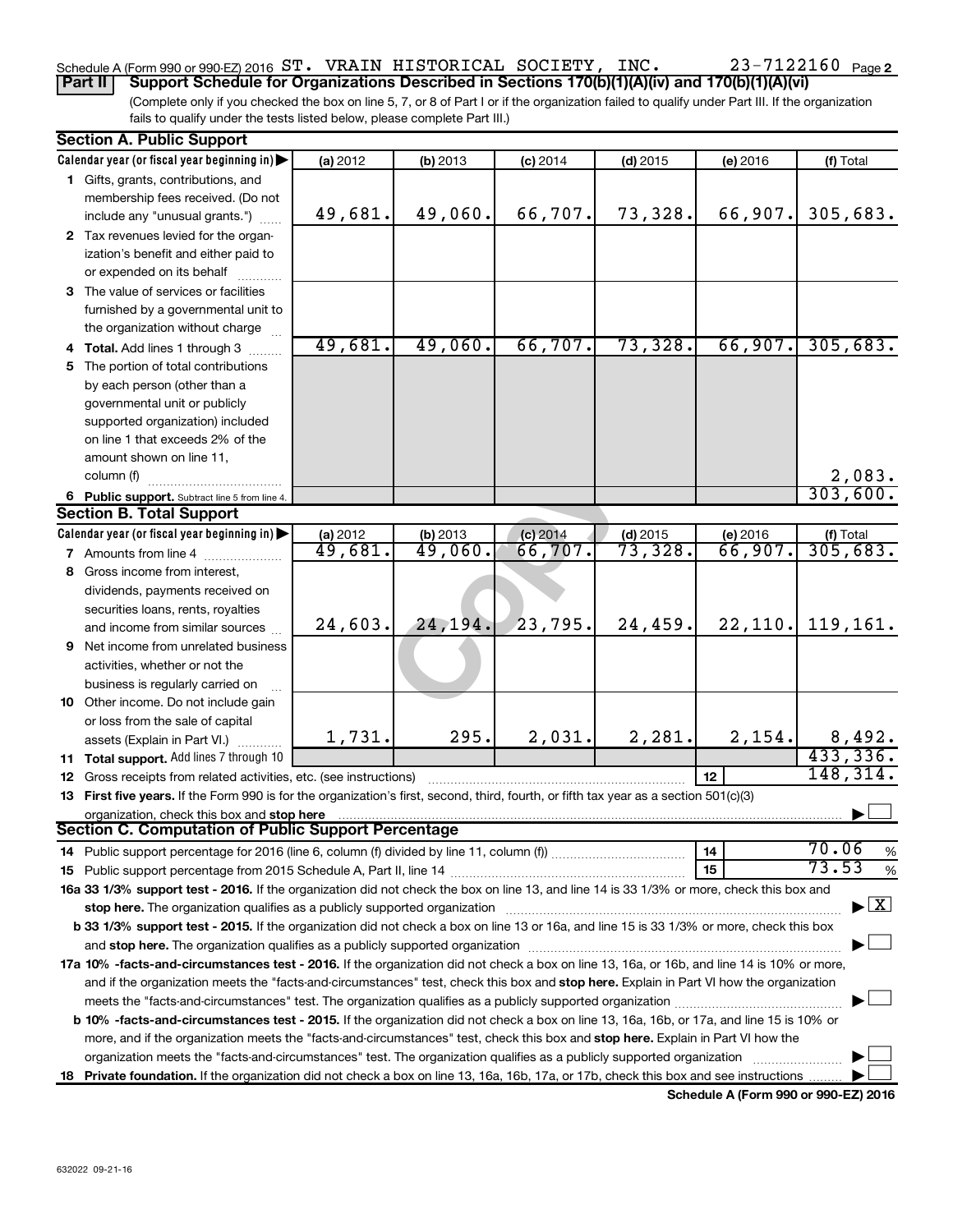Schedule A (Form 990 or 990-EZ) 2016 ST. VRAIN HISTORICAL SOCIETY, INC. 23-7122160 Page 2

**Part II** **Support Schedule for Organizations Described in Sections 170(b)(1)(A)(iv) and 170(b)(1)(A)(vi)**

(Complete only if you checked the box on line 5, 7, or 8 of Part I or if the organization failed to qualify under Part III. If the organization fails to qualify under the tests listed below, please complete Part III.)

**Section A. Public Support**

| Calendar year (or fiscal year beginning in) | (a) 2012 | (b) 2013 | (c) 2014 | (d) 2015 | (e) 2016 | (f) Total |
|---|---|---|---|---|---|---|
| **1** Gifts, grants, contributions, and membership fees received. (Do not include any "unusual grants.") | 49,681. | 49,060. | 66,707. | 73,328. | 66,907. | 305,683. |
| **2** Tax revenues levied for the organization's benefit and either paid to or expended on its behalf | | | | | | |
| **3** The value of services or facilities furnished by a governmental unit to the organization without charge | | | | | | |
| **4** **Total.** Add lines 1 through 3 | 49,681. | 49,060. | 66,707. | 73,328. | 66,907. | 305,683. |
| **5** The portion of total contributions by each person (other than a governmental unit or publicly supported organization) included on line 1 that exceeds 2% of the amount shown on line 11, column (f) | | | | | | 2,083. |
| **6** **Public support.** Subtract line 5 from line 4. | | | | | | 303,600. |

**Section B. Total Support**

| Calendar year (or fiscal year beginning in) | (a) 2012 | (b) 2013 | (c) 2014 | (d) 2015 | (e) 2016 | (f) Total |
|---|---|---|---|---|---|---|
| **7** Amounts from line 4 | 49,681. | 49,060. | 66,707. | 73,328. | 66,907. | 305,683. |
| **8** Gross income from interest, dividends, payments received on securities loans, rents, royalties and income from similar sources | 24,603. | 24,194. | 23,795. | 24,459. | 22,110. | 119,161. |
| **9** Net income from unrelated business activities, whether or not the business is regularly carried on | | | | | | |
| **10** Other income. Do not include gain or loss from the sale of capital assets (Explain in Part VI.) | 1,731. | 295. | 2,031. | 2,281. | 2,154. | 8,492. |
| **11** **Total support.** Add lines 7 through 10 | | | | | | 433,336. |

**12** Gross receipts from related activities, etc. (see instructions) | **12** | 148,314.

**13** **First five years.** If the Form 990 is for the organization's first, second, third, fourth, or fifth tax year as a section 501(c)(3) organization, check this box and **stop here** ☐

**Section C. Computation of Public Support Percentage**

**14** Public support percentage for 2016 (line 6, column (f) divided by line 11, column (f)) | **14** | 70.06 %

**15** Public support percentage from 2015 Schedule A, Part II, line 14 | **15** | 73.53 %

**16a 33 1/3% support test - 2016.** If the organization did not check the box on line 13, and line 14 is 33 1/3% or more, check this box and **stop here.** The organization qualifies as a publicly supported organization ☒

**b 33 1/3% support test - 2015.** If the organization did not check a box on line 13 or 16a, and line 15 is 33 1/3% or more, check this box and **stop here.** The organization qualifies as a publicly supported organization ☐

**17a 10% -facts-and-circumstances test - 2016.** If the organization did not check a box on line 13, 16a, or 16b, and line 14 is 10% or more, and if the organization meets the "facts-and-circumstances" test, check this box and **stop here.** Explain in Part VI how the organization meets the "facts-and-circumstances" test. The organization qualifies as a publicly supported organization ☐

**b 10% -facts-and-circumstances test - 2015.** If the organization did not check a box on line 13, 16a, 16b, or 17a, and line 15 is 10% or more, and if the organization meets the "facts-and-circumstances" test, check this box and **stop here.** Explain in Part VI how the organization meets the "facts-and-circumstances" test. The organization qualifies as a publicly supported organization ☐

**18** **Private foundation.** If the organization did not check a box on line 13, 16a, 16b, 17a, or 17b, check this box and see instructions ☐

**Schedule A (Form 990 or 990-EZ) 2016**

632022 09-21-16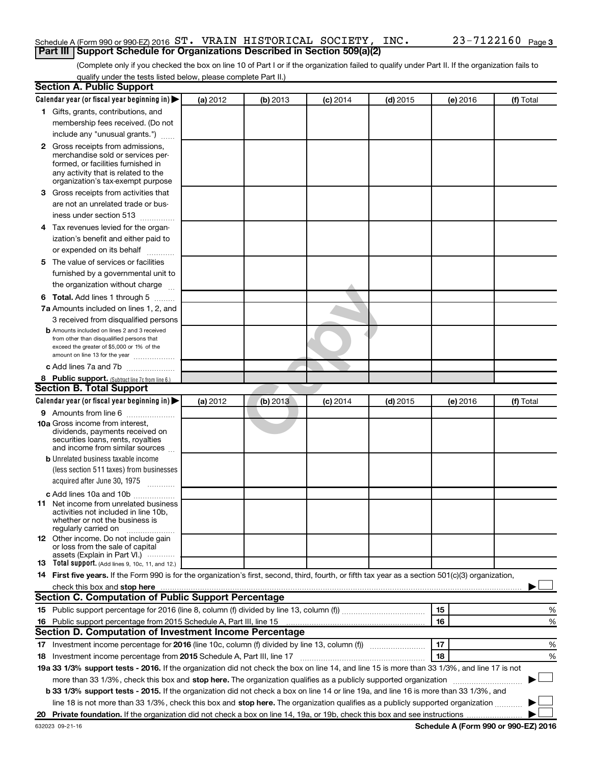Schedule A (Form 990 or 990-EZ) 2016 ST. VRAIN HISTORICAL SOCIETY, INC. 23-7122160 Page 3

## Part III Support Schedule for Organizations Described in Section 509(a)(2)

(Complete only if you checked the box on line 10 of Part I or if the organization failed to qualify under Part II. If the organization fails to qualify under the tests listed below, please complete Part II.)

### Section A. Public Support

| Calendar year (or fiscal year beginning in) ▶ | (a) 2012 | (b) 2013 | (c) 2014 | (d) 2015 | (e) 2016 | (f) Total |
|---|---|---|---|---|---|---|
| 1 Gifts, grants, contributions, and membership fees received. (Do not include any "unusual grants.") | | | | | | |
| 2 Gross receipts from admissions, merchandise sold or services performed, or facilities furnished in any activity that is related to the organization's tax-exempt purpose | | | | | | |
| 3 Gross receipts from activities that are not an unrelated trade or business under section 513 | | | | | | |
| 4 Tax revenues levied for the organization's benefit and either paid to or expended on its behalf | | | | | | |
| 5 The value of services or facilities furnished by a governmental unit to the organization without charge | | | | | | |
| 6 Total. Add lines 1 through 5 | | | | | | |
| 7a Amounts included on lines 1, 2, and 3 received from disqualified persons | | | | | | |
| b Amounts included on lines 2 and 3 received from other than disqualified persons that exceed the greater of $5,000 or 1% of the amount on line 13 for the year | | | | | | |
| c Add lines 7a and 7b | | | | | | |
| 8 Public support. (Subtract line 7c from line 6.) | | | | | | |

### Section B. Total Support

| Calendar year (or fiscal year beginning in) ▶ | (a) 2012 | (b) 2013 | (c) 2014 | (d) 2015 | (e) 2016 | (f) Total |
|---|---|---|---|---|---|---|
| 9 Amounts from line 6 | | | | | | |
| 10a Gross income from interest, dividends, payments received on securities loans, rents, royalties and income from similar sources | | | | | | |
| b Unrelated business taxable income (less section 511 taxes) from businesses acquired after June 30, 1975 | | | | | | |
| c Add lines 10a and 10b | | | | | | |
| 11 Net income from unrelated business activities not included in line 10b, whether or not the business is regularly carried on | | | | | | |
| 12 Other income. Do not include gain or loss from the sale of capital assets (Explain in Part VI.) | | | | | | |
| 13 Total support. (Add lines 9, 10c, 11, and 12.) | | | | | | |

14 **First five years.** If the Form 990 is for the organization's first, second, third, fourth, or fifth tax year as a section 501(c)(3) organization, check this box and **stop here** ▶ ☐

### Section C. Computation of Public Support Percentage

| | | | |
|---|---|---|---|
| 15 | Public support percentage for 2016 (line 8, column (f) divided by line 13, column (f)) | 15 | % |
| 16 | Public support percentage from 2015 Schedule A, Part III, line 15 | 16 | % |

### Section D. Computation of Investment Income Percentage

| | | | |
|---|---|---|---|
| 17 | Investment income percentage for **2016** (line 10c, column (f) divided by line 13, column (f)) | 17 | % |
| 18 | Investment income percentage from **2015** Schedule A, Part III, line 17 | 18 | % |

**19a 33 1/3% support tests - 2016.** If the organization did not check the box on line 14, and line 15 is more than 33 1/3%, and line 17 is not more than 33 1/3%, check this box and **stop here.** The organization qualifies as a publicly supported organization ▶ ☐

**b 33 1/3% support tests - 2015.** If the organization did not check a box on line 14 or line 19a, and line 16 is more than 33 1/3%, and line 18 is not more than 33 1/3%, check this box and **stop here.** The organization qualifies as a publicly supported organization ▶ ☐

**20 Private foundation.** If the organization did not check a box on line 14, 19a, or 19b, check this box and see instructions ▶ ☐

632023 09-21-16 **Schedule A (Form 990 or 990-EZ) 2016**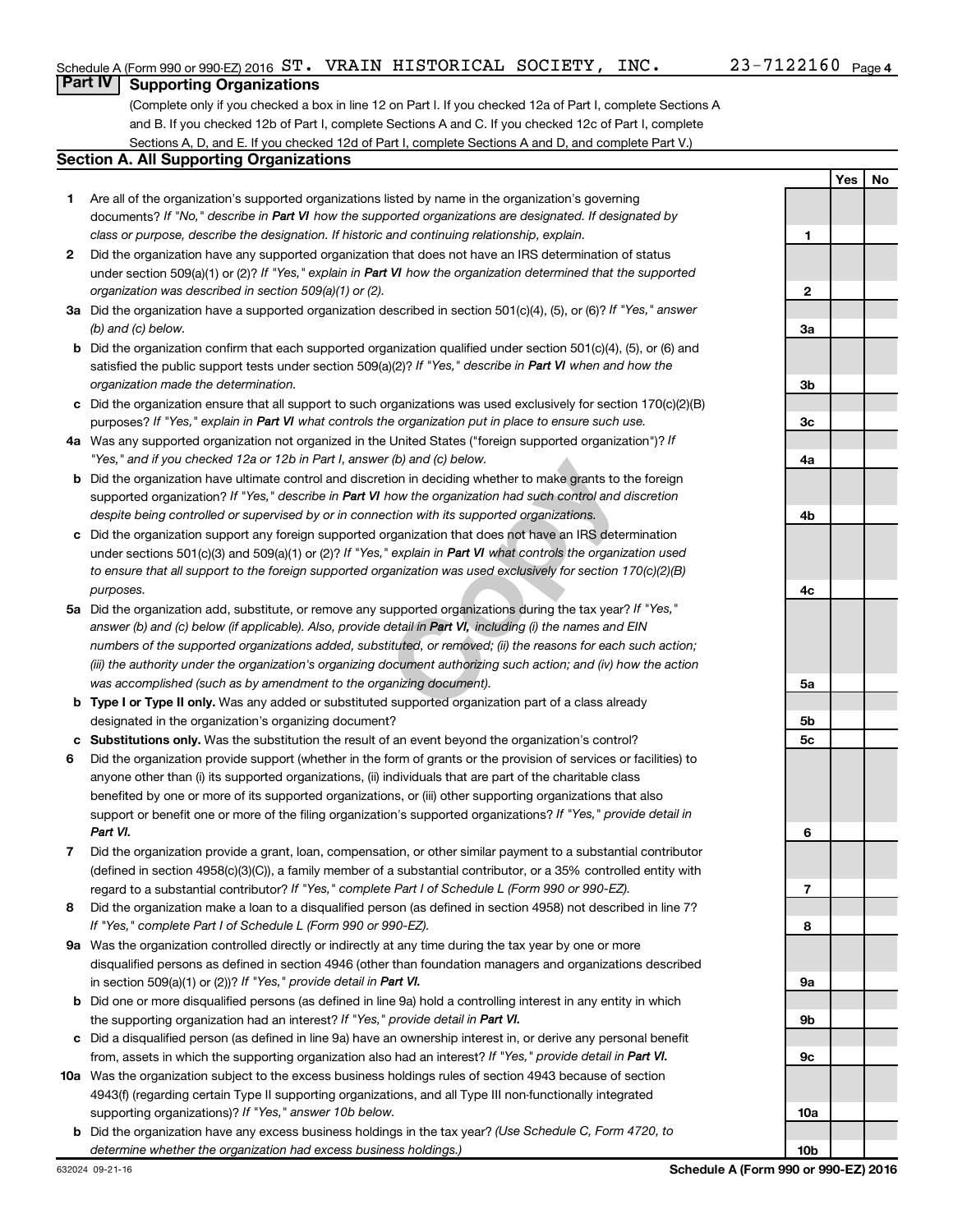Schedule A (Form 990 or 990-EZ) 2016 ST. VRAIN HISTORICAL SOCIETY, INC. 23-7122160 Page 4

## Part IV Supporting Organizations

(Complete only if you checked a box in line 12 on Part I. If you checked 12a of Part I, complete Sections A and B. If you checked 12b of Part I, complete Sections A and C. If you checked 12c of Part I, complete Sections A, D, and E. If you checked 12d of Part I, complete Sections A and D, and complete Part V.)

### Section A. All Supporting Organizations

| | | | Yes | No |
|---|---|---|---|---|
| **1** | Are all of the organization's supported organizations listed by name in the organization's governing documents? *If "No," describe in **Part VI** how the supported organizations are designated. If designated by class or purpose, describe the designation. If historic and continuing relationship, explain.* | 1 | | |
| **2** | Did the organization have any supported organization that does not have an IRS determination of status under section 509(a)(1) or (2)? *If "Yes," explain in **Part VI** how the organization determined that the supported organization was described in section 509(a)(1) or (2).* | 2 | | |
| **3a** | Did the organization have a supported organization described in section 501(c)(4), (5), or (6)? *If "Yes," answer (b) and (c) below.* | 3a | | |
| **b** | Did the organization confirm that each supported organization qualified under section 501(c)(4), (5), or (6) and satisfied the public support tests under section 509(a)(2)? *If "Yes," describe in **Part VI** when and how the organization made the determination.* | 3b | | |
| **c** | Did the organization ensure that all support to such organizations was used exclusively for section 170(c)(2)(B) purposes? *If "Yes," explain in **Part VI** what controls the organization put in place to ensure such use.* | 3c | | |
| **4a** | Was any supported organization not organized in the United States ("foreign supported organization")? *If "Yes," and if you checked 12a or 12b in Part I, answer (b) and (c) below.* | 4a | | |
| **b** | Did the organization have ultimate control and discretion in deciding whether to make grants to the foreign supported organization? *If "Yes," describe in **Part VI** how the organization had such control and discretion despite being controlled or supervised by or in connection with its supported organizations.* | 4b | | |
| **c** | Did the organization support any foreign supported organization that does not have an IRS determination under sections 501(c)(3) and 509(a)(1) or (2)? *If "Yes," explain in **Part VI** what controls the organization used to ensure that all support to the foreign supported organization was used exclusively for section 170(c)(2)(B) purposes.* | 4c | | |
| **5a** | Did the organization add, substitute, or remove any supported organizations during the tax year? *If "Yes," answer (b) and (c) below (if applicable). Also, provide detail in **Part VI**, including (i) the names and EIN numbers of the supported organizations added, substituted, or removed; (ii) the reasons for each such action; (iii) the authority under the organization's organizing document authorizing such action; and (iv) how the action was accomplished (such as by amendment to the organizing document).* | 5a | | |
| **b** | **Type I or Type II only.** Was any added or substituted supported organization part of a class already designated in the organization's organizing document? | 5b | | |
| **c** | **Substitutions only.** Was the substitution the result of an event beyond the organization's control? | 5c | | |
| **6** | Did the organization provide support (whether in the form of grants or the provision of services or facilities) to anyone other than (i) its supported organizations, (ii) individuals that are part of the charitable class benefited by one or more of its supported organizations, or (iii) other supporting organizations that also support or benefit one or more of the filing organization's supported organizations? *If "Yes," provide detail in **Part VI**.* | 6 | | |
| **7** | Did the organization provide a grant, loan, compensation, or other similar payment to a substantial contributor (defined in section 4958(c)(3)(C)), a family member of a substantial contributor, or a 35% controlled entity with regard to a substantial contributor? *If "Yes," complete Part I of Schedule L (Form 990 or 990-EZ).* | 7 | | |
| **8** | Did the organization make a loan to a disqualified person (as defined in section 4958) not described in line 7? *If "Yes," complete Part I of Schedule L (Form 990 or 990-EZ).* | 8 | | |
| **9a** | Was the organization controlled directly or indirectly at any time during the tax year by one or more disqualified persons as defined in section 4946 (other than foundation managers and organizations described in section 509(a)(1) or (2))? *If "Yes," provide detail in **Part VI**.* | 9a | | |
| **b** | Did one or more disqualified persons (as defined in line 9a) hold a controlling interest in any entity in which the supporting organization had an interest? *If "Yes," provide detail in **Part VI**.* | 9b | | |
| **c** | Did a disqualified person (as defined in line 9a) have an ownership interest in, or derive any personal benefit from, assets in which the supporting organization also had an interest? *If "Yes," provide detail in **Part VI**.* | 9c | | |
| **10a** | Was the organization subject to the excess business holdings rules of section 4943 because of section 4943(f) (regarding certain Type II supporting organizations, and all Type III non-functionally integrated supporting organizations)? *If "Yes," answer 10b below.* | 10a | | |
| **b** | Did the organization have any excess business holdings in the tax year? *(Use Schedule C, Form 4720, to determine whether the organization had excess business holdings.)* | 10b | | |

632024 09-21-16 **Schedule A (Form 990 or 990-EZ) 2016**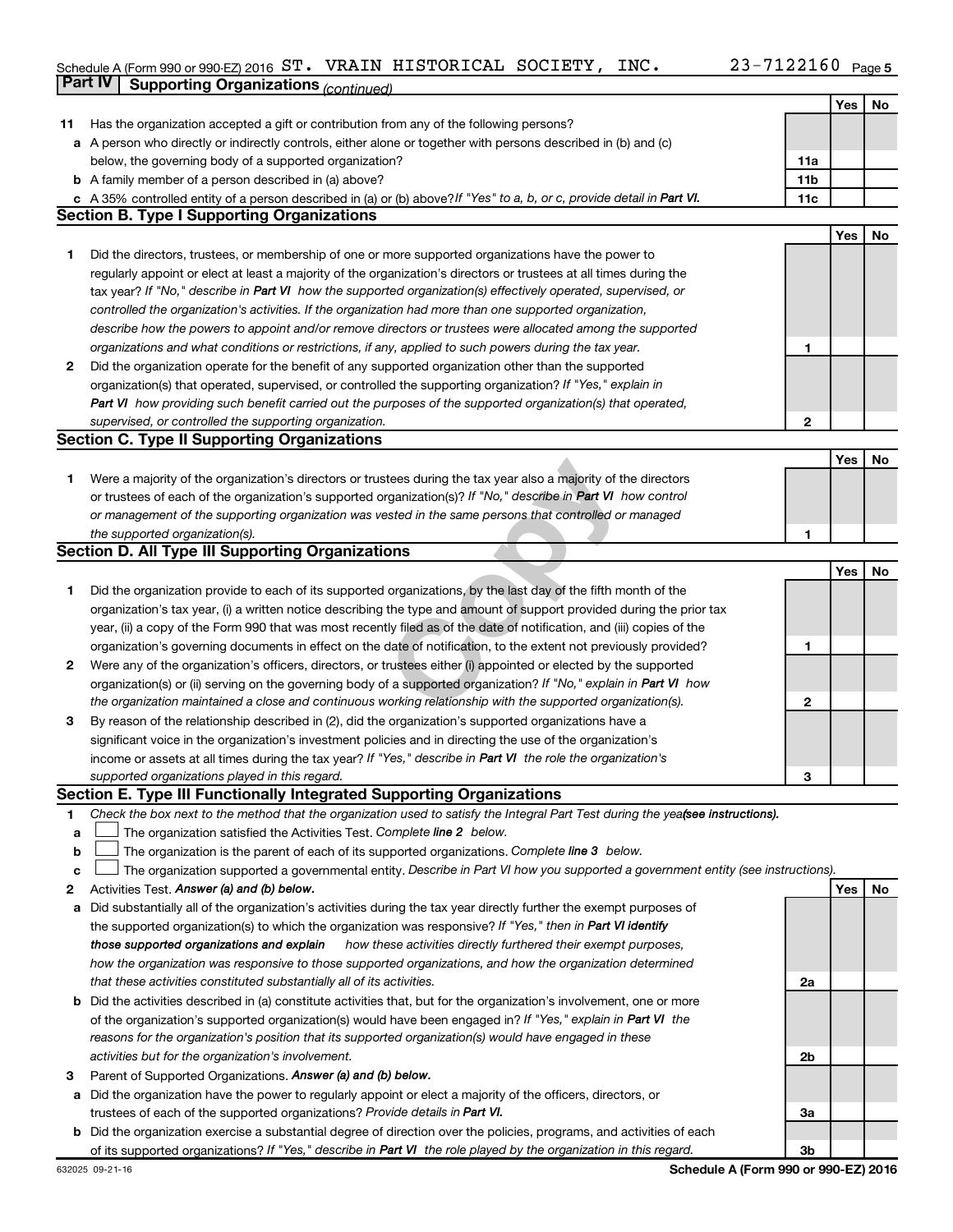Schedule A (Form 990 or 990-EZ) 2016 ST. VRAIN HISTORICAL SOCIETY, INC. 23-7122160 Page 5

**Part IV | Supporting Organizations** *(continued)*

| | | | Yes | No |
|---|---|---|---|---|
| **11** | Has the organization accepted a gift or contribution from any of the following persons? | | | |
| **a** | A person who directly or indirectly controls, either alone or together with persons described in (b) and (c) below, the governing body of a supported organization? | **11a** | | |
| **b** | A family member of a person described in (a) above? | **11b** | | |
| **c** | A 35% controlled entity of a person described in (a) or (b) above? *If "Yes" to a, b, or c, provide detail in* ***Part VI.*** | **11c** | | |

**Section B. Type I Supporting Organizations**

| | | | Yes | No |
|---|---|---|---|---|
| **1** | Did the directors, trustees, or membership of one or more supported organizations have the power to regularly appoint or elect at least a majority of the organization's directors or trustees at all times during the tax year? *If "No," describe in* ***Part VI*** *how the supported organization(s) effectively operated, supervised, or controlled the organization's activities. If the organization had more than one supported organization, describe how the powers to appoint and/or remove directors or trustees were allocated among the supported organizations and what conditions or restrictions, if any, applied to such powers during the tax year.* | **1** | | |
| **2** | Did the organization operate for the benefit of any supported organization other than the supported organization(s) that operated, supervised, or controlled the supporting organization? *If "Yes," explain in* ***Part VI*** *how providing such benefit carried out the purposes of the supported organization(s) that operated, supervised, or controlled the supporting organization.* | **2** | | |

**Section C. Type II Supporting Organizations**

| | | | Yes | No |
|---|---|---|---|---|
| **1** | Were a majority of the organization's directors or trustees during the tax year also a majority of the directors or trustees of each of the organization's supported organization(s)? *If "No," describe in* ***Part VI*** *how control or management of the supporting organization was vested in the same persons that controlled or managed the supported organization(s).* | **1** | | |

**Section D. All Type III Supporting Organizations**

| | | | Yes | No |
|---|---|---|---|---|
| **1** | Did the organization provide to each of its supported organizations, by the last day of the fifth month of the organization's tax year, (i) a written notice describing the type and amount of support provided during the prior tax year, (ii) a copy of the Form 990 that was most recently filed as of the date of notification, and (iii) copies of the organization's governing documents in effect on the date of notification, to the extent not previously provided? | **1** | | |
| **2** | Were any of the organization's officers, directors, or trustees either (i) appointed or elected by the supported organization(s) or (ii) serving on the governing body of a supported organization? *If "No," explain in* ***Part VI*** *how the organization maintained a close and continuous working relationship with the supported organization(s).* | **2** | | |
| **3** | By reason of the relationship described in (2), did the organization's supported organizations have a significant voice in the organization's investment policies and in directing the use of the organization's income or assets at all times during the tax year? *If "Yes," describe in* ***Part VI*** *the role the organization's supported organizations played in this regard.* | **3** | | |

**Section E. Type III Functionally Integrated Supporting Organizations**

**1** *Check the box next to the method that the organization used to satisfy the Integral Part Test during the year* ***(see instructions).***

**a** ☐ The organization satisfied the Activities Test. *Complete* ***line 2*** *below.*

**b** ☐ The organization is the parent of each of its supported organizations. *Complete* ***line 3*** *below.*

**c** ☐ The organization supported a governmental entity. *Describe in Part VI how you supported a government entity (see instructions).*

| | | | Yes | No |
|---|---|---|---|---|
| **2** | Activities Test. ***Answer (a) and (b) below.*** | | | |
| **a** | Did substantially all of the organization's activities during the tax year directly further the exempt purposes of the supported organization(s) to which the organization was responsive? *If "Yes," then in* ***Part VI identify those supported organizations and explain*** *how these activities directly furthered their exempt purposes, how the organization was responsive to those supported organizations, and how the organization determined that these activities constituted substantially all of its activities.* | **2a** | | |
| **b** | Did the activities described in (a) constitute activities that, but for the organization's involvement, one or more of the organization's supported organization(s) would have been engaged in? *If "Yes," explain in* ***Part VI*** *the reasons for the organization's position that its supported organization(s) would have engaged in these activities but for the organization's involvement.* | **2b** | | |
| **3** | Parent of Supported Organizations. ***Answer (a) and (b) below.*** | | | |
| **a** | Did the organization have the power to regularly appoint or elect a majority of the officers, directors, or trustees of each of the supported organizations? *Provide details in* ***Part VI.*** | **3a** | | |
| **b** | Did the organization exercise a substantial degree of direction over the policies, programs, and activities of each of its supported organizations? *If "Yes," describe in* ***Part VI*** *the role played by the organization in this regard.* | **3b** | | |

632025 09-21-16 **Schedule A (Form 990 or 990-EZ) 2016**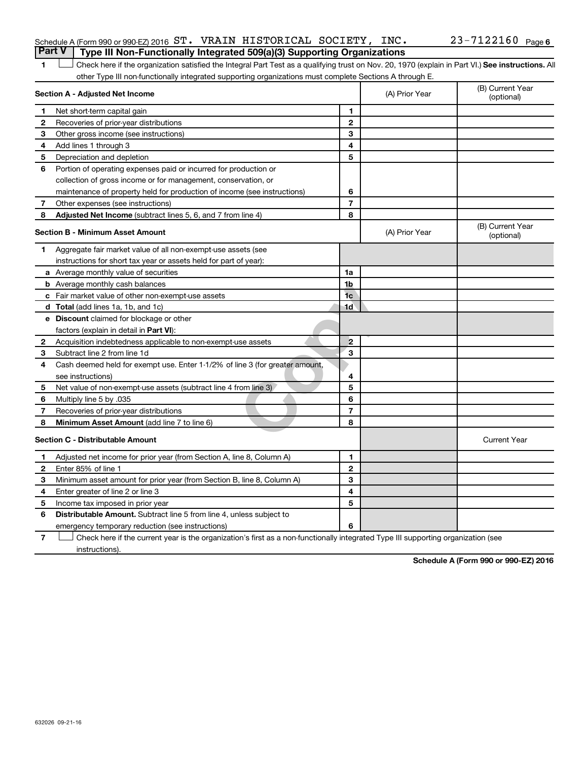Schedule A (Form 990 or 990-EZ) 2016 ST. VRAIN HISTORICAL SOCIETY, INC. 23-7122160 Page 6

## Part V Type III Non-Functionally Integrated 509(a)(3) Supporting Organizations

1 ☐ Check here if the organization satisfied the Integral Part Test as a qualifying trust on Nov. 20, 1970 (explain in Part VI.) **See instructions.** All other Type III non-functionally integrated supporting organizations must complete Sections A through E.

| **Section A - Adjusted Net Income** | | | (A) Prior Year | (B) Current Year (optional) |
|---|---|---|---|---|
| 1 | Net short-term capital gain | 1 | | |
| 2 | Recoveries of prior-year distributions | 2 | | |
| 3 | Other gross income (see instructions) | 3 | | |
| 4 | Add lines 1 through 3 | 4 | | |
| 5 | Depreciation and depletion | 5 | | |
| 6 | Portion of operating expenses paid or incurred for production or collection of gross income or for management, conservation, or maintenance of property held for production of income (see instructions) | 6 | | |
| 7 | Other expenses (see instructions) | 7 | | |
| 8 | **Adjusted Net Income** (subtract lines 5, 6, and 7 from line 4) | 8 | | |

| **Section B - Minimum Asset Amount** | | | (A) Prior Year | (B) Current Year (optional) |
|---|---|---|---|---|
| 1 | Aggregate fair market value of all non-exempt-use assets (see instructions for short tax year or assets held for part of year): | | | |
| a | Average monthly value of securities | 1a | | |
| b | Average monthly cash balances | 1b | | |
| c | Fair market value of other non-exempt-use assets | 1c | | |
| d | **Total** (add lines 1a, 1b, and 1c) | 1d | | |
| e | **Discount** claimed for blockage or other factors (explain in detail in **Part VI**): | | | |
| 2 | Acquisition indebtedness applicable to non-exempt-use assets | 2 | | |
| 3 | Subtract line 2 from line 1d | 3 | | |
| 4 | Cash deemed held for exempt use. Enter 1-1/2% of line 3 (for greater amount, see instructions) | 4 | | |
| 5 | Net value of non-exempt-use assets (subtract line 4 from line 3) | 5 | | |
| 6 | Multiply line 5 by .035 | 6 | | |
| 7 | Recoveries of prior-year distributions | 7 | | |
| 8 | **Minimum Asset Amount** (add line 7 to line 6) | 8 | | |

| **Section C - Distributable Amount** | | | | Current Year |
|---|---|---|---|---|
| 1 | Adjusted net income for prior year (from Section A, line 8, Column A) | 1 | | |
| 2 | Enter 85% of line 1 | 2 | | |
| 3 | Minimum asset amount for prior year (from Section B, line 8, Column A) | 3 | | |
| 4 | Enter greater of line 2 or line 3 | 4 | | |
| 5 | Income tax imposed in prior year | 5 | | |
| 6 | **Distributable Amount.** Subtract line 5 from line 4, unless subject to emergency temporary reduction (see instructions) | 6 | | |

7 ☐ Check here if the current year is the organization's first as a non-functionally integrated Type III supporting organization (see instructions).

**Schedule A (Form 990 or 990-EZ) 2016**

632026 09-21-16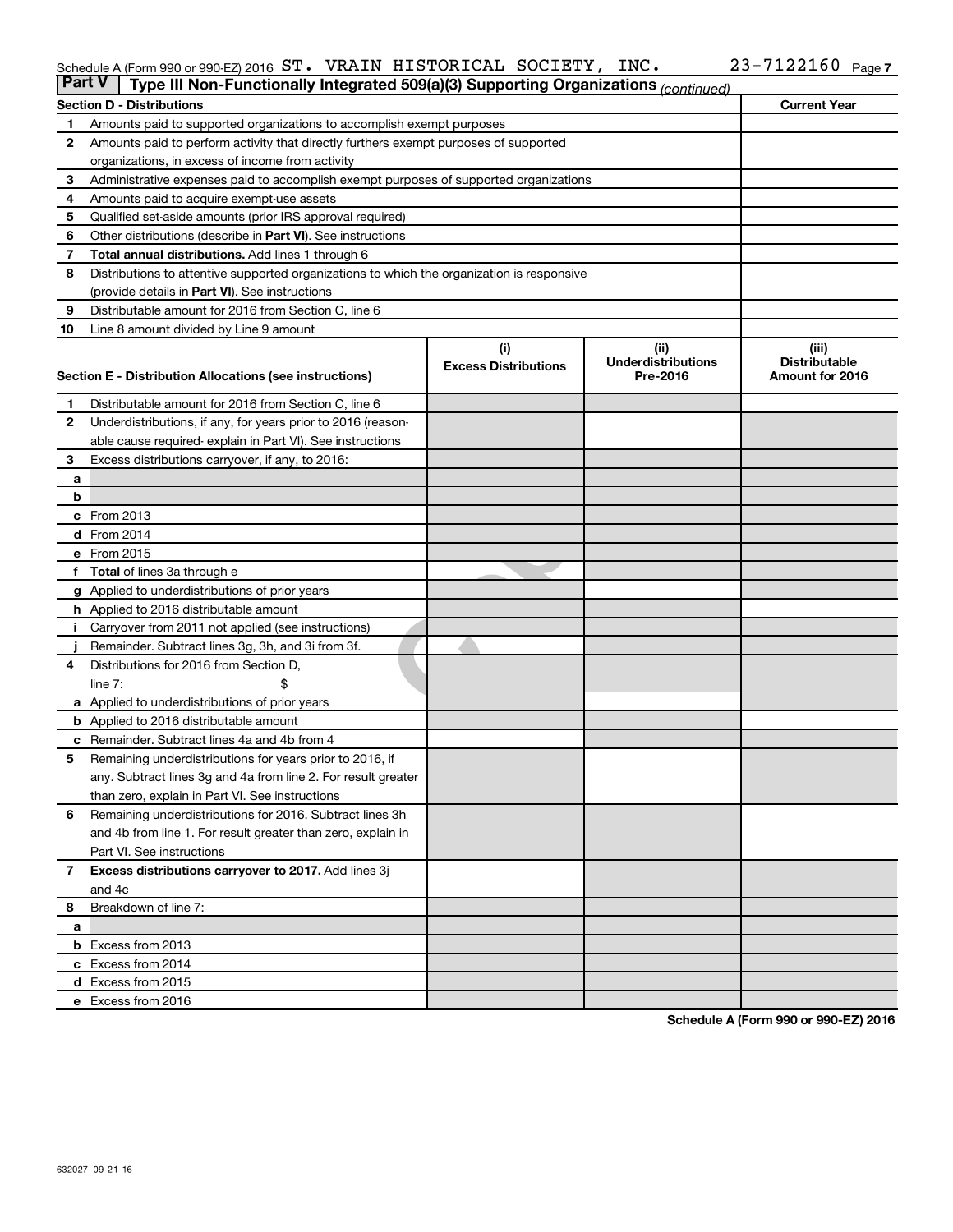Schedule A (Form 990 or 990-EZ) 2016 ST. VRAIN HISTORICAL SOCIETY, INC. 23-7122160 Page 7

**Part V | Type III Non-Functionally Integrated 509(a)(3) Supporting Organizations** *(continued)*

| Section D - Distributions | | Current Year |
|---|---|---|
| 1 | Amounts paid to supported organizations to accomplish exempt purposes | |
| 2 | Amounts paid to perform activity that directly furthers exempt purposes of supported organizations, in excess of income from activity | |
| 3 | Administrative expenses paid to accomplish exempt purposes of supported organizations | |
| 4 | Amounts paid to acquire exempt-use assets | |
| 5 | Qualified set-aside amounts (prior IRS approval required) | |
| 6 | Other distributions (describe in **Part VI**). See instructions | |
| 7 | **Total annual distributions.** Add lines 1 through 6 | |
| 8 | Distributions to attentive supported organizations to which the organization is responsive (provide details in **Part VI**). See instructions | |
| 9 | Distributable amount for 2016 from Section C, line 6 | |
| 10 | Line 8 amount divided by Line 9 amount | |

| Section E - Distribution Allocations (see instructions) | (i) Excess Distributions | (ii) Underdistributions Pre-2016 | (iii) Distributable Amount for 2016 |
|---|---|---|---|
| **1** Distributable amount for 2016 from Section C, line 6 | | | |
| **2** Underdistributions, if any, for years prior to 2016 (reasonable cause required- explain in Part VI). See instructions | | | |
| **3** Excess distributions carryover, if any, to 2016: | | | |
| **a** | | | |
| **b** | | | |
| **c** From 2013 | | | |
| **d** From 2014 | | | |
| **e** From 2015 | | | |
| **f** **Total** of lines 3a through e | | | |
| **g** Applied to underdistributions of prior years | | | |
| **h** Applied to 2016 distributable amount | | | |
| **i** Carryover from 2011 not applied (see instructions) | | | |
| **j** Remainder. Subtract lines 3g, 3h, and 3i from 3f. | | | |
| **4** Distributions for 2016 from Section D, line 7: $ | | | |
| **a** Applied to underdistributions of prior years | | | |
| **b** Applied to 2016 distributable amount | | | |
| **c** Remainder. Subtract lines 4a and 4b from 4 | | | |
| **5** Remaining underdistributions for years prior to 2016, if any. Subtract lines 3g and 4a from line 2. For result greater than zero, explain in Part VI. See instructions | | | |
| **6** Remaining underdistributions for 2016. Subtract lines 3h and 4b from line 1. For result greater than zero, explain in Part VI. See instructions | | | |
| **7** **Excess distributions carryover to 2017.** Add lines 3j and 4c | | | |
| **8** Breakdown of line 7: | | | |
| **a** | | | |
| **b** Excess from 2013 | | | |
| **c** Excess from 2014 | | | |
| **d** Excess from 2015 | | | |
| **e** Excess from 2016 | | | |

**Schedule A (Form 990 or 990-EZ) 2016**

632027 09-21-16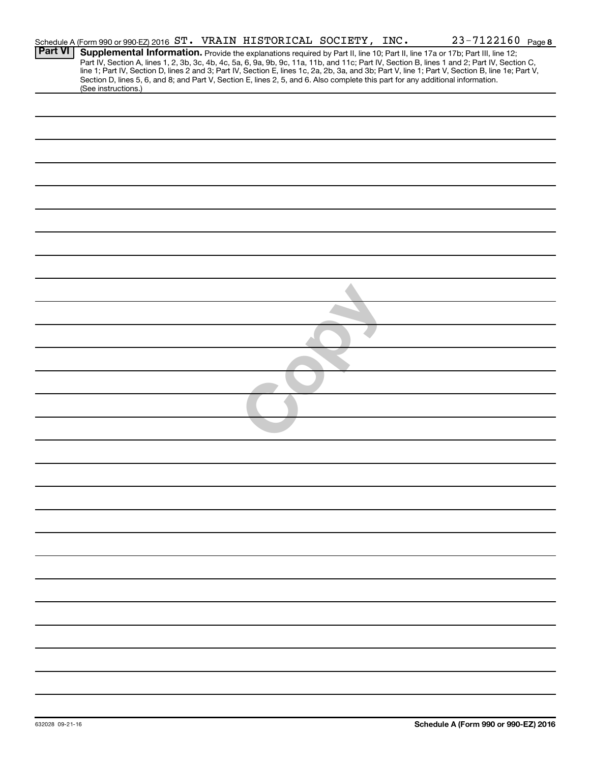Schedule A (Form 990 or 990-EZ) 2016 ST. VRAIN HISTORICAL SOCIETY, INC. 23-7122160 Page 8

## Part VI Supplemental Information.

Provide the explanations required by Part II, line 10; Part II, line 17a or 17b; Part III, line 12; Part IV, Section A, lines 1, 2, 3b, 3c, 4b, 4c, 5a, 6, 9a, 9b, 9c, 11a, 11b, and 11c; Part IV, Section B, lines 1 and 2; Part IV, Section C, line 1; Part IV, Section D, lines 2 and 3; Part IV, Section E, lines 1c, 2a, 2b, 3a, and 3b; Part V, line 1; Part V, Section B, line 1e; Part V, Section D, lines 5, 6, and 8; and Part V, Section E, lines 2, 5, and 6. Also complete this part for any additional information. (See instructions.)

Copy

632028 09-21-16

Schedule A (Form 990 or 990-EZ) 2016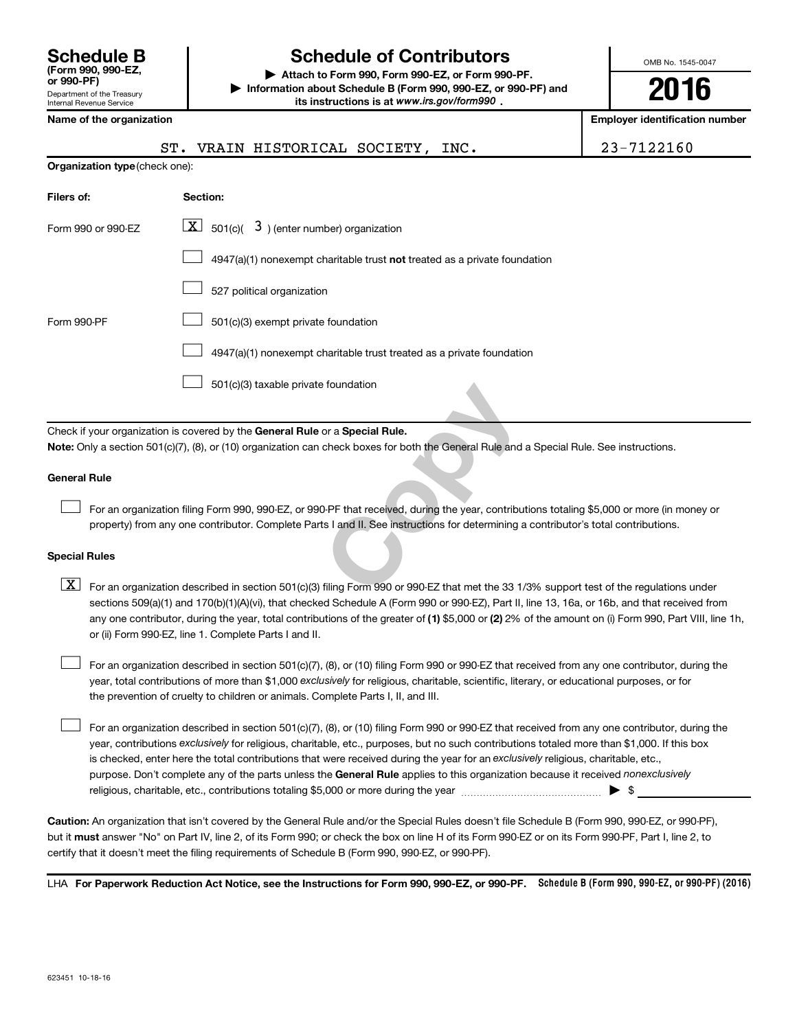**Schedule B**
**(Form 990, 990-EZ, or 990-PF)**
Department of the Treasury
Internal Revenue Service

# Schedule of Contributors

▶ **Attach to Form 990, Form 990-EZ, or Form 990-PF.**
▶ **Information about Schedule B (Form 990, 990-EZ, or 990-PF) and its instructions is at *www.irs.gov/form990*.**

OMB No. 1545-0047

**2016**

| Name of the organization | Employer identification number |
|---|---|
| ST. VRAIN HISTORICAL SOCIETY, INC. | 23-7122160 |

**Organization type** (check one):

| Filers of: | Section: |
|---|---|
| Form 990 or 990-EZ | [X] 501(c)( 3 ) (enter number) organization |
| | [ ] 4947(a)(1) nonexempt charitable trust **not** treated as a private foundation |
| | [ ] 527 political organization |
| Form 990-PF | [ ] 501(c)(3) exempt private foundation |
| | [ ] 4947(a)(1) nonexempt charitable trust treated as a private foundation |
| | [ ] 501(c)(3) taxable private foundation |

Check if your organization is covered by the **General Rule** or a **Special Rule.**
**Note:** Only a section 501(c)(7), (8), or (10) organization can check boxes for both the General Rule and a Special Rule. See instructions.

**General Rule**

[ ] For an organization filing Form 990, 990-EZ, or 990-PF that received, during the year, contributions totaling $5,000 or more (in money or property) from any one contributor. Complete Parts I and II. See instructions for determining a contributor's total contributions.

**Special Rules**

[X] For an organization described in section 501(c)(3) filing Form 990 or 990-EZ that met the 33 1/3% support test of the regulations under sections 509(a)(1) and 170(b)(1)(A)(vi), that checked Schedule A (Form 990 or 990-EZ), Part II, line 13, 16a, or 16b, and that received from any one contributor, during the year, total contributions of the greater of **(1)** $5,000 or **(2)** 2% of the amount on (i) Form 990, Part VIII, line 1h, or (ii) Form 990-EZ, line 1. Complete Parts I and II.

[ ] For an organization described in section 501(c)(7), (8), or (10) filing Form 990 or 990-EZ that received from any one contributor, during the year, total contributions of more than $1,000 *exclusively* for religious, charitable, scientific, literary, or educational purposes, or for the prevention of cruelty to children or animals. Complete Parts I, II, and III.

[ ] For an organization described in section 501(c)(7), (8), or (10) filing Form 990 or 990-EZ that received from any one contributor, during the year, contributions *exclusively* for religious, charitable, etc., purposes, but no such contributions totaled more than $1,000. If this box is checked, enter here the total contributions that were received during the year for an *exclusively* religious, charitable, etc., purpose. Don't complete any of the parts unless the **General Rule** applies to this organization because it received *nonexclusively* religious, charitable, etc., contributions totaling $5,000 or more during the year ▶ $ \_\_\_\_\_\_\_\_

**Caution:** An organization that isn't covered by the General Rule and/or the Special Rules doesn't file Schedule B (Form 990, 990-EZ, or 990-PF), but it **must** answer "No" on Part IV, line 2, of its Form 990; or check the box on line H of its Form 990-EZ or on its Form 990-PF, Part I, line 2, to certify that it doesn't meet the filing requirements of Schedule B (Form 990, 990-EZ, or 990-PF).

LHA **For Paperwork Reduction Act Notice, see the Instructions for Form 990, 990-EZ, or 990-PF.** **Schedule B (Form 990, 990-EZ, or 990-PF) (2016)**

623451 10-18-16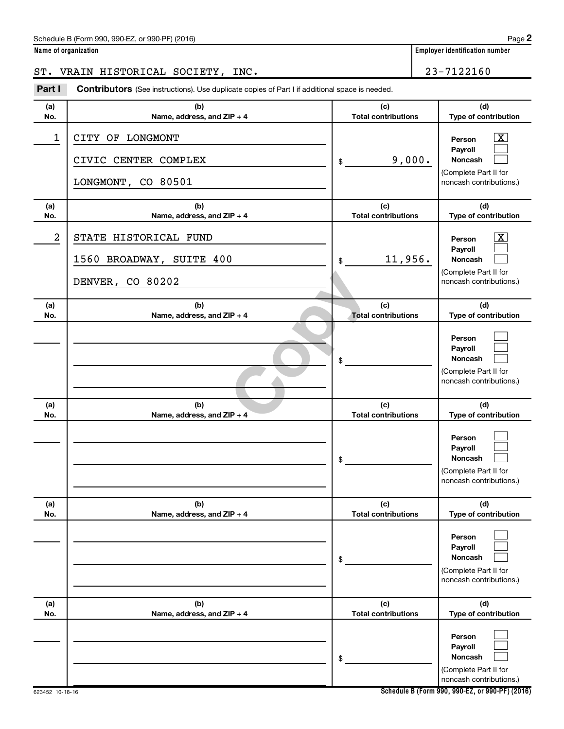Schedule B (Form 990, 990-EZ, or 990-PF) (2016)

**Name of organization**

ST. VRAIN HISTORICAL SOCIETY, INC.

**Employer identification number**

23-7122160

**Part I** **Contributors** (See instructions). Use duplicate copies of Part I if additional space is needed.

| (a) No. | (b) Name, address, and ZIP + 4 | (c) Total contributions | (d) Type of contribution |
|---|---|---|---|
| 1 | CITY OF LONGMONT<br>CIVIC CENTER COMPLEX<br>LONGMONT, CO 80501 | $ 9,000. | Person [X]<br>Payroll [ ]<br>Noncash [ ]<br>(Complete Part II for noncash contributions.) |
| 2 | STATE HISTORICAL FUND<br>1560 BROADWAY, SUITE 400<br>DENVER, CO 80202 | $ 11,956. | Person [X]<br>Payroll [ ]<br>Noncash [ ]<br>(Complete Part II for noncash contributions.) |
| | | $ | Person [ ]<br>Payroll [ ]<br>Noncash [ ]<br>(Complete Part II for noncash contributions.) |
| | | $ | Person [ ]<br>Payroll [ ]<br>Noncash [ ]<br>(Complete Part II for noncash contributions.) |
| | | $ | Person [ ]<br>Payroll [ ]<br>Noncash [ ]<br>(Complete Part II for noncash contributions.) |
| | | $ | Person [ ]<br>Payroll [ ]<br>Noncash [ ]<br>(Complete Part II for noncash contributions.) |

Copy

623452 10-18-16

Schedule B (Form 990, 990-EZ, or 990-PF) (2016)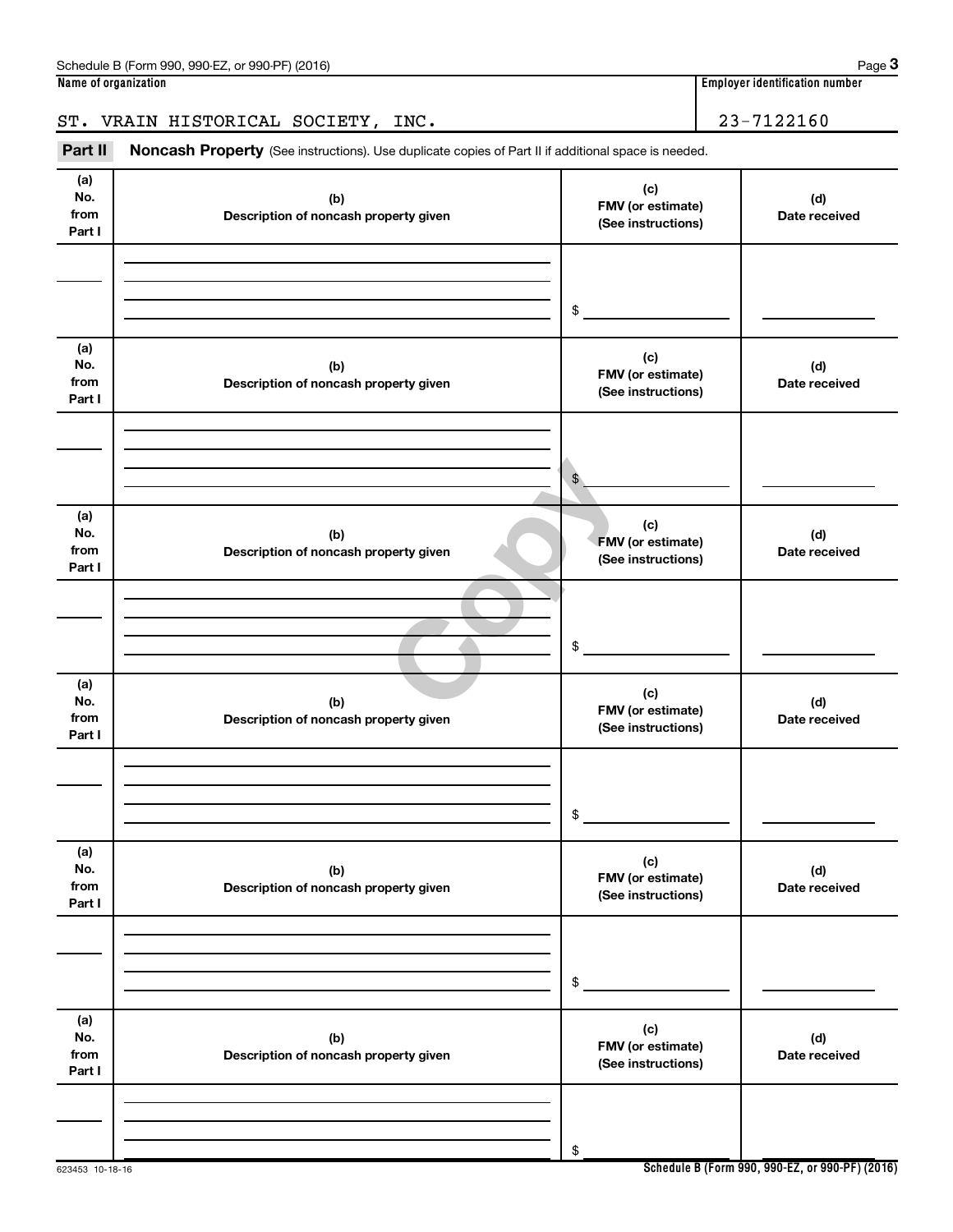**Name of organization**

ST. VRAIN HISTORICAL SOCIETY, INC.

**Employer identification number**

23-7122160

**Part II** **Noncash Property** (See instructions). Use duplicate copies of Part II if additional space is needed.

| (a) No. from Part I | (b) Description of noncash property given | (c) FMV (or estimate) (See instructions) | (d) Date received |
|---|---|---|---|
| | | $ | |

| (a) No. from Part I | (b) Description of noncash property given | (c) FMV (or estimate) (See instructions) | (d) Date received |
|---|---|---|---|
| | | $ | |

| (a) No. from Part I | (b) Description of noncash property given | (c) FMV (or estimate) (See instructions) | (d) Date received |
|---|---|---|---|
| | | $ | |

| (a) No. from Part I | (b) Description of noncash property given | (c) FMV (or estimate) (See instructions) | (d) Date received |
|---|---|---|---|
| | | $ | |

| (a) No. from Part I | (b) Description of noncash property given | (c) FMV (or estimate) (See instructions) | (d) Date received |
|---|---|---|---|
| | | $ | |

| (a) No. from Part I | (b) Description of noncash property given | (c) FMV (or estimate) (See instructions) | (d) Date received |
|---|---|---|---|
| | | $ | |

Copy

623453 10-18-16

**Schedule B (Form 990, 990-EZ, or 990-PF) (2016)**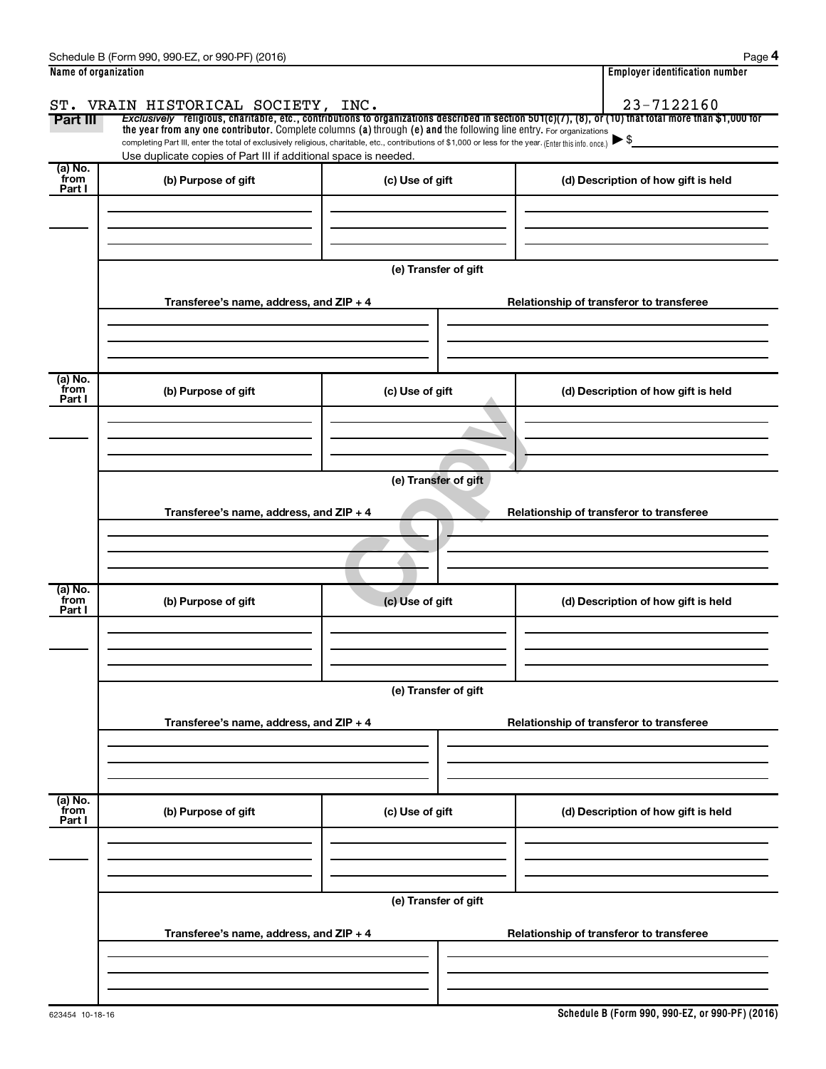Schedule B (Form 990, 990-EZ, or 990-PF) (2016)

| Name of organization | Employer identification number |
|---|---|
| ST. VRAIN HISTORICAL SOCIETY, INC. | 23-7122160 |

**Part III** *Exclusively* religious, charitable, etc., contributions to organizations described in section 501(c)(7), (8), or (10) that total more than $1,000 for the year from any one contributor. Complete columns (a) through (e) and the following line entry. For organizations completing Part III, enter the total of exclusively religious, charitable, etc., contributions of $1,000 or less for the year. (Enter this info. once.) ▶ $

Use duplicate copies of Part III if additional space is needed.

| (a) No. from Part I | (b) Purpose of gift | (c) Use of gift | (d) Description of how gift is held |
|---|---|---|---|
| | | | |

**(e) Transfer of gift**

| Transferee's name, address, and ZIP + 4 | Relationship of transferor to transferee |
|---|---|
| | |

| (a) No. from Part I | (b) Purpose of gift | (c) Use of gift | (d) Description of how gift is held |
|---|---|---|---|
| | | | |

**(e) Transfer of gift**

| Transferee's name, address, and ZIP + 4 | Relationship of transferor to transferee |
|---|---|
| | |

| (a) No. from Part I | (b) Purpose of gift | (c) Use of gift | (d) Description of how gift is held |
|---|---|---|---|
| | | | |

**(e) Transfer of gift**

| Transferee's name, address, and ZIP + 4 | Relationship of transferor to transferee |
|---|---|
| | |

| (a) No. from Part I | (b) Purpose of gift | (c) Use of gift | (d) Description of how gift is held |
|---|---|---|---|
| | | | |

**(e) Transfer of gift**

| Transferee's name, address, and ZIP + 4 | Relationship of transferor to transferee |
|---|---|
| | |

623454 10-18-16

Schedule B (Form 990, 990-EZ, or 990-PF) (2016)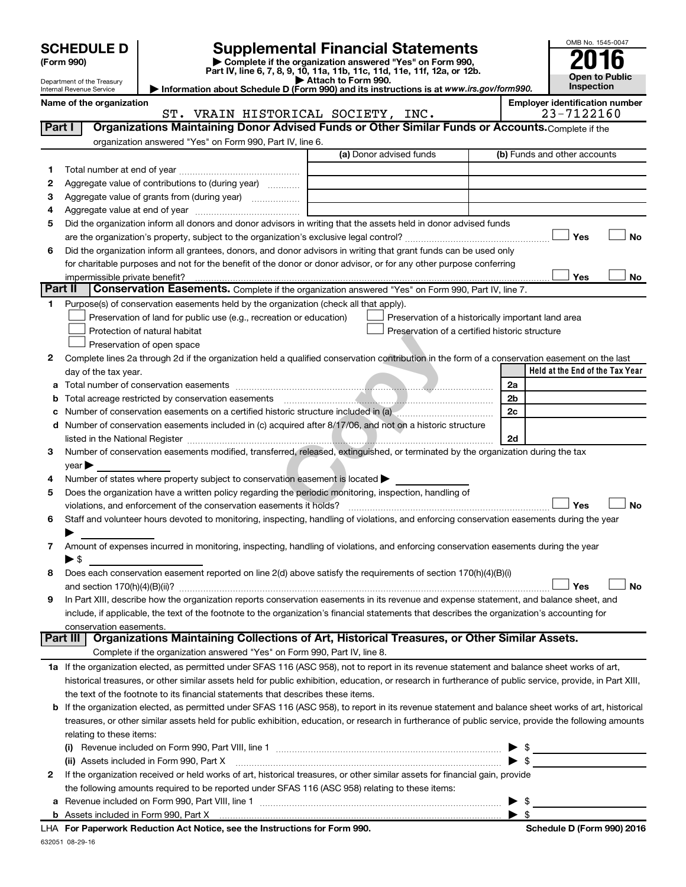# SCHEDULE D (Form 990)

Department of the Treasury
Internal Revenue Service

## Supplemental Financial Statements

▶ Complete if the organization answered "Yes" on Form 990, Part IV, line 6, 7, 8, 9, 10, 11a, 11b, 11c, 11d, 11e, 11f, 12a, or 12b.
▶ Attach to Form 990.
▶ Information about Schedule D (Form 990) and its instructions is at *www.irs.gov/form990.*

OMB No. 1545-0047
**2016**
**Open to Public Inspection**

**Name of the organization:** ST. VRAIN HISTORICAL SOCIETY, INC.
**Employer identification number:** 23-7122160

**Part I — Organizations Maintaining Donor Advised Funds or Other Similar Funds or Accounts.** Complete if the organization answered "Yes" on Form 990, Part IV, line 6.

| | | (a) Donor advised funds | (b) Funds and other accounts |
|---|---|---|---|
| 1 | Total number at end of year | | |
| 2 | Aggregate value of contributions to (during year) | | |
| 3 | Aggregate value of grants from (during year) | | |
| 4 | Aggregate value at end of year | | |

5 Did the organization inform all donors and donor advisors in writing that the assets held in donor advised funds are the organization's property, subject to the organization's exclusive legal control? ☐ Yes ☐ No

6 Did the organization inform all grantees, donors, and donor advisors in writing that grant funds can be used only for charitable purposes and not for the benefit of the donor or donor advisor, or for any other purpose conferring impermissible private benefit? ☐ Yes ☐ No

**Part II — Conservation Easements.** Complete if the organization answered "Yes" on Form 990, Part IV, line 7.

1 Purpose(s) of conservation easements held by the organization (check all that apply).
- ☐ Preservation of land for public use (e.g., recreation or education)
- ☐ Protection of natural habitat
- ☐ Preservation of open space
- ☐ Preservation of a historically important land area
- ☐ Preservation of a certified historic structure

2 Complete lines 2a through 2d if the organization held a qualified conservation contribution in the form of a conservation easement on the last day of the tax year.

| | | | Held at the End of the Tax Year |
|---|---|---|---|
| a | Total number of conservation easements | 2a | |
| b | Total acreage restricted by conservation easements | 2b | |
| c | Number of conservation easements on a certified historic structure included in (a) | 2c | |
| d | Number of conservation easements included in (c) acquired after 8/17/06, and not on a historic structure listed in the National Register | 2d | |

3 Number of conservation easements modified, transferred, released, extinguished, or terminated by the organization during the tax year ▶

4 Number of states where property subject to conservation easement is located ▶

5 Does the organization have a written policy regarding the periodic monitoring, inspection, handling of violations, and enforcement of the conservation easements it holds? ☐ Yes ☐ No

6 Staff and volunteer hours devoted to monitoring, inspecting, handling of violations, and enforcing conservation easements during the year ▶

7 Amount of expenses incurred in monitoring, inspecting, handling of violations, and enforcing conservation easements during the year ▶ $

8 Does each conservation easement reported on line 2(d) above satisfy the requirements of section 170(h)(4)(B)(i) and section 170(h)(4)(B)(ii)? ☐ Yes ☐ No

9 In Part XIII, describe how the organization reports conservation easements in its revenue and expense statement, and balance sheet, and include, if applicable, the text of the footnote to the organization's financial statements that describes the organization's accounting for conservation easements.

**Part III — Organizations Maintaining Collections of Art, Historical Treasures, or Other Similar Assets.** Complete if the organization answered "Yes" on Form 990, Part IV, line 8.

1a If the organization elected, as permitted under SFAS 116 (ASC 958), not to report in its revenue statement and balance sheet works of art, historical treasures, or other similar assets held for public exhibition, education, or research in furtherance of public service, provide, in Part XIII, the text of the footnote to its financial statements that describes these items.

b If the organization elected, as permitted under SFAS 116 (ASC 958), to report in its revenue statement and balance sheet works of art, historical treasures, or other similar assets held for public exhibition, education, or research in furtherance of public service, provide the following amounts relating to these items:

(i) Revenue included on Form 990, Part VIII, line 1 ▶ $

(ii) Assets included in Form 990, Part X ▶ $

2 If the organization received or held works of art, historical treasures, or other similar assets for financial gain, provide the following amounts required to be reported under SFAS 116 (ASC 958) relating to these items:

a Revenue included on Form 990, Part VIII, line 1 ▶ $

b Assets included in Form 990, Part X ▶ $

LHA For Paperwork Reduction Act Notice, see the Instructions for Form 990. Schedule D (Form 990) 2016

632051 08-29-16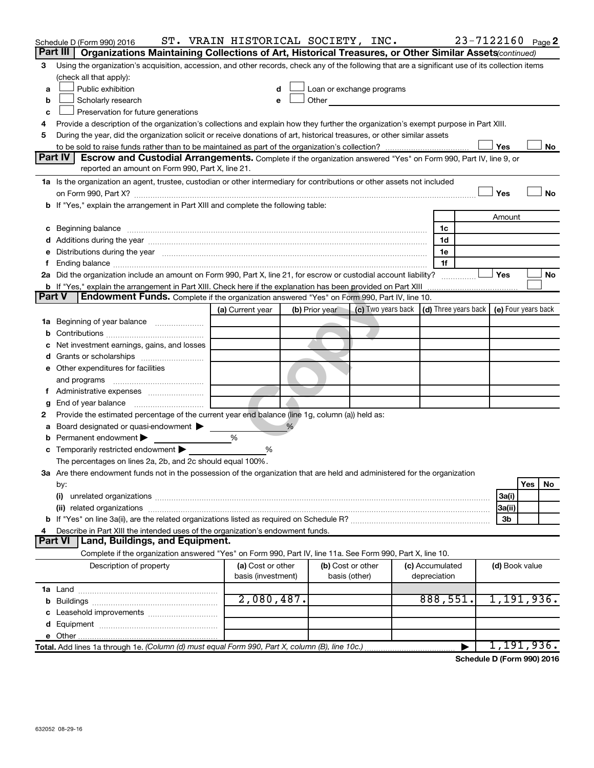Schedule D (Form 990) 2016 ST. VRAIN HISTORICAL SOCIETY, INC. 23-7122160 Page 2

## Part III Organizations Maintaining Collections of Art, Historical Treasures, or Other Similar Assets *(continued)*

**3** Using the organization's acquisition, accession, and other records, check any of the following that are a significant use of its collection items (check all that apply):

- **a** ☐ Public exhibition
- **b** ☐ Scholarly research
- **c** ☐ Preservation for future generations
- **d** ☐ Loan or exchange programs
- **e** ☐ Other

**4** Provide a description of the organization's collections and explain how they further the organization's exempt purpose in Part XIII.

**5** During the year, did the organization solicit or receive donations of art, historical treasures, or other similar assets to be sold to raise funds rather than to be maintained as part of the organization's collection? ☐ Yes ☐ No

## Part IV Escrow and Custodial Arrangements.

Complete if the organization answered "Yes" on Form 990, Part IV, line 9, or reported an amount on Form 990, Part X, line 21.

**1a** Is the organization an agent, trustee, custodian or other intermediary for contributions or other assets not included on Form 990, Part X? ☐ Yes ☐ No

**b** If "Yes," explain the arrangement in Part XIII and complete the following table:

| | | | Amount |
|---|---|---|---|
| **c** | Beginning balance | 1c | |
| **d** | Additions during the year | 1d | |
| **e** | Distributions during the year | 1e | |
| **f** | Ending balance | 1f | |

**2a** Did the organization include an amount on Form 990, Part X, line 21, for escrow or custodial account liability? ☐ Yes ☐ No

**b** If "Yes," explain the arrangement in Part XIII. Check here if the explanation has been provided on Part XIII ☐

## Part V Endowment Funds.

Complete if the organization answered "Yes" on Form 990, Part IV, line 10.

| | | (a) Current year | (b) Prior year | (c) Two years back | (d) Three years back | (e) Four years back |
|---|---|---|---|---|---|---|
| **1a** | Beginning of year balance | | | | | |
| **b** | Contributions | | | | | |
| **c** | Net investment earnings, gains, and losses | | | | | |
| **d** | Grants or scholarships | | | | | |
| **e** | Other expenditures for facilities and programs | | | | | |
| **f** | Administrative expenses | | | | | |
| **g** | End of year balance | | | | | |

**2** Provide the estimated percentage of the current year end balance (line 1g, column (a)) held as:

- **a** Board designated or quasi-endowment ▶ %
- **b** Permanent endowment ▶ %
- **c** Temporarily restricted endowment ▶ %

The percentages on lines 2a, 2b, and 2c should equal 100%.

**3a** Are there endowment funds not in the possession of the organization that are held and administered for the organization by:

| | | | Yes | No |
|---|---|---|---|---|
| **(i)** | unrelated organizations | 3a(i) | | |
| **(ii)** | related organizations | 3a(ii) | | |
| **b** | If "Yes" on line 3a(ii), are the related organizations listed as required on Schedule R? | 3b | | |

**4** Describe in Part XIII the intended uses of the organization's endowment funds.

## Part VI Land, Buildings, and Equipment.

Complete if the organization answered "Yes" on Form 990, Part IV, line 11a. See Form 990, Part X, line 10.

| Description of property | (a) Cost or other basis (investment) | (b) Cost or other basis (other) | (c) Accumulated depreciation | (d) Book value |
|---|---|---|---|---|
| **1a** Land | | | | |
| **b** Buildings | 2,080,487. | | 888,551. | 1,191,936. |
| **c** Leasehold improvements | | | | |
| **d** Equipment | | | | |
| **e** Other | | | | |
| **Total.** Add lines 1a through 1e. *(Column (d) must equal Form 990, Part X, column (B), line 10c.)* | | | ▶ | 1,191,936. |

**Schedule D (Form 990) 2016**

632052 08-29-16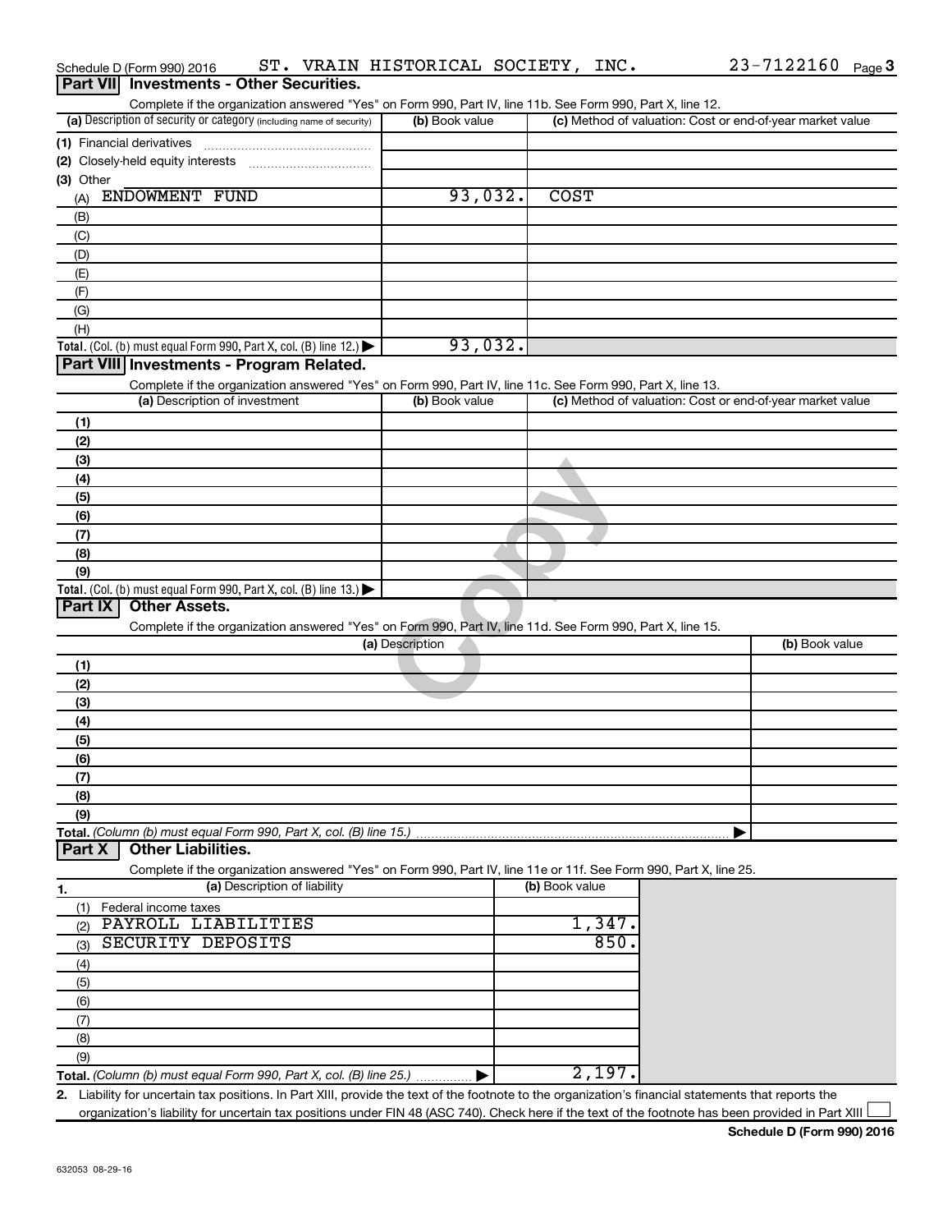Schedule D (Form 990) 2016 ST. VRAIN HISTORICAL SOCIETY, INC. 23-7122160 Page 3

## Part VII Investments - Other Securities.

Complete if the organization answered "Yes" on Form 990, Part IV, line 11b. See Form 990, Part X, line 12.

| (a) Description of security or category (including name of security) | (b) Book value | (c) Method of valuation: Cost or end-of-year market value |
|---|---|---|
| (1) Financial derivatives | | |
| (2) Closely-held equity interests | | |
| (3) Other | | |
| (A) ENDOWMENT FUND | 93,032. | COST |
| (B) | | |
| (C) | | |
| (D) | | |
| (E) | | |
| (F) | | |
| (G) | | |
| (H) | | |
| **Total.** (Col. (b) must equal Form 990, Part X, col. (B) line 12.) ▶ | 93,032. | |

## Part VIII Investments - Program Related.

Complete if the organization answered "Yes" on Form 990, Part IV, line 11c. See Form 990, Part X, line 13.

| (a) Description of investment | (b) Book value | (c) Method of valuation: Cost or end-of-year market value |
|---|---|---|
| (1) | | |
| (2) | | |
| (3) | | |
| (4) | | |
| (5) | | |
| (6) | | |
| (7) | | |
| (8) | | |
| (9) | | |
| **Total.** (Col. (b) must equal Form 990, Part X, col. (B) line 13.) ▶ | | |

## Part IX Other Assets.

Complete if the organization answered "Yes" on Form 990, Part IV, line 11d. See Form 990, Part X, line 15.

| (a) Description | (b) Book value |
|---|---|
| (1) | |
| (2) | |
| (3) | |
| (4) | |
| (5) | |
| (6) | |
| (7) | |
| (8) | |
| (9) | |
| **Total.** *(Column (b) must equal Form 990, Part X, col. (B) line 15.)* ▶ | |

## Part X Other Liabilities.

Complete if the organization answered "Yes" on Form 990, Part IV, line 11e or 11f. See Form 990, Part X, line 25.

| 1. (a) Description of liability | (b) Book value |
|---|---|
| (1) Federal income taxes | |
| (2) PAYROLL LIABILITIES | 1,347. |
| (3) SECURITY DEPOSITS | 850. |
| (4) | |
| (5) | |
| (6) | |
| (7) | |
| (8) | |
| (9) | |
| **Total.** *(Column (b) must equal Form 990, Part X, col. (B) line 25.)* ▶ | 2,197. |

**2.** Liability for uncertain tax positions. In Part XIII, provide the text of the footnote to the organization's financial statements that reports the organization's liability for uncertain tax positions under FIN 48 (ASC 740). Check here if the text of the footnote has been provided in Part XIII ☐

**Schedule D (Form 990) 2016**

632053 08-29-16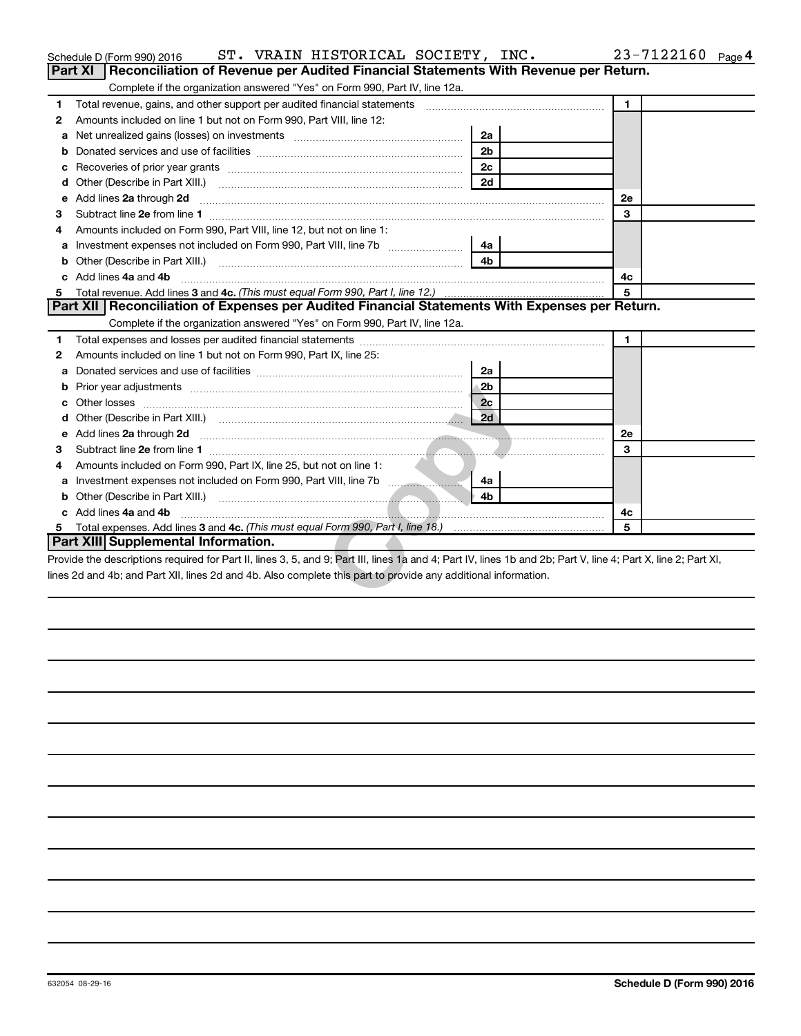Schedule D (Form 990) 2016 ST. VRAIN HISTORICAL SOCIETY, INC. 23-7122160 Page 4

## Part XI Reconciliation of Revenue per Audited Financial Statements With Revenue per Return.

Complete if the organization answered "Yes" on Form 990, Part IV, line 12a.

| | | | | | |
|---|---|---|---|---|---|
| 1 | Total revenue, gains, and other support per audited financial statements | | | 1 | |
| 2 | Amounts included on line 1 but not on Form 990, Part VIII, line 12: | | | | |
| a | Net unrealized gains (losses) on investments | 2a | | | |
| b | Donated services and use of facilities | 2b | | | |
| c | Recoveries of prior year grants | 2c | | | |
| d | Other (Describe in Part XIII.) | 2d | | | |
| e | Add lines **2a** through **2d** | | | 2e | |
| 3 | Subtract line **2e** from line **1** | | | 3 | |
| 4 | Amounts included on Form 990, Part VIII, line 12, but not on line 1: | | | | |
| a | Investment expenses not included on Form 990, Part VIII, line 7b | 4a | | | |
| b | Other (Describe in Part XIII.) | 4b | | | |
| c | Add lines **4a** and **4b** | | | 4c | |
| 5 | Total revenue. Add lines **3** and **4c.** *(This must equal Form 990, Part I, line 12.)* | | | 5 | |

## Part XII Reconciliation of Expenses per Audited Financial Statements With Expenses per Return.

Complete if the organization answered "Yes" on Form 990, Part IV, line 12a.

| | | | | | |
|---|---|---|---|---|---|
| 1 | Total expenses and losses per audited financial statements | | | 1 | |
| 2 | Amounts included on line 1 but not on Form 990, Part IX, line 25: | | | | |
| a | Donated services and use of facilities | 2a | | | |
| b | Prior year adjustments | 2b | | | |
| c | Other losses | 2c | | | |
| d | Other (Describe in Part XIII.) | 2d | | | |
| e | Add lines **2a** through **2d** | | | 2e | |
| 3 | Subtract line **2e** from line **1** | | | 3 | |
| 4 | Amounts included on Form 990, Part IX, line 25, but not on line 1: | | | | |
| a | Investment expenses not included on Form 990, Part VIII, line 7b | 4a | | | |
| b | Other (Describe in Part XIII.) | 4b | | | |
| c | Add lines **4a** and **4b** | | | 4c | |
| 5 | Total expenses. Add lines **3** and **4c.** *(This must equal Form 990, Part I, line 18.)* | | | 5 | |

## Part XIII Supplemental Information.

Provide the descriptions required for Part II, lines 3, 5, and 9; Part III, lines 1a and 4; Part IV, lines 1b and 2b; Part V, line 4; Part X, line 2; Part XI, lines 2d and 4b; and Part XII, lines 2d and 4b. Also complete this part to provide any additional information.

632054 08-29-16

Schedule D (Form 990) 2016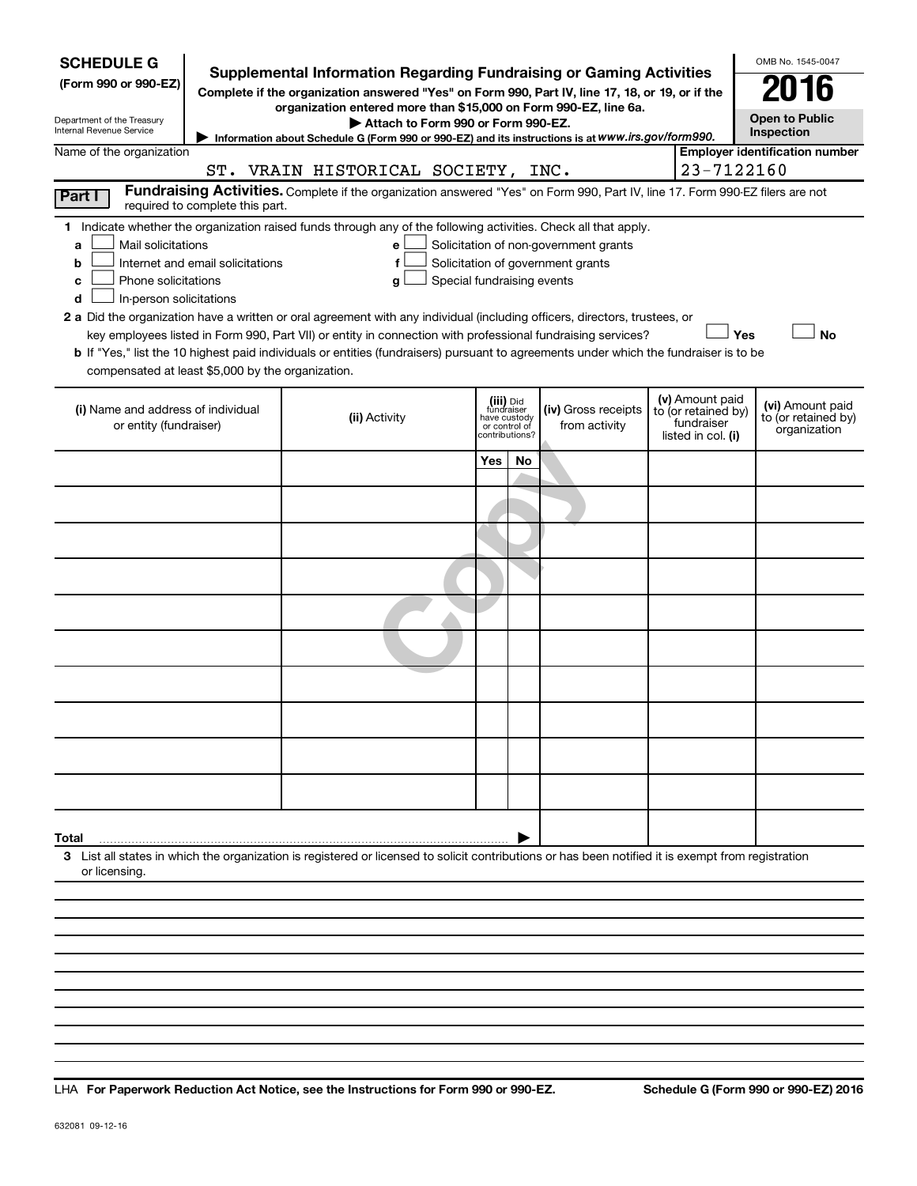**SCHEDULE G**
**(Form 990 or 990-EZ)**

Department of the Treasury
Internal Revenue Service

## Supplemental Information Regarding Fundraising or Gaming Activities

**Complete if the organization answered "Yes" on Form 990, Part IV, line 17, 18, or 19, or if the organization entered more than $15,000 on Form 990-EZ, line 6a.**

▶ **Attach to Form 990 or Form 990-EZ.**

▶ Information about Schedule G (Form 990 or 990-EZ) and its instructions is at *www.irs.gov/form990.*

OMB No. 1545-0047

**2016**

**Open to Public Inspection**

Name of the organization: ST. VRAIN HISTORICAL SOCIETY, INC.

**Employer identification number:** 23-7122160

**Part I** **Fundraising Activities.** Complete if the organization answered "Yes" on Form 990, Part IV, line 17. Form 990-EZ filers are not required to complete this part.

**1** Indicate whether the organization raised funds through any of the following activities. Check all that apply.

- **a** ☐ Mail solicitations
- **b** ☐ Internet and email solicitations
- **c** ☐ Phone solicitations
- **d** ☐ In-person solicitations
- **e** ☐ Solicitation of non-government grants
- **f** ☐ Solicitation of government grants
- **g** ☐ Special fundraising events

**2 a** Did the organization have a written or oral agreement with any individual (including officers, directors, trustees, or key employees listed in Form 990, Part VII) or entity in connection with professional fundraising services? ☐ **Yes** ☐ **No**

**b** If "Yes," list the 10 highest paid individuals or entities (fundraisers) pursuant to agreements under which the fundraiser is to be compensated at least $5,000 by the organization.

| (i) Name and address of individual or entity (fundraiser) | (ii) Activity | (iii) Did fundraiser have custody or control of contributions? | | (iv) Gross receipts from activity | (v) Amount paid to (or retained by) fundraiser listed in col. (i) | (vi) Amount paid to (or retained by) organization |
|---|---|---|---|---|---|---|
| | | Yes | No | | | |
| | | | | | | |
| | | | | | | |
| | | | | | | |
| | | | | | | |
| | | | | | | |
| | | | | | | |
| | | | | | | |
| | | | | | | |
| | | | | | | |
| | | | | | | |
| **Total** ▶ | | | | | | |

**3** List all states in which the organization is registered or licensed to solicit contributions or has been notified it is exempt from registration or licensing.

LHA **For Paperwork Reduction Act Notice, see the Instructions for Form 990 or 990-EZ.** **Schedule G (Form 990 or 990-EZ) 2016**

632081 09-12-16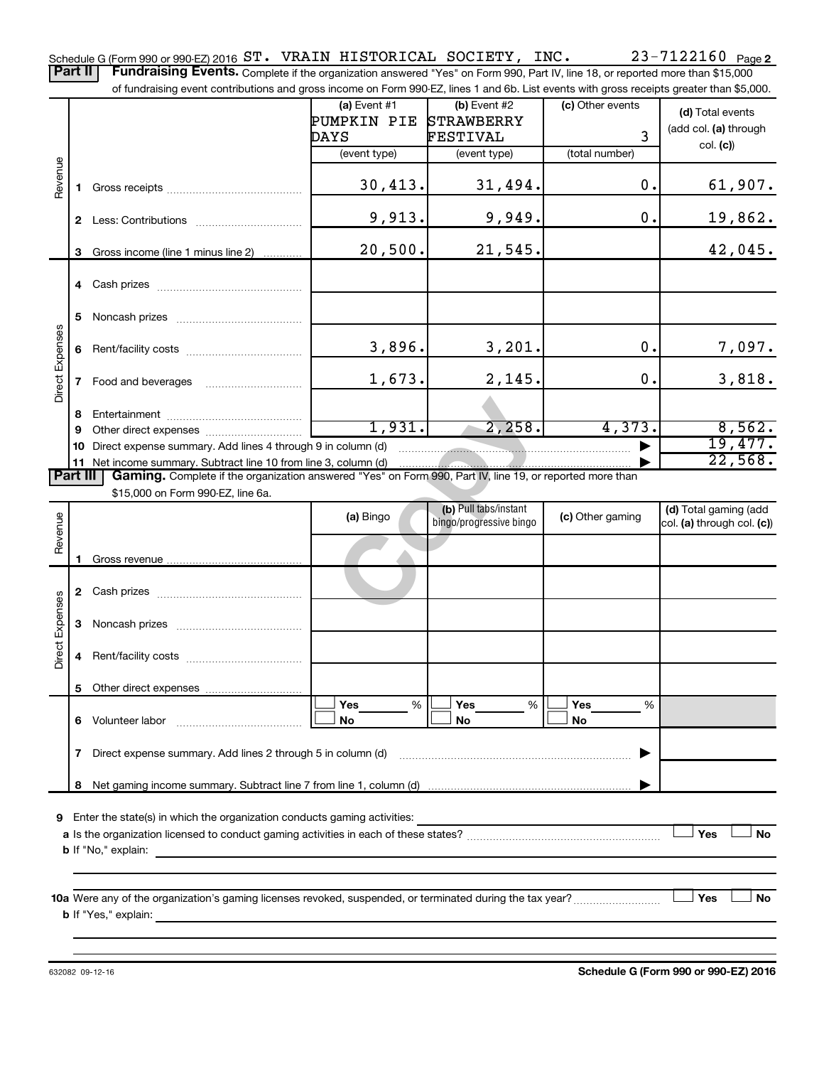Schedule G (Form 990 or 990-EZ) 2016 ST. VRAIN HISTORICAL SOCIETY, INC. 23-7122160 Page 2

**Part II** **Fundraising Events.** Complete if the organization answered "Yes" on Form 990, Part IV, line 18, or reported more than $15,000 of fundraising event contributions and gross income on Form 990-EZ, lines 1 and 6b. List events with gross receipts greater than $5,000.

| | | (a) Event #1 PUMPKIN PIE DAYS (event type) | (b) Event #2 STRAWBERRY FESTIVAL (event type) | (c) Other events 3 (total number) | (d) Total events (add col. (a) through col. (c)) |
|---|---|---|---|---|---|
| Revenue | 1 Gross receipts | 30,413. | 31,494. | 0. | 61,907. |
| | 2 Less: Contributions | 9,913. | 9,949. | 0. | 19,862. |
| | 3 Gross income (line 1 minus line 2) | 20,500. | 21,545. | | 42,045. |
| Direct Expenses | 4 Cash prizes | | | | |
| | 5 Noncash prizes | | | | |
| | 6 Rent/facility costs | 3,896. | 3,201. | 0. | 7,097. |
| | 7 Food and beverages | 1,673. | 2,145. | 0. | 3,818. |
| | 8 Entertainment | | | | |
| | 9 Other direct expenses | 1,931. | 2,258. | 4,373. | 8,562. |
| | 10 Direct expense summary. Add lines 4 through 9 in column (d) | | | | 19,477. |
| | 11 Net income summary. Subtract line 10 from line 3, column (d) | | | | 22,568. |

**Part III** **Gaming.** Complete if the organization answered "Yes" on Form 990, Part IV, line 19, or reported more than $15,000 on Form 990-EZ, line 6a.

| | | (a) Bingo | (b) Pull tabs/instant bingo/progressive bingo | (c) Other gaming | (d) Total gaming (add col. (a) through col. (c)) |
|---|---|---|---|---|---|
| Revenue | 1 Gross revenue | | | | |
| Direct Expenses | 2 Cash prizes | | | | |
| | 3 Noncash prizes | | | | |
| | 4 Rent/facility costs | | | | |
| | 5 Other direct expenses | | | | |
| | 6 Volunteer labor | ☐ Yes ___ % ☐ No | ☐ Yes ___ % ☐ No | ☐ Yes ___ % ☐ No | |
| | 7 Direct expense summary. Add lines 2 through 5 in column (d) | | | | |
| | 8 Net gaming income summary. Subtract line 7 from line 1, column (d) | | | | |

9 Enter the state(s) in which the organization conducts gaming activities: ______________________

a Is the organization licensed to conduct gaming activities in each of these states? ☐ Yes ☐ No

b If "No," explain: ______________________

10a Were any of the organization's gaming licenses revoked, suspended, or terminated during the tax year? ☐ Yes ☐ No

b If "Yes," explain: ______________________

632082 09-12-16 **Schedule G (Form 990 or 990-EZ) 2016**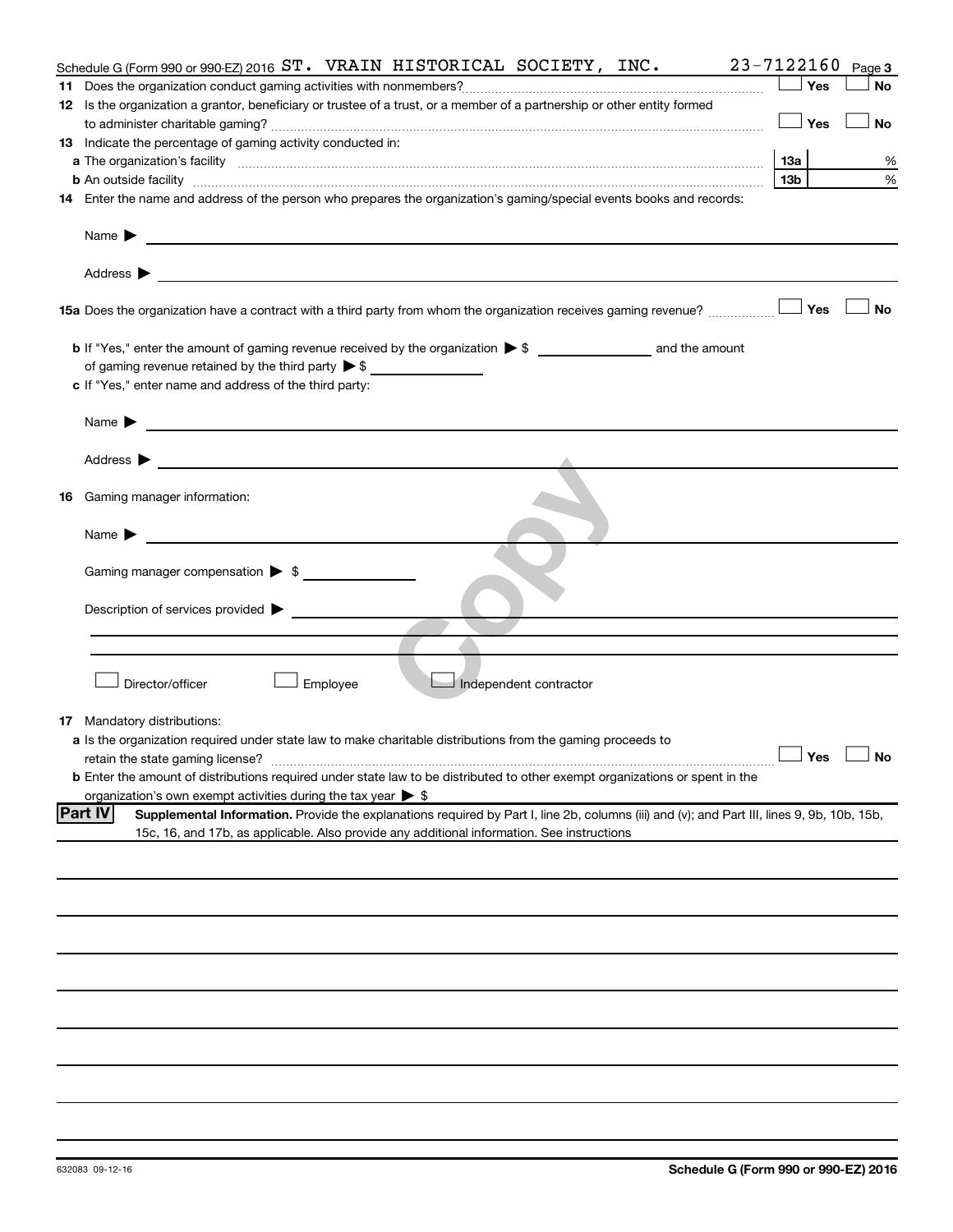Schedule G (Form 990 or 990-EZ) 2016 ST. VRAIN HISTORICAL SOCIETY, INC. 23-7122160 Page 3

**11** Does the organization conduct gaming activities with nonmembers? ☐ Yes ☐ No

**12** Is the organization a grantor, beneficiary or trustee of a trust, or a member of a partnership or other entity formed to administer charitable gaming? ☐ Yes ☐ No

**13** Indicate the percentage of gaming activity conducted in:

**a** The organization's facility **13a** %

**b** An outside facility **13b** %

**14** Enter the name and address of the person who prepares the organization's gaming/special events books and records:

Name ▶

Address ▶

**15a** Does the organization have a contract with a third party from whom the organization receives gaming revenue? ☐ Yes ☐ No

**b** If "Yes," enter the amount of gaming revenue received by the organization ▶ $ ______ and the amount of gaming revenue retained by the third party ▶ $ ______

**c** If "Yes," enter name and address of the third party:

Name ▶

Address ▶

**16** Gaming manager information:

Name ▶

Gaming manager compensation ▶ $

Description of services provided ▶

☐ Director/officer ☐ Employee ☐ Independent contractor

**17** Mandatory distributions:

**a** Is the organization required under state law to make charitable distributions from the gaming proceeds to retain the state gaming license? ☐ Yes ☐ No

**b** Enter the amount of distributions required under state law to be distributed to other exempt organizations or spent in the organization's own exempt activities during the tax year ▶ $

**Part IV** **Supplemental Information.** Provide the explanations required by Part I, line 2b, columns (iii) and (v); and Part III, lines 9, 9b, 10b, 15b, 15c, 16, and 17b, as applicable. Also provide any additional information. See instructions

632083 09-12-16 **Schedule G (Form 990 or 990-EZ) 2016**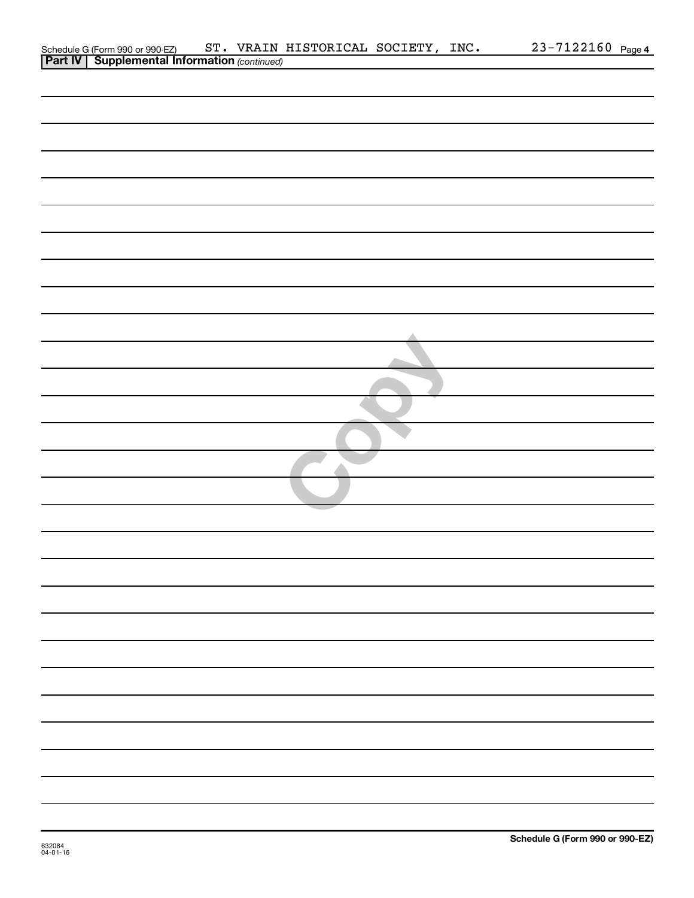Schedule G (Form 990 or 990-EZ)    ST. VRAIN HISTORICAL SOCIETY, INC.    23-7122160  Page **4**

**Part IV | Supplemental Information** *(continued)*

Copy

632084
04-01-16

**Schedule G (Form 990 or 990-EZ)**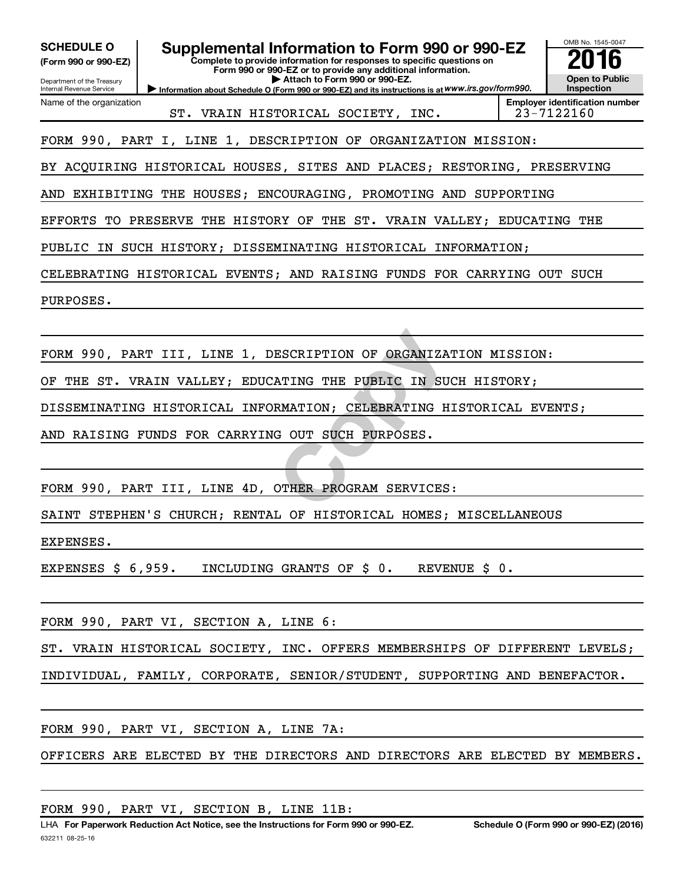**SCHEDULE O (Form 990 or 990-EZ)**

Department of the Treasury
Internal Revenue Service

# Supplemental Information to Form 990 or 990-EZ

**Complete to provide information for responses to specific questions on Form 990 or 990-EZ or to provide any additional information.**

▶ Attach to Form 990 or 990-EZ.

▶ Information about Schedule O (Form 990 or 990-EZ) and its instructions is at *www.irs.gov/form990.*

OMB No. 1545-0047

**2016**

**Open to Public Inspection**

| Name of the organization | Employer identification number |
|---|---|
| ST. VRAIN HISTORICAL SOCIETY, INC. | 23-7122160 |

FORM 990, PART I, LINE 1, DESCRIPTION OF ORGANIZATION MISSION:

BY ACQUIRING HISTORICAL HOUSES, SITES AND PLACES; RESTORING, PRESERVING AND EXHIBITING THE HOUSES; ENCOURAGING, PROMOTING AND SUPPORTING EFFORTS TO PRESERVE THE HISTORY OF THE ST. VRAIN VALLEY; EDUCATING THE PUBLIC IN SUCH HISTORY; DISSEMINATING HISTORICAL INFORMATION; CELEBRATING HISTORICAL EVENTS; AND RAISING FUNDS FOR CARRYING OUT SUCH PURPOSES.

FORM 990, PART III, LINE 1, DESCRIPTION OF ORGANIZATION MISSION:

OF THE ST. VRAIN VALLEY; EDUCATING THE PUBLIC IN SUCH HISTORY; DISSEMINATING HISTORICAL INFORMATION; CELEBRATING HISTORICAL EVENTS; AND RAISING FUNDS FOR CARRYING OUT SUCH PURPOSES.

FORM 990, PART III, LINE 4D, OTHER PROGRAM SERVICES:

SAINT STEPHEN'S CHURCH; RENTAL OF HISTORICAL HOMES; MISCELLANEOUS EXPENSES.

EXPENSES $ 6,959. INCLUDING GRANTS OF $ 0. REVENUE $ 0.

FORM 990, PART VI, SECTION A, LINE 6:

ST. VRAIN HISTORICAL SOCIETY, INC. OFFERS MEMBERSHIPS OF DIFFERENT LEVELS; INDIVIDUAL, FAMILY, CORPORATE, SENIOR/STUDENT, SUPPORTING AND BENEFACTOR.

FORM 990, PART VI, SECTION A, LINE 7A:

OFFICERS ARE ELECTED BY THE DIRECTORS AND DIRECTORS ARE ELECTED BY MEMBERS.

FORM 990, PART VI, SECTION B, LINE 11B:

LHA **For Paperwork Reduction Act Notice, see the Instructions for Form 990 or 990-EZ.** **Schedule O (Form 990 or 990-EZ) (2016)**

632211 08-25-16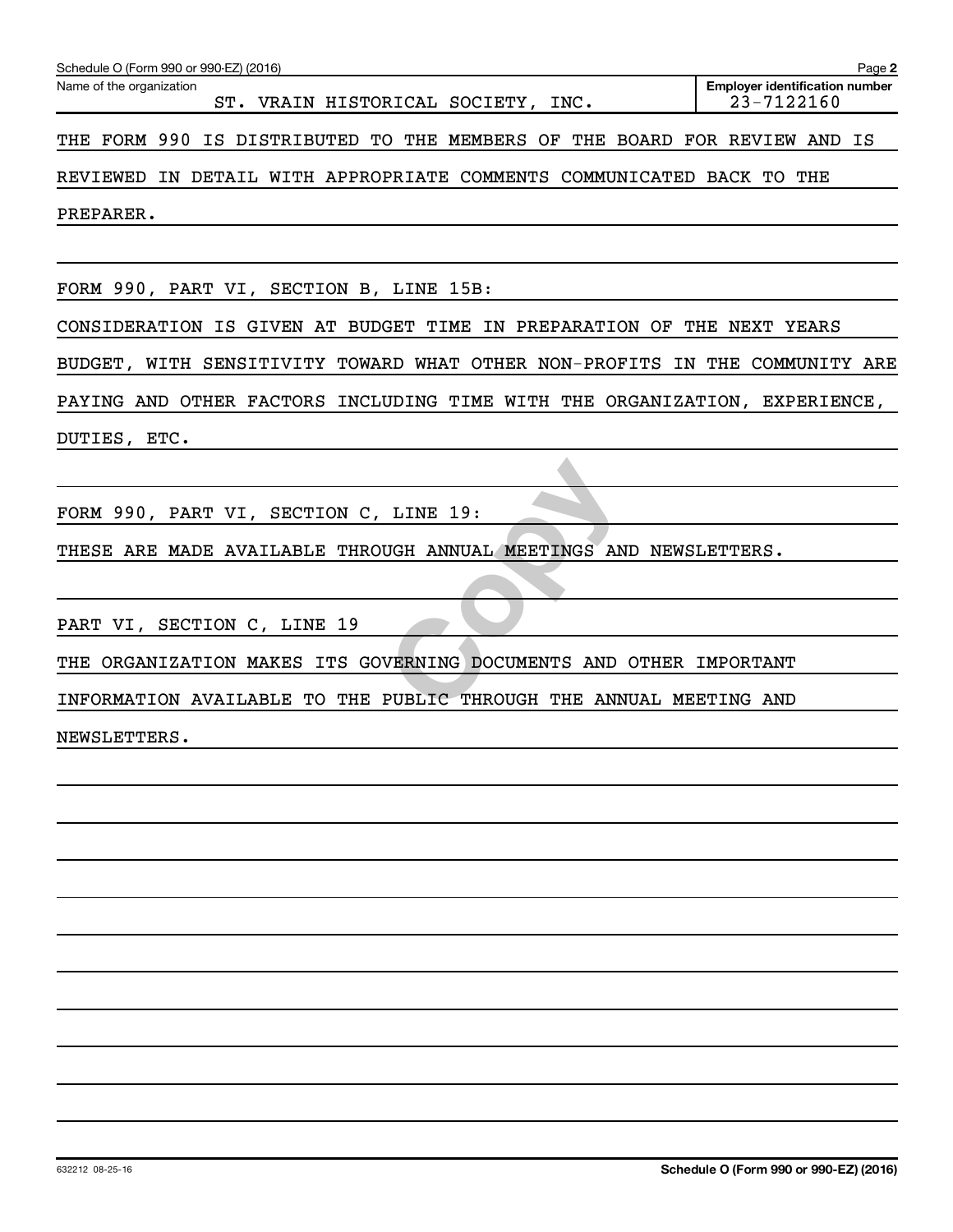Schedule O (Form 990 or 990-EZ) (2016) Page 2

| Name of the organization | Employer identification number |
|---|---|
| ST. VRAIN HISTORICAL SOCIETY, INC. | 23-7122160 |

THE FORM 990 IS DISTRIBUTED TO THE MEMBERS OF THE BOARD FOR REVIEW AND IS REVIEWED IN DETAIL WITH APPROPRIATE COMMENTS COMMUNICATED BACK TO THE PREPARER.

FORM 990, PART VI, SECTION B, LINE 15B:

CONSIDERATION IS GIVEN AT BUDGET TIME IN PREPARATION OF THE NEXT YEARS BUDGET, WITH SENSITIVITY TOWARD WHAT OTHER NON-PROFITS IN THE COMMUNITY ARE PAYING AND OTHER FACTORS INCLUDING TIME WITH THE ORGANIZATION, EXPERIENCE, DUTIES, ETC.

FORM 990, PART VI, SECTION C, LINE 19:

THESE ARE MADE AVAILABLE THROUGH ANNUAL MEETINGS AND NEWSLETTERS.

PART VI, SECTION C, LINE 19

THE ORGANIZATION MAKES ITS GOVERNING DOCUMENTS AND OTHER IMPORTANT INFORMATION AVAILABLE TO THE PUBLIC THROUGH THE ANNUAL MEETING AND NEWSLETTERS.

632212 08-25-16 **Schedule O (Form 990 or 990-EZ) (2016)**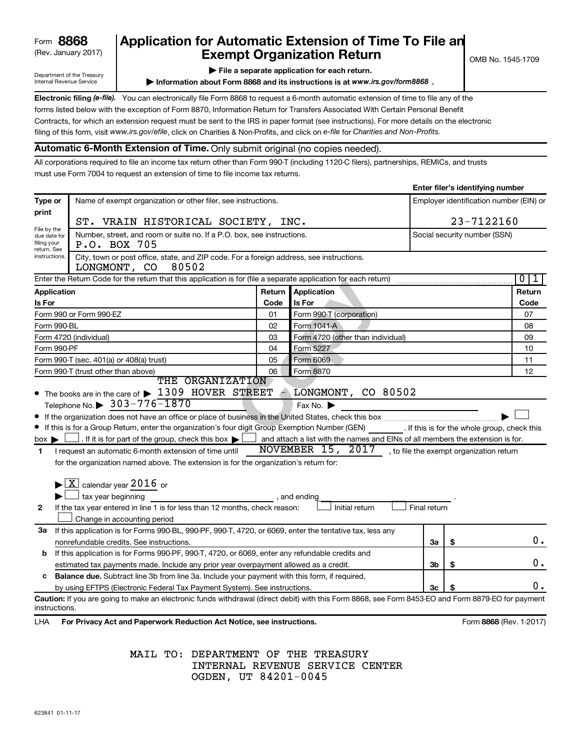Form **8868**
(Rev. January 2017)

Department of the Treasury
Internal Revenue Service

# Application for Automatic Extension of Time To File an Exempt Organization Return

OMB No. 1545-1709

▶ **File a separate application for each return.**

▶ **Information about Form 8868 and its instructions is at** ***www.irs.gov/form8868*** **.**

**Electronic filing** ***(e-file).*** You can electronically file Form 8868 to request a 6-month automatic extension of time to file any of the forms listed below with the exception of Form 8870, Information Return for Transfers Associated With Certain Personal Benefit Contracts, for which an extension request must be sent to the IRS in paper format (see instructions). For more details on the electronic filing of this form, visit *www.irs.gov/efile*, click on Charities & Non-Profits, and click on *e-file* for *Charities and Non-Profits.*

## Automatic 6-Month Extension of Time. Only submit original (no copies needed).

All corporations required to file an income tax return other than Form 990-T (including 1120-C filers), partnerships, REMICs, and trusts must use Form 7004 to request an extension of time to file income tax returns.

**Enter filer's identifying number**

| | | |
|---|---|---|
| **Type or print** | Name of exempt organization or other filer, see instructions.<br>ST. VRAIN HISTORICAL SOCIETY, INC. | Employer identification number (EIN) or<br>23-7122160 |
| File by the due date for filing your return. See instructions. | Number, street, and room or suite no. If a P.O. box, see instructions.<br>P.O. BOX 705 | Social security number (SSN) |
| | City, town or post office, state, and ZIP code. For a foreign address, see instructions.<br>LONGMONT, CO 80502 | |

Enter the Return Code for the return that this application is for (file a separate application for each return) .......... 0 1

| **Application Is For** | **Return Code** | **Application Is For** | **Return Code** |
|---|---|---|---|
| Form 990 or Form 990-EZ | 01 | Form 990-T (corporation) | 07 |
| Form 990-BL | 02 | Form 1041-A | 08 |
| Form 4720 (individual) | 03 | Form 4720 (other than individual) | 09 |
| Form 990-PF | 04 | Form 5227 | 10 |
| Form 990-T (sec. 401(a) or 408(a) trust) | 05 | Form 6069 | 11 |
| Form 990-T (trust other than above) | 06 | Form 8870 | 12 |

- The books are in the care of ▶ THE ORGANIZATION - 1309 HOVER STREET - LONGMONT, CO 80502
  Telephone No. ▶ 303-776-1870 Fax No. ▶
- If the organization does not have an office or place of business in the United States, check this box .......... ▶ ☐
- If this is for a Group Return, enter the organization's four digit Group Exemption Number (GEN) ______ . If this is for the whole group, check this box ▶ ☐ . If it is for part of the group, check this box ▶ ☐ and attach a list with the names and EINs of all members the extension is for.

**1** I request an automatic 6-month extension of time until NOVEMBER 15, 2017 , to file the exempt organization return for the organization named above. The extension is for the organization's return for:

▶ ☒ calendar year 2016 or
▶ ☐ tax year beginning ______________ , and ending ______________ .

**2** If the tax year entered in line 1 is for less than 12 months, check reason: ☐ Initial return ☐ Final return ☐ Change in accounting period

| | | | |
|---|---|---|---|
| **3a** | If this application is for Forms 990-BL, 990-PF, 990-T, 4720, or 6069, enter the tentative tax, less any nonrefundable credits. See instructions. | **3a** | $ 0. |
| **b** | If this application is for Forms 990-PF, 990-T, 4720, or 6069, enter any refundable credits and estimated tax payments made. Include any prior year overpayment allowed as a credit. | **3b** | $ 0. |
| **c** | **Balance due.** Subtract line 3b from line 3a. Include your payment with this form, if required, by using EFTPS (Electronic Federal Tax Payment System). See instructions. | **3c** | $ 0. |

**Caution:** If you are going to make an electronic funds withdrawal (direct debit) with this Form 8868, see Form 8453-EO and Form 8879-EO for payment instructions.

LHA **For Privacy Act and Paperwork Reduction Act Notice, see instructions.** Form **8868** (Rev. 1-2017)

MAIL TO: DEPARTMENT OF THE TREASURY
INTERNAL REVENUE SERVICE CENTER
OGDEN, UT 84201-0045

623841 01-11-17